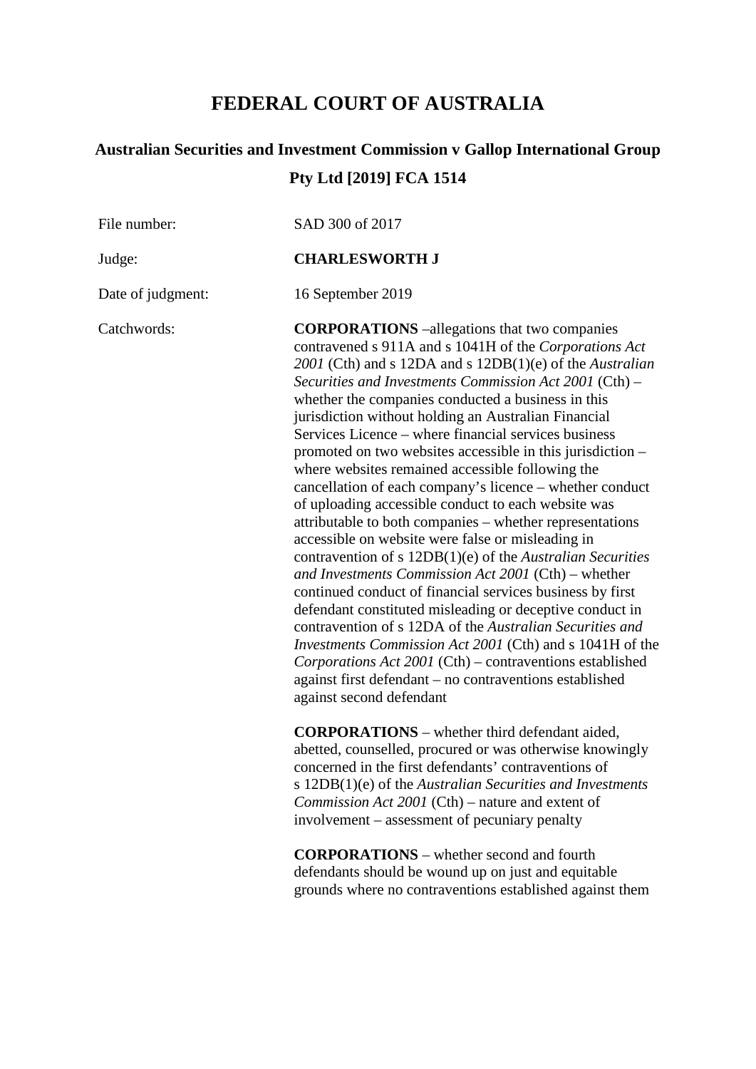# FEDERAL COURT OF AUSTRALIA

## Australian Securities and Investment Commission v Gallop International Group Pty Ltd [2019] FCA 1514

| | |
|---|---|
| File number: | SAD 300 of 2017 |
| Judge: | **CHARLESWORTH J** |
| Date of judgment: | 16 September 2019 |
| Catchwords: | **CORPORATIONS** –allegations that two companies contravened s 911A and s 1041H of the *Corporations Act 2001* (Cth) and s 12DA and s 12DB(1)(e) of the *Australian Securities and Investments Commission Act 2001* (Cth) – whether the companies conducted a business in this jurisdiction without holding an Australian Financial Services Licence – where financial services business promoted on two websites accessible in this jurisdiction – where websites remained accessible following the cancellation of each company's licence – whether conduct of uploading accessible conduct to each website was attributable to both companies – whether representations accessible on website were false or misleading in contravention of s 12DB(1)(e) of the *Australian Securities and Investments Commission Act 2001* (Cth) – whether continued conduct of financial services business by first defendant constituted misleading or deceptive conduct in contravention of s 12DA of the *Australian Securities and Investments Commission Act 2001* (Cth) and s 1041H of the *Corporations Act 2001* (Cth) – contraventions established against first defendant – no contraventions established against second defendant |
| | **CORPORATIONS** – whether third defendant aided, abetted, counselled, procured or was otherwise knowingly concerned in the first defendants' contraventions of s 12DB(1)(e) of the *Australian Securities and Investments Commission Act 2001* (Cth) – nature and extent of involvement – assessment of pecuniary penalty |
| | **CORPORATIONS** – whether second and fourth defendants should be wound up on just and equitable grounds where no contraventions established against them |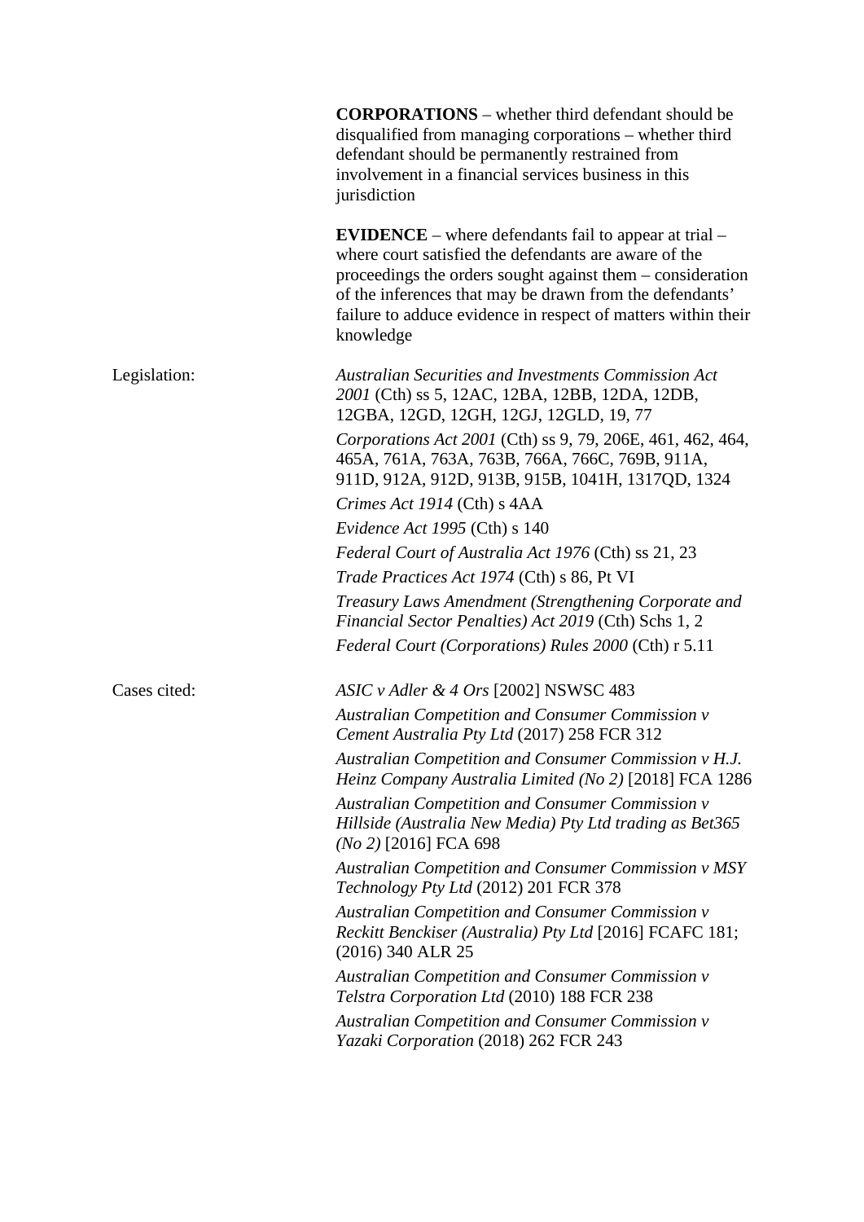**CORPORATIONS** – whether third defendant should be disqualified from managing corporations – whether third defendant should be permanently restrained from involvement in a financial services business in this jurisdiction

**EVIDENCE** – where defendants fail to appear at trial – where court satisfied the defendants are aware of the proceedings the orders sought against them – consideration of the inferences that may be drawn from the defendants' failure to adduce evidence in respect of matters within their knowledge

Legislation:

*Australian Securities and Investments Commission Act 2001* (Cth) ss 5, 12AC, 12BA, 12BB, 12DA, 12DB, 12GBA, 12GD, 12GH, 12GJ, 12GLD, 19, 77

*Corporations Act 2001* (Cth) ss 9, 79, 206E, 461, 462, 464, 465A, 761A, 763A, 763B, 766A, 766C, 769B, 911A, 911D, 912A, 912D, 913B, 915B, 1041H, 1317QD, 1324

*Crimes Act 1914* (Cth) s 4AA

*Evidence Act 1995* (Cth) s 140

*Federal Court of Australia Act 1976* (Cth) ss 21, 23

*Trade Practices Act 1974* (Cth) s 86, Pt VI

*Treasury Laws Amendment (Strengthening Corporate and Financial Sector Penalties) Act 2019* (Cth) Schs 1, 2

*Federal Court (Corporations) Rules 2000* (Cth) r 5.11

Cases cited:

*ASIC v Adler & 4 Ors* [2002] NSWSC 483

*Australian Competition and Consumer Commission v Cement Australia Pty Ltd* (2017) 258 FCR 312

*Australian Competition and Consumer Commission v H.J. Heinz Company Australia Limited (No 2)* [2018] FCA 1286

*Australian Competition and Consumer Commission v Hillside (Australia New Media) Pty Ltd trading as Bet365 (No 2)* [2016] FCA 698

*Australian Competition and Consumer Commission v MSY Technology Pty Ltd* (2012) 201 FCR 378

*Australian Competition and Consumer Commission v Reckitt Benckiser (Australia) Pty Ltd* [2016] FCAFC 181; (2016) 340 ALR 25

*Australian Competition and Consumer Commission v Telstra Corporation Ltd* (2010) 188 FCR 238

*Australian Competition and Consumer Commission v Yazaki Corporation* (2018) 262 FCR 243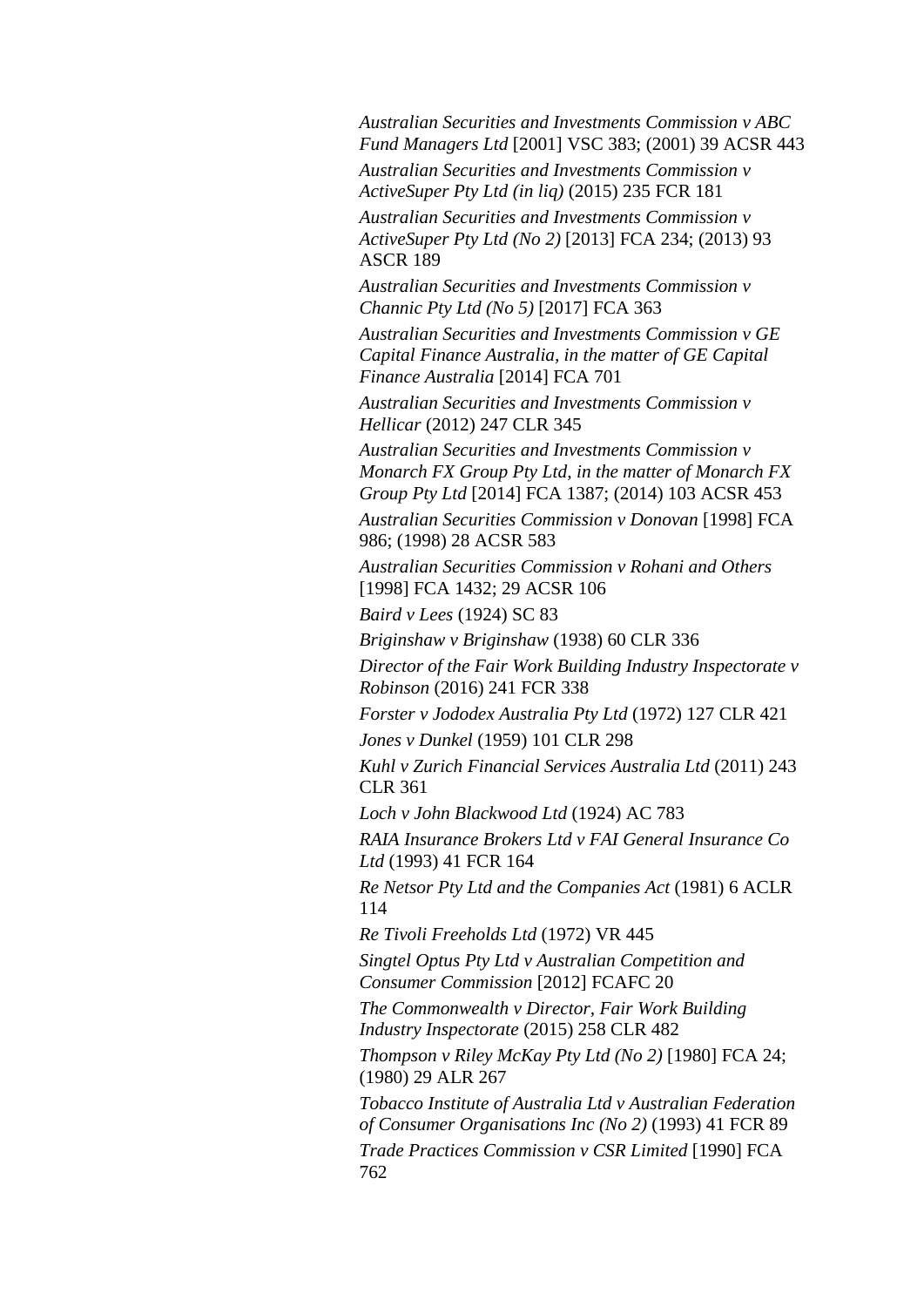*Australian Securities and Investments Commission v ABC Fund Managers Ltd* [2001] VSC 383; (2001) 39 ACSR 443

*Australian Securities and Investments Commission v ActiveSuper Pty Ltd (in liq)* (2015) 235 FCR 181

*Australian Securities and Investments Commission v ActiveSuper Pty Ltd (No 2)* [2013] FCA 234; (2013) 93 ASCR 189

*Australian Securities and Investments Commission v Channic Pty Ltd (No 5)* [2017] FCA 363

*Australian Securities and Investments Commission v GE Capital Finance Australia, in the matter of GE Capital Finance Australia* [2014] FCA 701

*Australian Securities and Investments Commission v Hellicar* (2012) 247 CLR 345

*Australian Securities and Investments Commission v Monarch FX Group Pty Ltd, in the matter of Monarch FX Group Pty Ltd* [2014] FCA 1387; (2014) 103 ACSR 453

*Australian Securities Commission v Donovan* [1998] FCA 986; (1998) 28 ACSR 583

*Australian Securities Commission v Rohani and Others* [1998] FCA 1432; 29 ACSR 106

*Baird v Lees* (1924) SC 83

*Briginshaw v Briginshaw* (1938) 60 CLR 336

*Director of the Fair Work Building Industry Inspectorate v Robinson* (2016) 241 FCR 338

*Forster v Jododex Australia Pty Ltd* (1972) 127 CLR 421

*Jones v Dunkel* (1959) 101 CLR 298

*Kuhl v Zurich Financial Services Australia Ltd* (2011) 243 CLR 361

*Loch v John Blackwood Ltd* (1924) AC 783

*RAIA Insurance Brokers Ltd v FAI General Insurance Co Ltd* (1993) 41 FCR 164

*Re Netsor Pty Ltd and the Companies Act* (1981) 6 ACLR 114

*Re Tivoli Freeholds Ltd* (1972) VR 445

*Singtel Optus Pty Ltd v Australian Competition and Consumer Commission* [2012] FCAFC 20

*The Commonwealth v Director, Fair Work Building Industry Inspectorate* (2015) 258 CLR 482

*Thompson v Riley McKay Pty Ltd (No 2)* [1980] FCA 24; (1980) 29 ALR 267

*Tobacco Institute of Australia Ltd v Australian Federation of Consumer Organisations Inc (No 2)* (1993) 41 FCR 89

*Trade Practices Commission v CSR Limited* [1990] FCA 762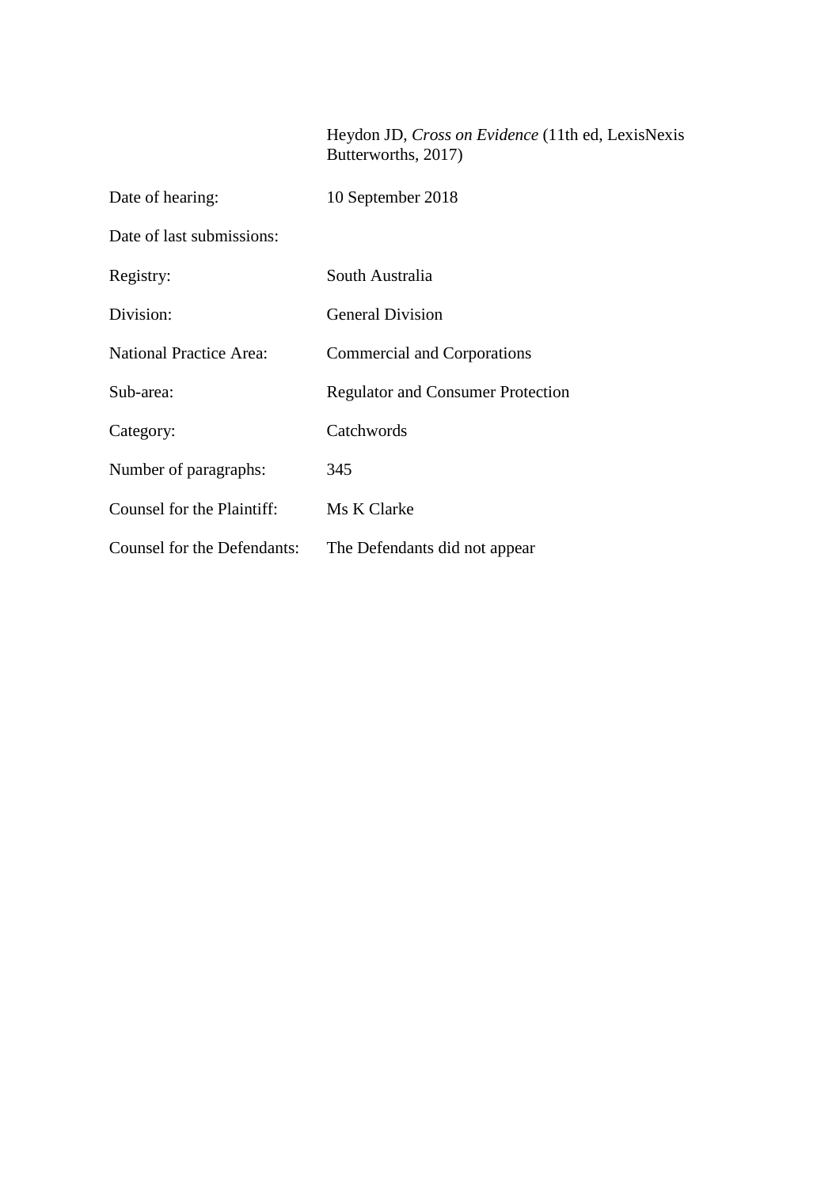| | |
|---|---|
| | Heydon JD, *Cross on Evidence* (11th ed, LexisNexis Butterworths, 2017) |
| Date of hearing: | 10 September 2018 |
| Date of last submissions: | |
| Registry: | South Australia |
| Division: | General Division |
| National Practice Area: | Commercial and Corporations |
| Sub-area: | Regulator and Consumer Protection |
| Category: | Catchwords |
| Number of paragraphs: | 345 |
| Counsel for the Plaintiff: | Ms K Clarke |
| Counsel for the Defendants: | The Defendants did not appear |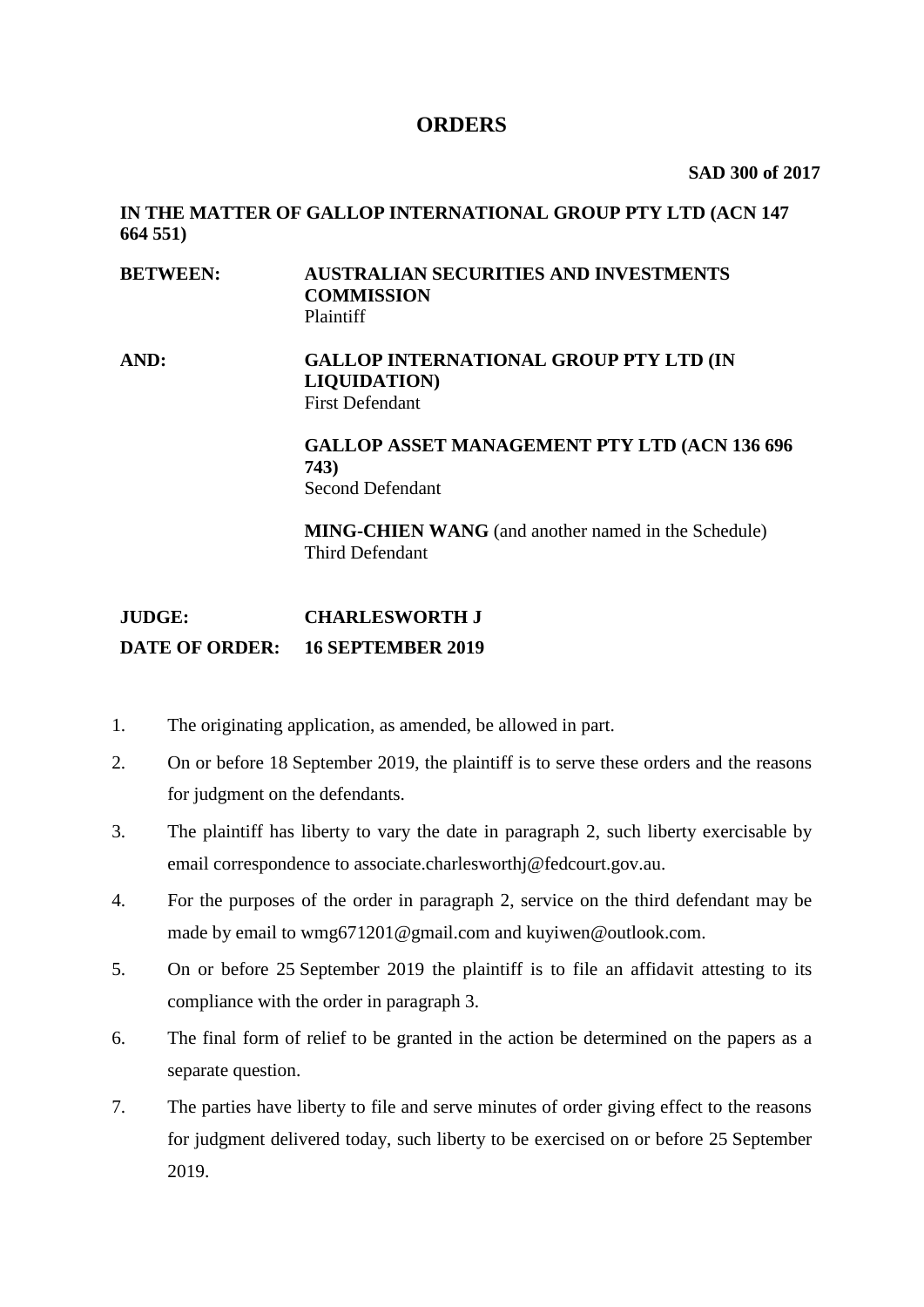# ORDERS

**SAD 300 of 2017**

**IN THE MATTER OF GALLOP INTERNATIONAL GROUP PTY LTD (ACN 147 664 551)**

| | |
|---|---|
| **BETWEEN:** | **AUSTRALIAN SECURITIES AND INVESTMENTS COMMISSION** Plaintiff |
| **AND:** | **GALLOP INTERNATIONAL GROUP PTY LTD (IN LIQUIDATION)** First Defendant |
| | **GALLOP ASSET MANAGEMENT PTY LTD (ACN 136 696 743)** Second Defendant |
| | **MING-CHIEN WANG** (and another named in the Schedule) Third Defendant |

| | |
|---|---|
| **JUDGE:** | **CHARLESWORTH J** |
| **DATE OF ORDER:** | **16 SEPTEMBER 2019** |

1. The originating application, as amended, be allowed in part.
2. On or before 18 September 2019, the plaintiff is to serve these orders and the reasons for judgment on the defendants.
3. The plaintiff has liberty to vary the date in paragraph 2, such liberty exercisable by email correspondence to associate.charlesworthj@fedcourt.gov.au.
4. For the purposes of the order in paragraph 2, service on the third defendant may be made by email to wmg671201@gmail.com and kuyiwen@outlook.com.
5. On or before 25 September 2019 the plaintiff is to file an affidavit attesting to its compliance with the order in paragraph 3.
6. The final form of relief to be granted in the action be determined on the papers as a separate question.
7. The parties have liberty to file and serve minutes of order giving effect to the reasons for judgment delivered today, such liberty to be exercised on or before 25 September 2019.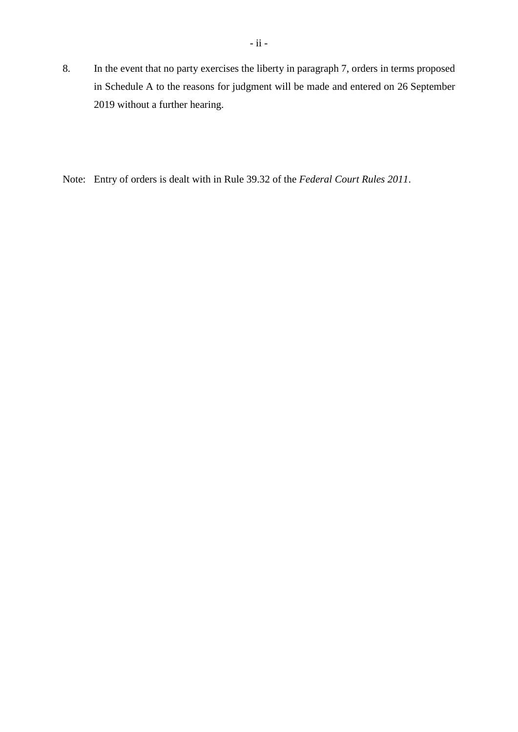8. In the event that no party exercises the liberty in paragraph 7, orders in terms proposed in Schedule A to the reasons for judgment will be made and entered on 26 September 2019 without a further hearing.

Note: Entry of orders is dealt with in Rule 39.32 of the *Federal Court Rules 2011*.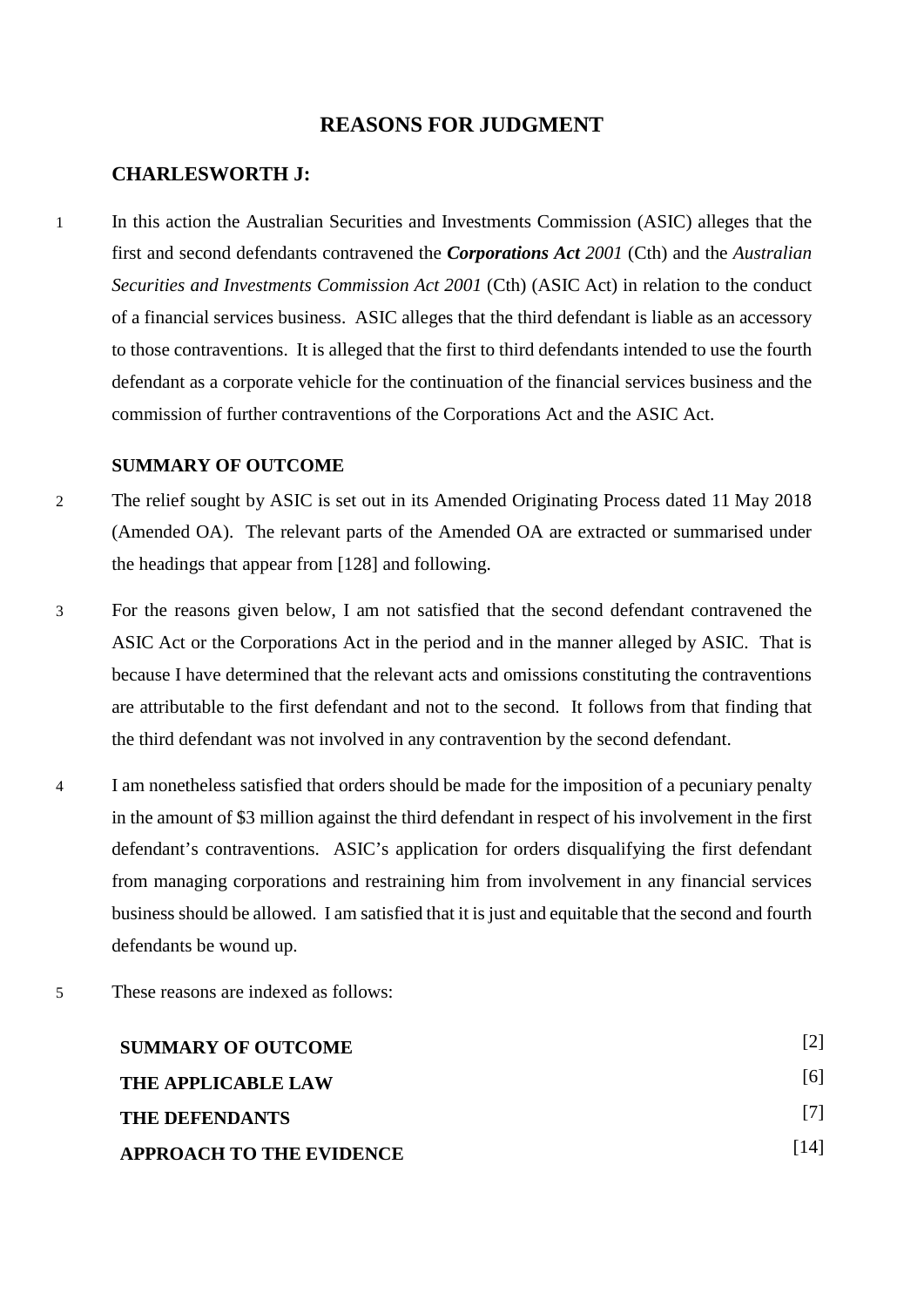# REASONS FOR JUDGMENT

## CHARLESWORTH J:

1 In this action the Australian Securities and Investments Commission (ASIC) alleges that the first and second defendants contravened the ***Corporations Act** 2001* (Cth) and the *Australian Securities and Investments Commission Act 2001* (Cth) (ASIC Act) in relation to the conduct of a financial services business. ASIC alleges that the third defendant is liable as an accessory to those contraventions. It is alleged that the first to third defendants intended to use the fourth defendant as a corporate vehicle for the continuation of the financial services business and the commission of further contraventions of the Corporations Act and the ASIC Act.

### SUMMARY OF OUTCOME

2 The relief sought by ASIC is set out in its Amended Originating Process dated 11 May 2018 (Amended OA). The relevant parts of the Amended OA are extracted or summarised under the headings that appear from [128] and following.

3 For the reasons given below, I am not satisfied that the second defendant contravened the ASIC Act or the Corporations Act in the period and in the manner alleged by ASIC. That is because I have determined that the relevant acts and omissions constituting the contraventions are attributable to the first defendant and not to the second. It follows from that finding that the third defendant was not involved in any contravention by the second defendant.

4 I am nonetheless satisfied that orders should be made for the imposition of a pecuniary penalty in the amount of $3 million against the third defendant in respect of his involvement in the first defendant's contraventions. ASIC's application for orders disqualifying the first defendant from managing corporations and restraining him from involvement in any financial services business should be allowed. I am satisfied that it is just and equitable that the second and fourth defendants be wound up.

5 These reasons are indexed as follows:

| | |
|---|---|
| **SUMMARY OF OUTCOME** | [2] |
| **THE APPLICABLE LAW** | [6] |
| **THE DEFENDANTS** | [7] |
| **APPROACH TO THE EVIDENCE** | [14] |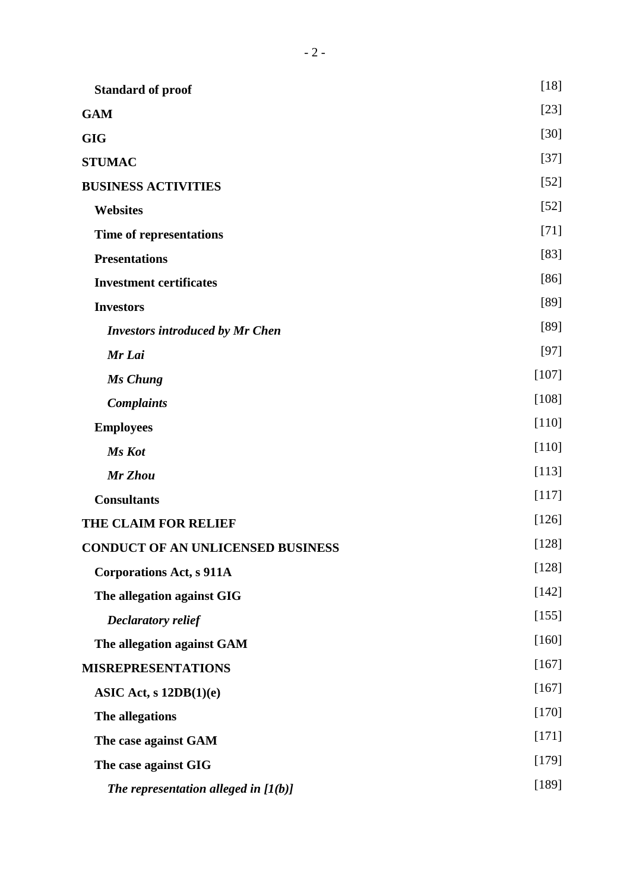| | |
|---|---|
| **Standard of proof** | [18] |
| **GAM** | [23] |
| **GIG** | [30] |
| **STUMAC** | [37] |
| **BUSINESS ACTIVITIES** | [52] |
| **Websites** | [52] |
| **Time of representations** | [71] |
| **Presentations** | [83] |
| **Investment certificates** | [86] |
| **Investors** | [89] |
| ***Investors introduced by Mr Chen*** | [89] |
| ***Mr Lai*** | [97] |
| ***Ms Chung*** | [107] |
| ***Complaints*** | [108] |
| **Employees** | [110] |
| ***Ms Kot*** | [110] |
| ***Mr Zhou*** | [113] |
| **Consultants** | [117] |
| **THE CLAIM FOR RELIEF** | [126] |
| **CONDUCT OF AN UNLICENSED BUSINESS** | [128] |
| **Corporations Act, s 911A** | [128] |
| **The allegation against GIG** | [142] |
| ***Declaratory relief*** | [155] |
| **The allegation against GAM** | [160] |
| **MISREPRESENTATIONS** | [167] |
| **ASIC Act, s 12DB(1)(e)** | [167] |
| **The allegations** | [170] |
| **The case against GAM** | [171] |
| **The case against GIG** | [179] |
| ***The representation alleged in [1(b)]*** | [189] |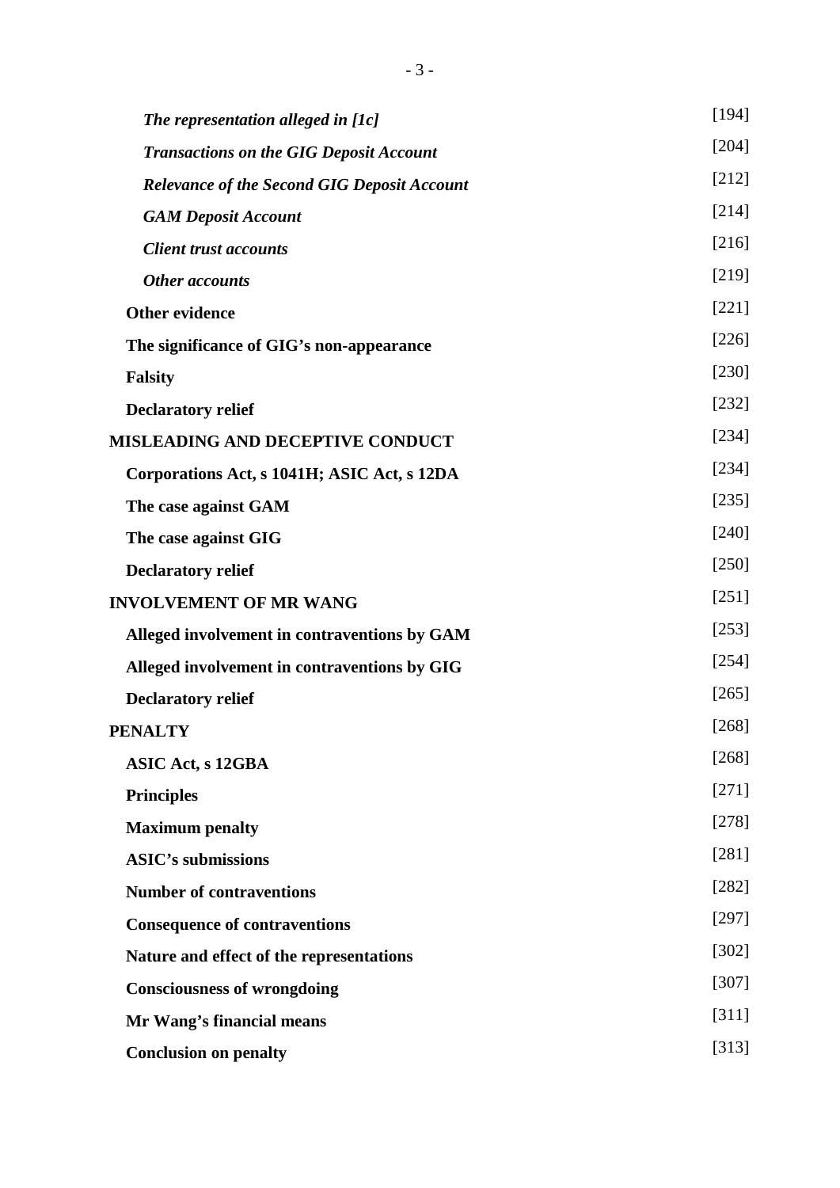| | |
|---|---|
| ***The representation alleged in [1c]*** | [194] |
| ***Transactions on the GIG Deposit Account*** | [204] |
| ***Relevance of the Second GIG Deposit Account*** | [212] |
| ***GAM Deposit Account*** | [214] |
| ***Client trust accounts*** | [216] |
| ***Other accounts*** | [219] |
| **Other evidence** | [221] |
| **The significance of GIG's non-appearance** | [226] |
| **Falsity** | [230] |
| **Declaratory relief** | [232] |
| **MISLEADING AND DECEPTIVE CONDUCT** | [234] |
| **Corporations Act, s 1041H; ASIC Act, s 12DA** | [234] |
| **The case against GAM** | [235] |
| **The case against GIG** | [240] |
| **Declaratory relief** | [250] |
| **INVOLVEMENT OF MR WANG** | [251] |
| **Alleged involvement in contraventions by GAM** | [253] |
| **Alleged involvement in contraventions by GIG** | [254] |
| **Declaratory relief** | [265] |
| **PENALTY** | [268] |
| **ASIC Act, s 12GBA** | [268] |
| **Principles** | [271] |
| **Maximum penalty** | [278] |
| **ASIC's submissions** | [281] |
| **Number of contraventions** | [282] |
| **Consequence of contraventions** | [297] |
| **Nature and effect of the representations** | [302] |
| **Consciousness of wrongdoing** | [307] |
| **Mr Wang's financial means** | [311] |
| **Conclusion on penalty** | [313] |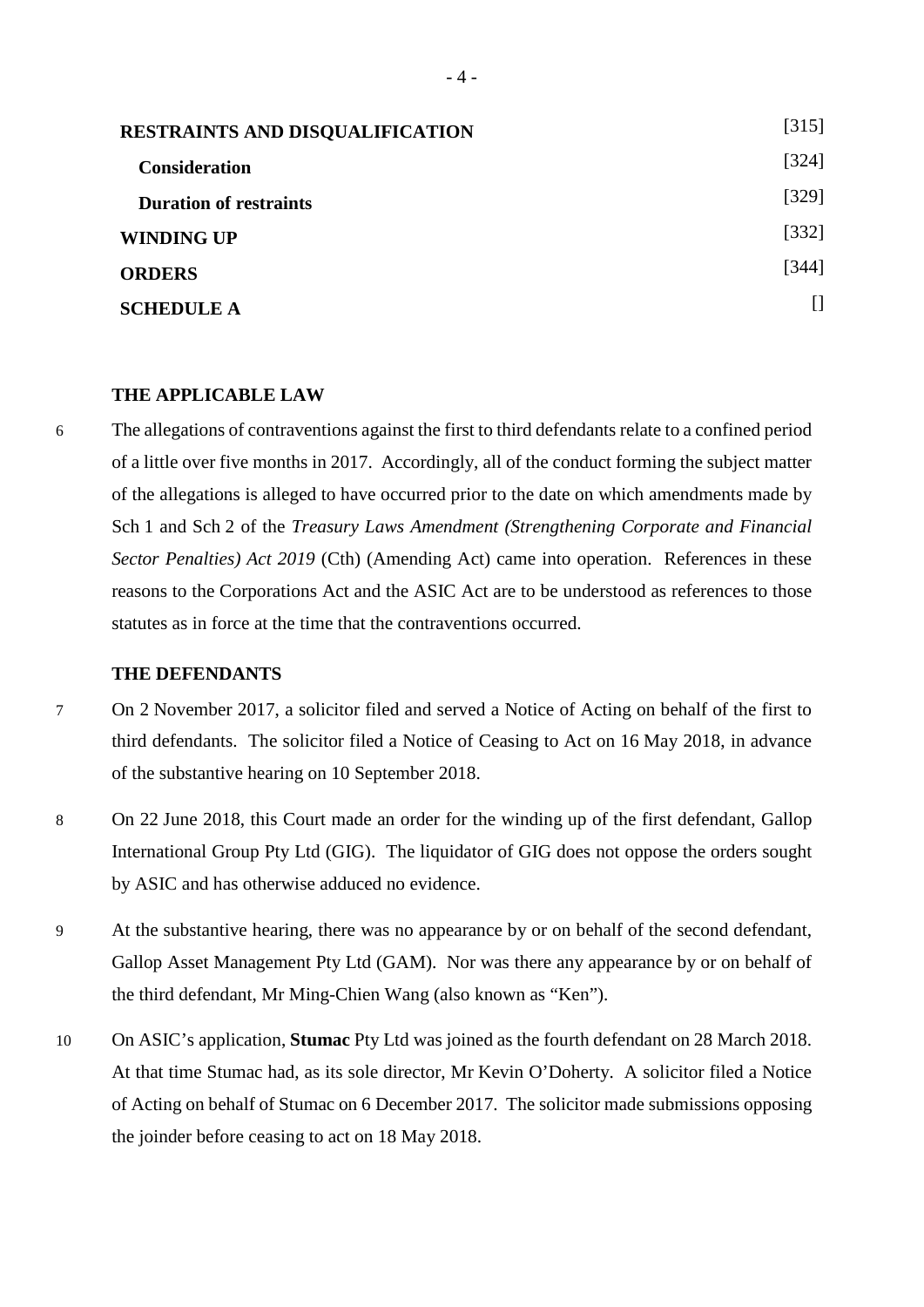| | |
|---|---|
| **RESTRAINTS AND DISQUALIFICATION** | [315] |
| **Consideration** | [324] |
| **Duration of restraints** | [329] |
| **WINDING UP** | [332] |
| **ORDERS** | [344] |
| **SCHEDULE A** | [] |

## THE APPLICABLE LAW

6 The allegations of contraventions against the first to third defendants relate to a confined period of a little over five months in 2017. Accordingly, all of the conduct forming the subject matter of the allegations is alleged to have occurred prior to the date on which amendments made by Sch 1 and Sch 2 of the *Treasury Laws Amendment (Strengthening Corporate and Financial Sector Penalties) Act 2019* (Cth) (Amending Act) came into operation. References in these reasons to the Corporations Act and the ASIC Act are to be understood as references to those statutes as in force at the time that the contraventions occurred.

## THE DEFENDANTS

7 On 2 November 2017, a solicitor filed and served a Notice of Acting on behalf of the first to third defendants. The solicitor filed a Notice of Ceasing to Act on 16 May 2018, in advance of the substantive hearing on 10 September 2018.

8 On 22 June 2018, this Court made an order for the winding up of the first defendant, Gallop International Group Pty Ltd (GIG). The liquidator of GIG does not oppose the orders sought by ASIC and has otherwise adduced no evidence.

9 At the substantive hearing, there was no appearance by or on behalf of the second defendant, Gallop Asset Management Pty Ltd (GAM). Nor was there any appearance by or on behalf of the third defendant, Mr Ming-Chien Wang (also known as "Ken").

10 On ASIC's application, **Stumac** Pty Ltd was joined as the fourth defendant on 28 March 2018. At that time Stumac had, as its sole director, Mr Kevin O'Doherty. A solicitor filed a Notice of Acting on behalf of Stumac on 6 December 2017. The solicitor made submissions opposing the joinder before ceasing to act on 18 May 2018.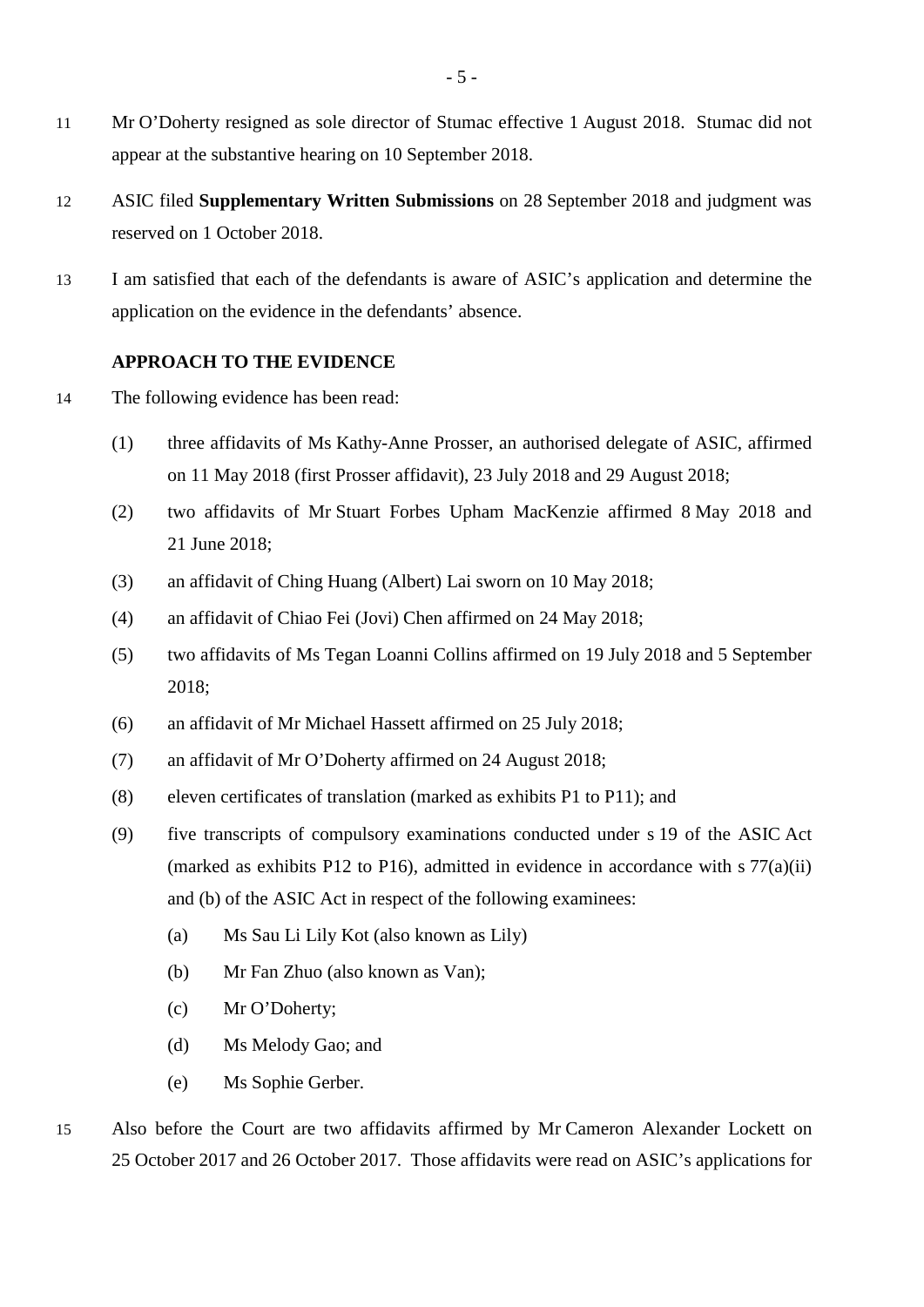11 Mr O'Doherty resigned as sole director of Stumac effective 1 August 2018. Stumac did not appear at the substantive hearing on 10 September 2018.

12 ASIC filed **Supplementary Written Submissions** on 28 September 2018 and judgment was reserved on 1 October 2018.

13 I am satisfied that each of the defendants is aware of ASIC's application and determine the application on the evidence in the defendants' absence.

### APPROACH TO THE EVIDENCE

14 The following evidence has been read:

(1) three affidavits of Ms Kathy-Anne Prosser, an authorised delegate of ASIC, affirmed on 11 May 2018 (first Prosser affidavit), 23 July 2018 and 29 August 2018;

(2) two affidavits of Mr Stuart Forbes Upham MacKenzie affirmed 8 May 2018 and 21 June 2018;

(3) an affidavit of Ching Huang (Albert) Lai sworn on 10 May 2018;

(4) an affidavit of Chiao Fei (Jovi) Chen affirmed on 24 May 2018;

(5) two affidavits of Ms Tegan Loanni Collins affirmed on 19 July 2018 and 5 September 2018;

(6) an affidavit of Mr Michael Hassett affirmed on 25 July 2018;

(7) an affidavit of Mr O'Doherty affirmed on 24 August 2018;

(8) eleven certificates of translation (marked as exhibits P1 to P11); and

(9) five transcripts of compulsory examinations conducted under s 19 of the ASIC Act (marked as exhibits P12 to P16), admitted in evidence in accordance with s 77(a)(ii) and (b) of the ASIC Act in respect of the following examinees:

(a) Ms Sau Li Lily Kot (also known as Lily)

(b) Mr Fan Zhuo (also known as Van);

(c) Mr O'Doherty;

(d) Ms Melody Gao; and

(e) Ms Sophie Gerber.

15 Also before the Court are two affidavits affirmed by Mr Cameron Alexander Lockett on 25 October 2017 and 26 October 2017. Those affidavits were read on ASIC's applications for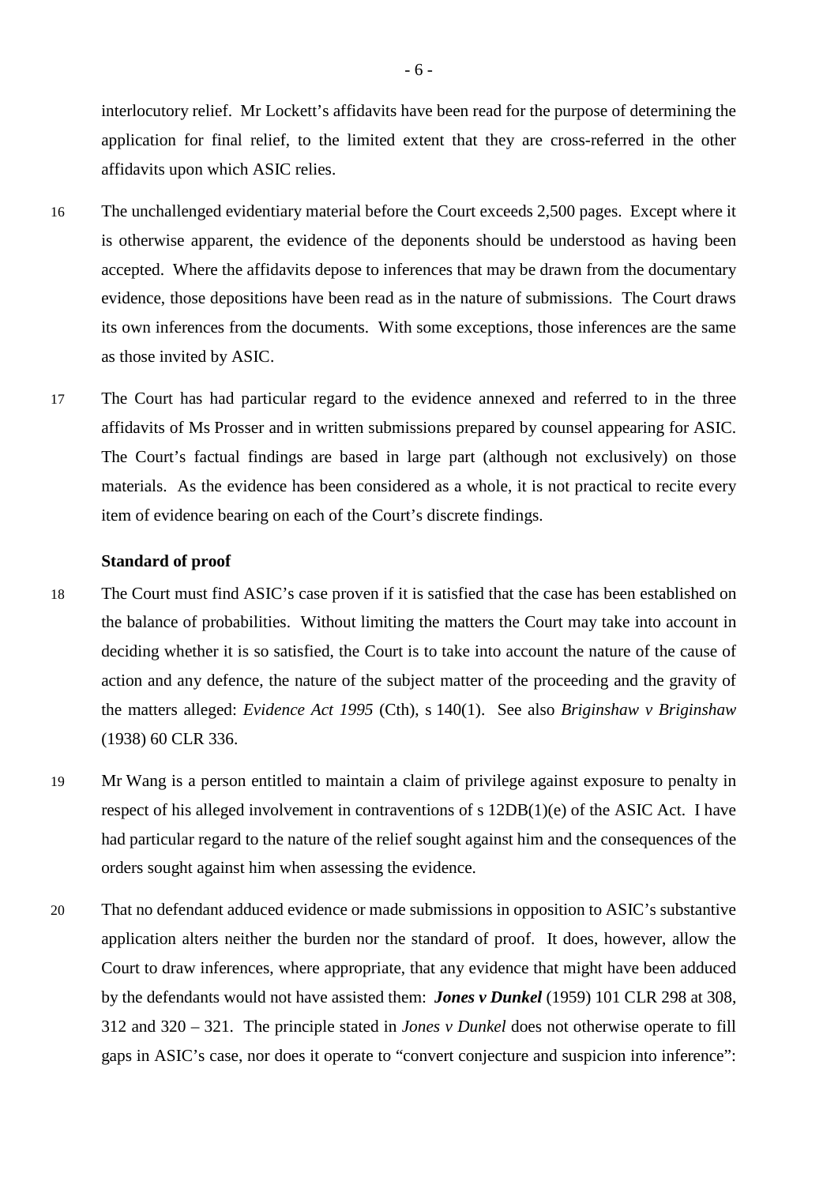interlocutory relief. Mr Lockett's affidavits have been read for the purpose of determining the application for final relief, to the limited extent that they are cross-referred in the other affidavits upon which ASIC relies.

16 The unchallenged evidentiary material before the Court exceeds 2,500 pages. Except where it is otherwise apparent, the evidence of the deponents should be understood as having been accepted. Where the affidavits depose to inferences that may be drawn from the documentary evidence, those depositions have been read as in the nature of submissions. The Court draws its own inferences from the documents. With some exceptions, those inferences are the same as those invited by ASIC.

17 The Court has had particular regard to the evidence annexed and referred to in the three affidavits of Ms Prosser and in written submissions prepared by counsel appearing for ASIC. The Court's factual findings are based in large part (although not exclusively) on those materials. As the evidence has been considered as a whole, it is not practical to recite every item of evidence bearing on each of the Court's discrete findings.

**Standard of proof**

18 The Court must find ASIC's case proven if it is satisfied that the case has been established on the balance of probabilities. Without limiting the matters the Court may take into account in deciding whether it is so satisfied, the Court is to take into account the nature of the cause of action and any defence, the nature of the subject matter of the proceeding and the gravity of the matters alleged: *Evidence Act 1995* (Cth), s 140(1). See also *Briginshaw v Briginshaw* (1938) 60 CLR 336.

19 Mr Wang is a person entitled to maintain a claim of privilege against exposure to penalty in respect of his alleged involvement in contraventions of s 12DB(1)(e) of the ASIC Act. I have had particular regard to the nature of the relief sought against him and the consequences of the orders sought against him when assessing the evidence.

20 That no defendant adduced evidence or made submissions in opposition to ASIC's substantive application alters neither the burden nor the standard of proof. It does, however, allow the Court to draw inferences, where appropriate, that any evidence that might have been adduced by the defendants would not have assisted them: ***Jones v Dunkel*** (1959) 101 CLR 298 at 308, 312 and 320 – 321. The principle stated in *Jones v Dunkel* does not otherwise operate to fill gaps in ASIC's case, nor does it operate to "convert conjecture and suspicion into inference":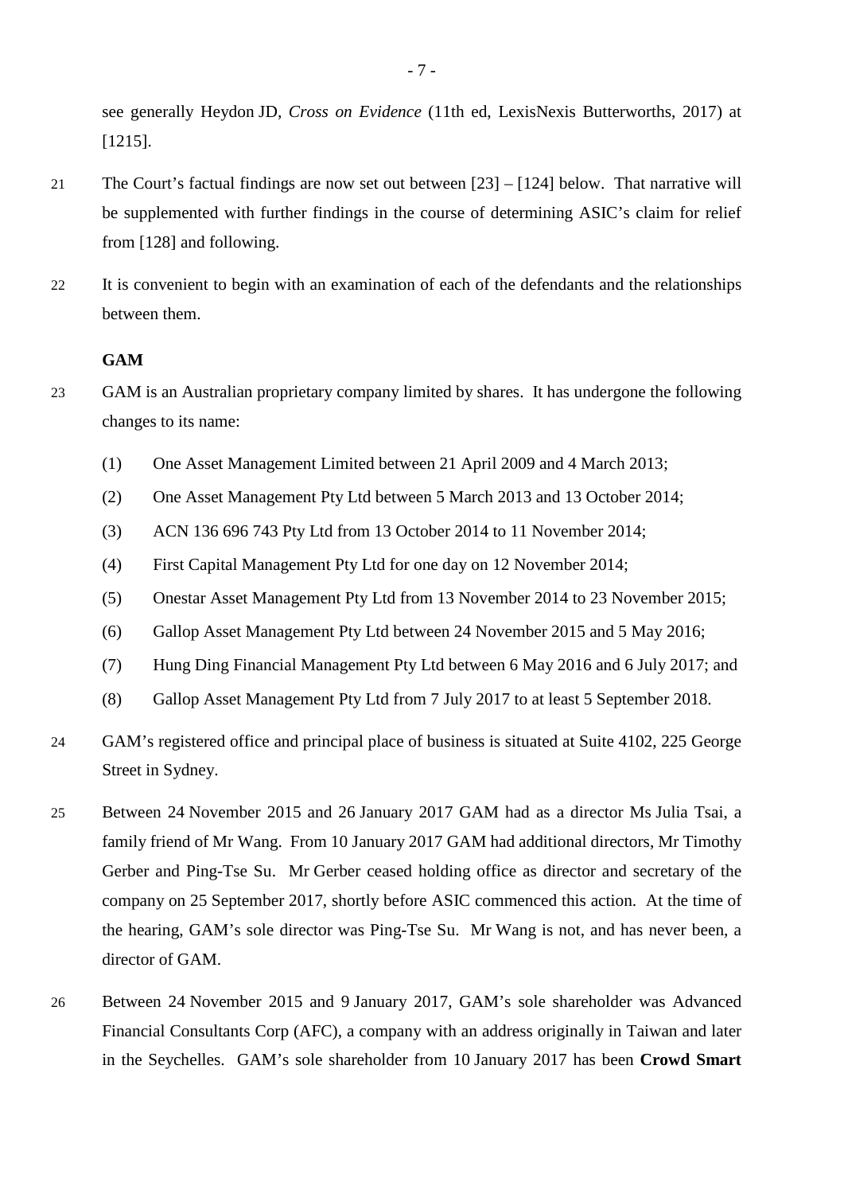see generally Heydon JD, *Cross on Evidence* (11th ed, LexisNexis Butterworths, 2017) at [1215].

21 The Court's factual findings are now set out between [23] – [124] below. That narrative will be supplemented with further findings in the course of determining ASIC's claim for relief from [128] and following.

22 It is convenient to begin with an examination of each of the defendants and the relationships between them.

**GAM**

23 GAM is an Australian proprietary company limited by shares. It has undergone the following changes to its name:

(1) One Asset Management Limited between 21 April 2009 and 4 March 2013;

(2) One Asset Management Pty Ltd between 5 March 2013 and 13 October 2014;

(3) ACN 136 696 743 Pty Ltd from 13 October 2014 to 11 November 2014;

(4) First Capital Management Pty Ltd for one day on 12 November 2014;

(5) Onestar Asset Management Pty Ltd from 13 November 2014 to 23 November 2015;

(6) Gallop Asset Management Pty Ltd between 24 November 2015 and 5 May 2016;

(7) Hung Ding Financial Management Pty Ltd between 6 May 2016 and 6 July 2017; and

(8) Gallop Asset Management Pty Ltd from 7 July 2017 to at least 5 September 2018.

24 GAM's registered office and principal place of business is situated at Suite 4102, 225 George Street in Sydney.

25 Between 24 November 2015 and 26 January 2017 GAM had as a director Ms Julia Tsai, a family friend of Mr Wang. From 10 January 2017 GAM had additional directors, Mr Timothy Gerber and Ping-Tse Su. Mr Gerber ceased holding office as director and secretary of the company on 25 September 2017, shortly before ASIC commenced this action. At the time of the hearing, GAM's sole director was Ping-Tse Su. Mr Wang is not, and has never been, a director of GAM.

26 Between 24 November 2015 and 9 January 2017, GAM's sole shareholder was Advanced Financial Consultants Corp (AFC), a company with an address originally in Taiwan and later in the Seychelles. GAM's sole shareholder from 10 January 2017 has been **Crowd Smart**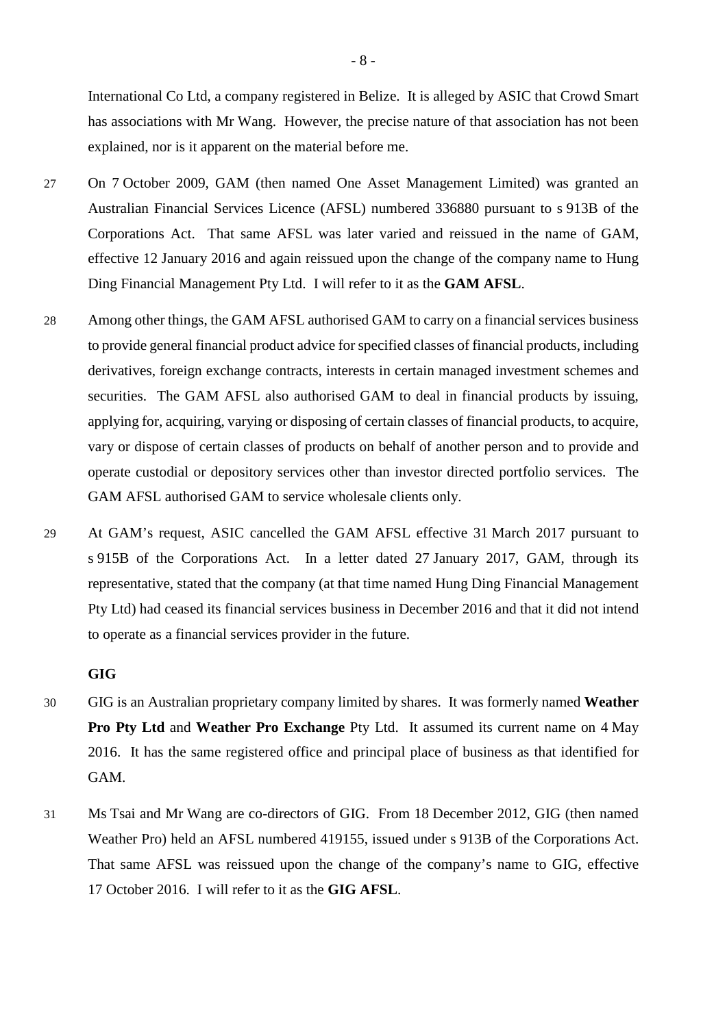International Co Ltd, a company registered in Belize. It is alleged by ASIC that Crowd Smart has associations with Mr Wang. However, the precise nature of that association has not been explained, nor is it apparent on the material before me.

27 On 7 October 2009, GAM (then named One Asset Management Limited) was granted an Australian Financial Services Licence (AFSL) numbered 336880 pursuant to s 913B of the Corporations Act. That same AFSL was later varied and reissued in the name of GAM, effective 12 January 2016 and again reissued upon the change of the company name to Hung Ding Financial Management Pty Ltd. I will refer to it as the **GAM AFSL**.

28 Among other things, the GAM AFSL authorised GAM to carry on a financial services business to provide general financial product advice for specified classes of financial products, including derivatives, foreign exchange contracts, interests in certain managed investment schemes and securities. The GAM AFSL also authorised GAM to deal in financial products by issuing, applying for, acquiring, varying or disposing of certain classes of financial products, to acquire, vary or dispose of certain classes of products on behalf of another person and to provide and operate custodial or depository services other than investor directed portfolio services. The GAM AFSL authorised GAM to service wholesale clients only.

29 At GAM's request, ASIC cancelled the GAM AFSL effective 31 March 2017 pursuant to s 915B of the Corporations Act. In a letter dated 27 January 2017, GAM, through its representative, stated that the company (at that time named Hung Ding Financial Management Pty Ltd) had ceased its financial services business in December 2016 and that it did not intend to operate as a financial services provider in the future.

**GIG**

30 GIG is an Australian proprietary company limited by shares. It was formerly named **Weather Pro Pty Ltd** and **Weather Pro Exchange** Pty Ltd. It assumed its current name on 4 May 2016. It has the same registered office and principal place of business as that identified for GAM.

31 Ms Tsai and Mr Wang are co-directors of GIG. From 18 December 2012, GIG (then named Weather Pro) held an AFSL numbered 419155, issued under s 913B of the Corporations Act. That same AFSL was reissued upon the change of the company's name to GIG, effective 17 October 2016. I will refer to it as the **GIG AFSL**.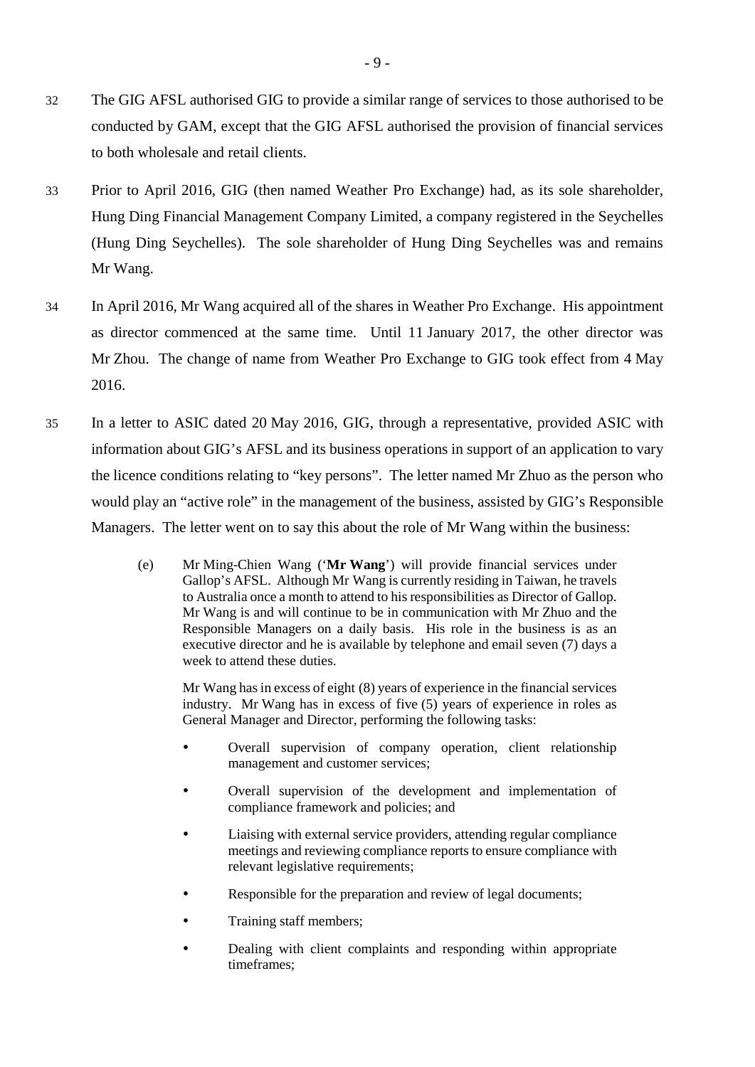32 The GIG AFSL authorised GIG to provide a similar range of services to those authorised to be conducted by GAM, except that the GIG AFSL authorised the provision of financial services to both wholesale and retail clients.

33 Prior to April 2016, GIG (then named Weather Pro Exchange) had, as its sole shareholder, Hung Ding Financial Management Company Limited, a company registered in the Seychelles (Hung Ding Seychelles). The sole shareholder of Hung Ding Seychelles was and remains Mr Wang.

34 In April 2016, Mr Wang acquired all of the shares in Weather Pro Exchange. His appointment as director commenced at the same time. Until 11 January 2017, the other director was Mr Zhou. The change of name from Weather Pro Exchange to GIG took effect from 4 May 2016.

35 In a letter to ASIC dated 20 May 2016, GIG, through a representative, provided ASIC with information about GIG's AFSL and its business operations in support of an application to vary the licence conditions relating to "key persons". The letter named Mr Zhuo as the person who would play an "active role" in the management of the business, assisted by GIG's Responsible Managers. The letter went on to say this about the role of Mr Wang within the business:

> (e) Mr Ming-Chien Wang ('**Mr Wang**') will provide financial services under Gallop's AFSL. Although Mr Wang is currently residing in Taiwan, he travels to Australia once a month to attend to his responsibilities as Director of Gallop. Mr Wang is and will continue to be in communication with Mr Zhuo and the Responsible Managers on a daily basis. His role in the business is as an executive director and he is available by telephone and email seven (7) days a week to attend these duties.
>
> Mr Wang has in excess of eight (8) years of experience in the financial services industry. Mr Wang has in excess of five (5) years of experience in roles as General Manager and Director, performing the following tasks:
>
> - Overall supervision of company operation, client relationship management and customer services;
> - Overall supervision of the development and implementation of compliance framework and policies; and
> - Liaising with external service providers, attending regular compliance meetings and reviewing compliance reports to ensure compliance with relevant legislative requirements;
> - Responsible for the preparation and review of legal documents;
> - Training staff members;
> - Dealing with client complaints and responding within appropriate timeframes;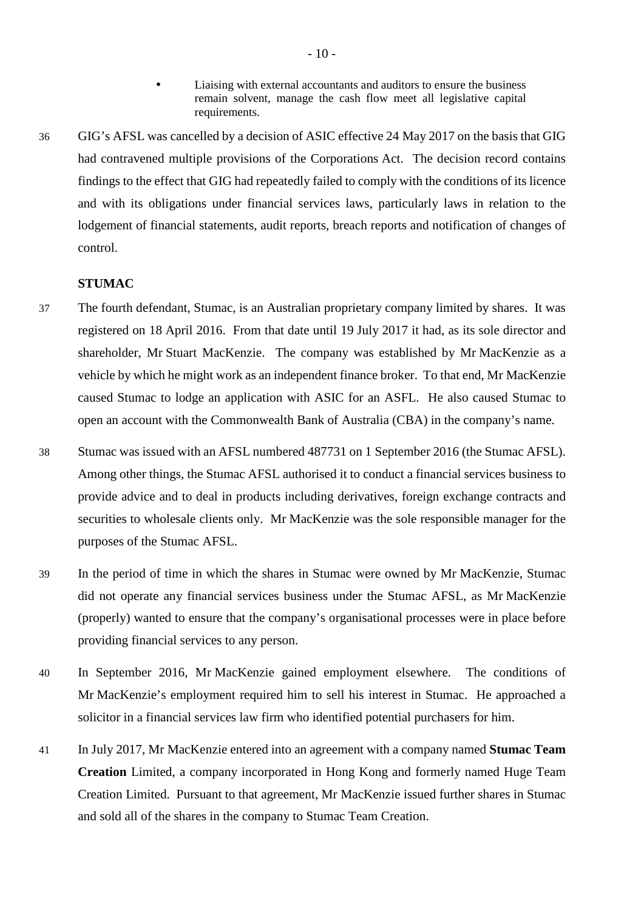- Liaising with external accountants and auditors to ensure the business remain solvent, manage the cash flow meet all legislative capital requirements.

36 GIG's AFSL was cancelled by a decision of ASIC effective 24 May 2017 on the basis that GIG had contravened multiple provisions of the Corporations Act. The decision record contains findings to the effect that GIG had repeatedly failed to comply with the conditions of its licence and with its obligations under financial services laws, particularly laws in relation to the lodgement of financial statements, audit reports, breach reports and notification of changes of control.

### STUMAC

37 The fourth defendant, Stumac, is an Australian proprietary company limited by shares. It was registered on 18 April 2016. From that date until 19 July 2017 it had, as its sole director and shareholder, Mr Stuart MacKenzie. The company was established by Mr MacKenzie as a vehicle by which he might work as an independent finance broker. To that end, Mr MacKenzie caused Stumac to lodge an application with ASIC for an ASFL. He also caused Stumac to open an account with the Commonwealth Bank of Australia (CBA) in the company's name.

38 Stumac was issued with an AFSL numbered 487731 on 1 September 2016 (the Stumac AFSL). Among other things, the Stumac AFSL authorised it to conduct a financial services business to provide advice and to deal in products including derivatives, foreign exchange contracts and securities to wholesale clients only. Mr MacKenzie was the sole responsible manager for the purposes of the Stumac AFSL.

39 In the period of time in which the shares in Stumac were owned by Mr MacKenzie, Stumac did not operate any financial services business under the Stumac AFSL, as Mr MacKenzie (properly) wanted to ensure that the company's organisational processes were in place before providing financial services to any person.

40 In September 2016, Mr MacKenzie gained employment elsewhere. The conditions of Mr MacKenzie's employment required him to sell his interest in Stumac. He approached a solicitor in a financial services law firm who identified potential purchasers for him.

41 In July 2017, Mr MacKenzie entered into an agreement with a company named **Stumac Team Creation** Limited, a company incorporated in Hong Kong and formerly named Huge Team Creation Limited. Pursuant to that agreement, Mr MacKenzie issued further shares in Stumac and sold all of the shares in the company to Stumac Team Creation.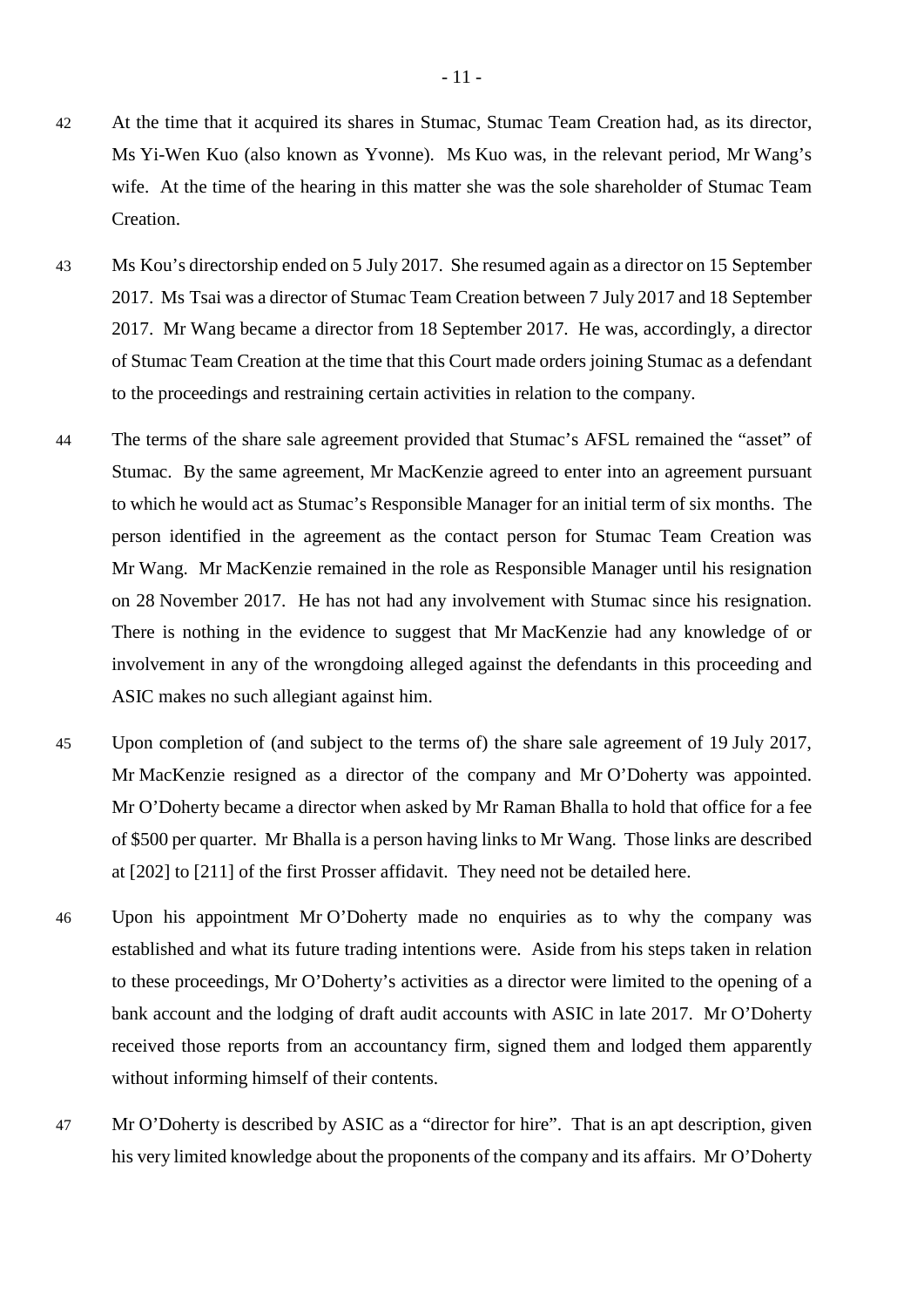42 At the time that it acquired its shares in Stumac, Stumac Team Creation had, as its director, Ms Yi-Wen Kuo (also known as Yvonne). Ms Kuo was, in the relevant period, Mr Wang's wife. At the time of the hearing in this matter she was the sole shareholder of Stumac Team Creation.

43 Ms Kou's directorship ended on 5 July 2017. She resumed again as a director on 15 September 2017. Ms Tsai was a director of Stumac Team Creation between 7 July 2017 and 18 September 2017. Mr Wang became a director from 18 September 2017. He was, accordingly, a director of Stumac Team Creation at the time that this Court made orders joining Stumac as a defendant to the proceedings and restraining certain activities in relation to the company.

44 The terms of the share sale agreement provided that Stumac's AFSL remained the "asset" of Stumac. By the same agreement, Mr MacKenzie agreed to enter into an agreement pursuant to which he would act as Stumac's Responsible Manager for an initial term of six months. The person identified in the agreement as the contact person for Stumac Team Creation was Mr Wang. Mr MacKenzie remained in the role as Responsible Manager until his resignation on 28 November 2017. He has not had any involvement with Stumac since his resignation. There is nothing in the evidence to suggest that Mr MacKenzie had any knowledge of or involvement in any of the wrongdoing alleged against the defendants in this proceeding and ASIC makes no such allegiant against him.

45 Upon completion of (and subject to the terms of) the share sale agreement of 19 July 2017, Mr MacKenzie resigned as a director of the company and Mr O'Doherty was appointed. Mr O'Doherty became a director when asked by Mr Raman Bhalla to hold that office for a fee of $500 per quarter. Mr Bhalla is a person having links to Mr Wang. Those links are described at [202] to [211] of the first Prosser affidavit. They need not be detailed here.

46 Upon his appointment Mr O'Doherty made no enquiries as to why the company was established and what its future trading intentions were. Aside from his steps taken in relation to these proceedings, Mr O'Doherty's activities as a director were limited to the opening of a bank account and the lodging of draft audit accounts with ASIC in late 2017. Mr O'Doherty received those reports from an accountancy firm, signed them and lodged them apparently without informing himself of their contents.

47 Mr O'Doherty is described by ASIC as a "director for hire". That is an apt description, given his very limited knowledge about the proponents of the company and its affairs. Mr O'Doherty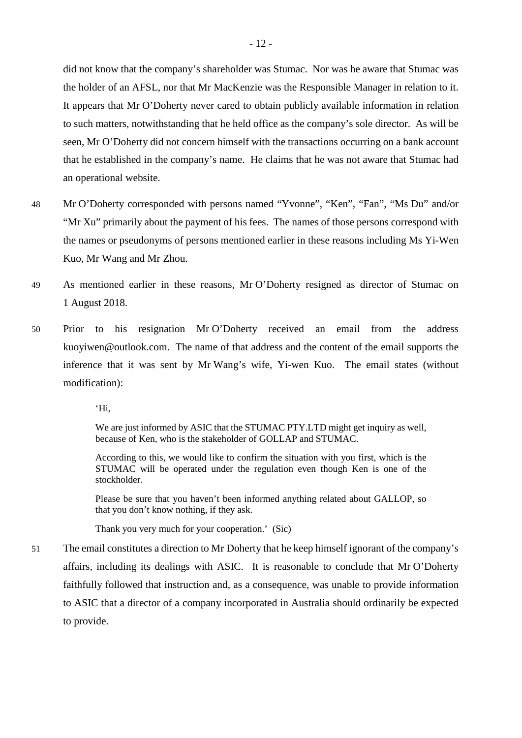did not know that the company's shareholder was Stumac. Nor was he aware that Stumac was the holder of an AFSL, nor that Mr MacKenzie was the Responsible Manager in relation to it. It appears that Mr O'Doherty never cared to obtain publicly available information in relation to such matters, notwithstanding that he held office as the company's sole director. As will be seen, Mr O'Doherty did not concern himself with the transactions occurring on a bank account that he established in the company's name. He claims that he was not aware that Stumac had an operational website.

48 Mr O'Doherty corresponded with persons named "Yvonne", "Ken", "Fan", "Ms Du" and/or "Mr Xu" primarily about the payment of his fees. The names of those persons correspond with the names or pseudonyms of persons mentioned earlier in these reasons including Ms Yi-Wen Kuo, Mr Wang and Mr Zhou.

49 As mentioned earlier in these reasons, Mr O'Doherty resigned as director of Stumac on 1 August 2018.

50 Prior to his resignation Mr O'Doherty received an email from the address kuoyiwen@outlook.com. The name of that address and the content of the email supports the inference that it was sent by Mr Wang's wife, Yi-wen Kuo. The email states (without modification):

> 'Hi,
>
> We are just informed by ASIC that the STUMAC PTY.LTD might get inquiry as well, because of Ken, who is the stakeholder of GOLLAP and STUMAC.
>
> According to this, we would like to confirm the situation with you first, which is the STUMAC will be operated under the regulation even though Ken is one of the stockholder.
>
> Please be sure that you haven't been informed anything related about GALLOP, so that you don't know nothing, if they ask.
>
> Thank you very much for your cooperation.' (Sic)

51 The email constitutes a direction to Mr Doherty that he keep himself ignorant of the company's affairs, including its dealings with ASIC. It is reasonable to conclude that Mr O'Doherty faithfully followed that instruction and, as a consequence, was unable to provide information to ASIC that a director of a company incorporated in Australia should ordinarily be expected to provide.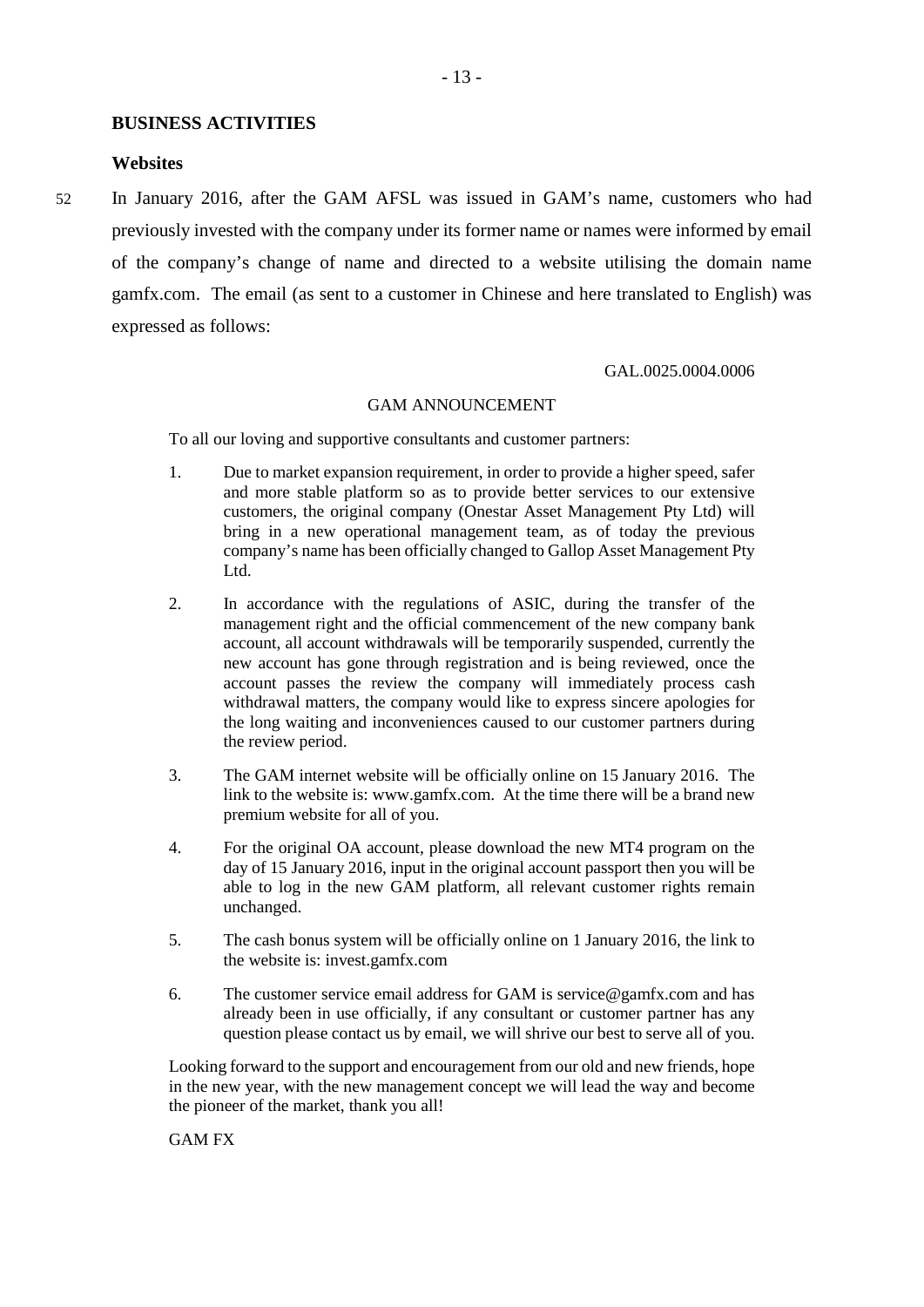**BUSINESS ACTIVITIES**

**Websites**

52 In January 2016, after the GAM AFSL was issued in GAM's name, customers who had previously invested with the company under its former name or names were informed by email of the company's change of name and directed to a website utilising the domain name gamfx.com. The email (as sent to a customer in Chinese and here translated to English) was expressed as follows:

GAL.0025.0004.0006

GAM ANNOUNCEMENT

To all our loving and supportive consultants and customer partners:

1. Due to market expansion requirement, in order to provide a higher speed, safer and more stable platform so as to provide better services to our extensive customers, the original company (Onestar Asset Management Pty Ltd) will bring in a new operational management team, as of today the previous company's name has been officially changed to Gallop Asset Management Pty Ltd.

2. In accordance with the regulations of ASIC, during the transfer of the management right and the official commencement of the new company bank account, all account withdrawals will be temporarily suspended, currently the new account has gone through registration and is being reviewed, once the account passes the review the company will immediately process cash withdrawal matters, the company would like to express sincere apologies for the long waiting and inconveniences caused to our customer partners during the review period.

3. The GAM internet website will be officially online on 15 January 2016. The link to the website is: www.gamfx.com. At the time there will be a brand new premium website for all of you.

4. For the original OA account, please download the new MT4 program on the day of 15 January 2016, input in the original account passport then you will be able to log in the new GAM platform, all relevant customer rights remain unchanged.

5. The cash bonus system will be officially online on 1 January 2016, the link to the website is: invest.gamfx.com

6. The customer service email address for GAM is service@gamfx.com and has already been in use officially, if any consultant or customer partner has any question please contact us by email, we will shrive our best to serve all of you.

Looking forward to the support and encouragement from our old and new friends, hope in the new year, with the new management concept we will lead the way and become the pioneer of the market, thank you all!

GAM FX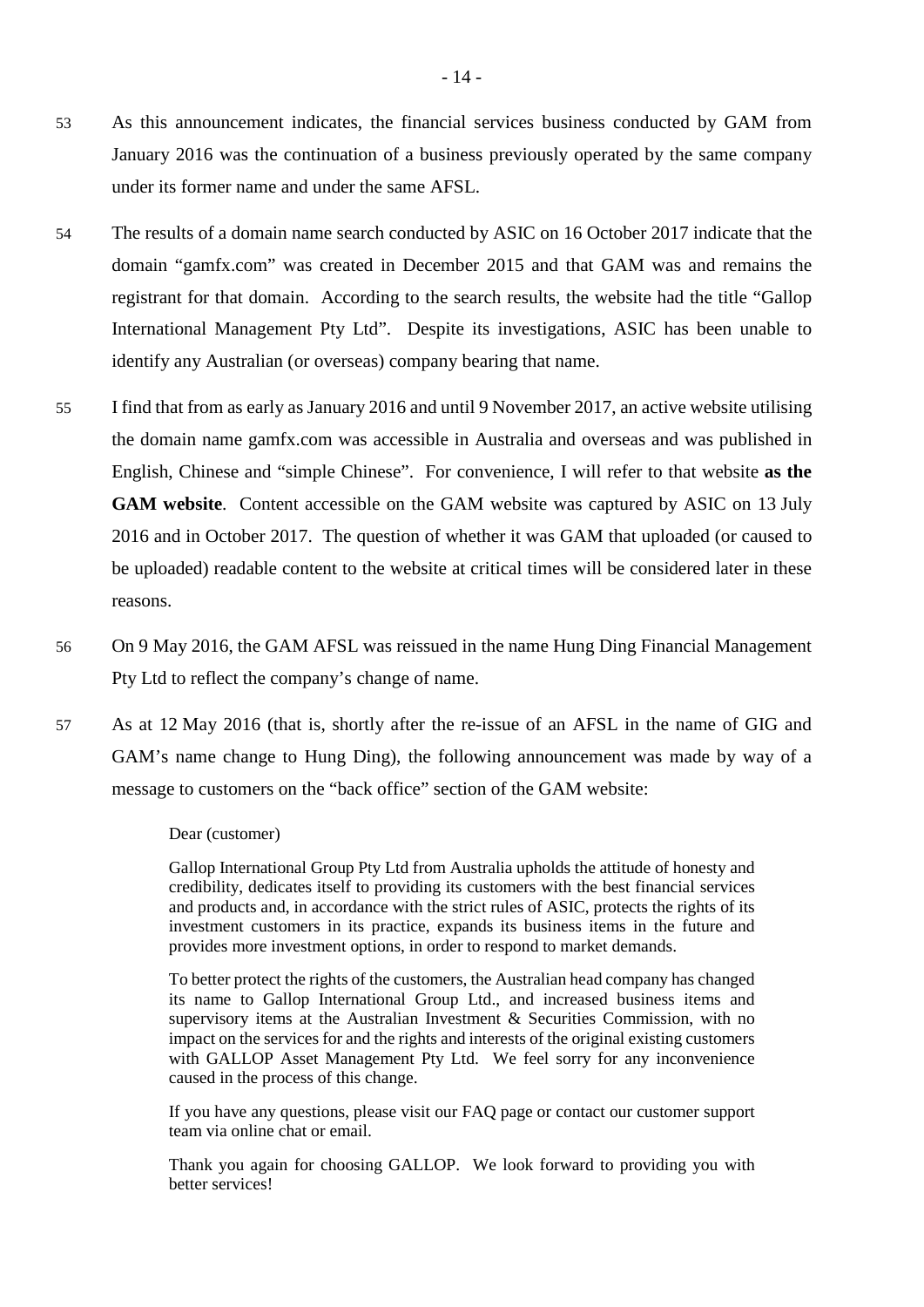53 As this announcement indicates, the financial services business conducted by GAM from January 2016 was the continuation of a business previously operated by the same company under its former name and under the same AFSL.

54 The results of a domain name search conducted by ASIC on 16 October 2017 indicate that the domain "gamfx.com" was created in December 2015 and that GAM was and remains the registrant for that domain. According to the search results, the website had the title "Gallop International Management Pty Ltd". Despite its investigations, ASIC has been unable to identify any Australian (or overseas) company bearing that name.

55 I find that from as early as January 2016 and until 9 November 2017, an active website utilising the domain name gamfx.com was accessible in Australia and overseas and was published in English, Chinese and "simple Chinese". For convenience, I will refer to that website **as the GAM website**. Content accessible on the GAM website was captured by ASIC on 13 July 2016 and in October 2017. The question of whether it was GAM that uploaded (or caused to be uploaded) readable content to the website at critical times will be considered later in these reasons.

56 On 9 May 2016, the GAM AFSL was reissued in the name Hung Ding Financial Management Pty Ltd to reflect the company's change of name.

57 As at 12 May 2016 (that is, shortly after the re-issue of an AFSL in the name of GIG and GAM's name change to Hung Ding), the following announcement was made by way of a message to customers on the "back office" section of the GAM website:

> Dear (customer)
>
> Gallop International Group Pty Ltd from Australia upholds the attitude of honesty and credibility, dedicates itself to providing its customers with the best financial services and products and, in accordance with the strict rules of ASIC, protects the rights of its investment customers in its practice, expands its business items in the future and provides more investment options, in order to respond to market demands.
>
> To better protect the rights of the customers, the Australian head company has changed its name to Gallop International Group Ltd., and increased business items and supervisory items at the Australian Investment & Securities Commission, with no impact on the services for and the rights and interests of the original existing customers with GALLOP Asset Management Pty Ltd. We feel sorry for any inconvenience caused in the process of this change.
>
> If you have any questions, please visit our FAQ page or contact our customer support team via online chat or email.
>
> Thank you again for choosing GALLOP. We look forward to providing you with better services!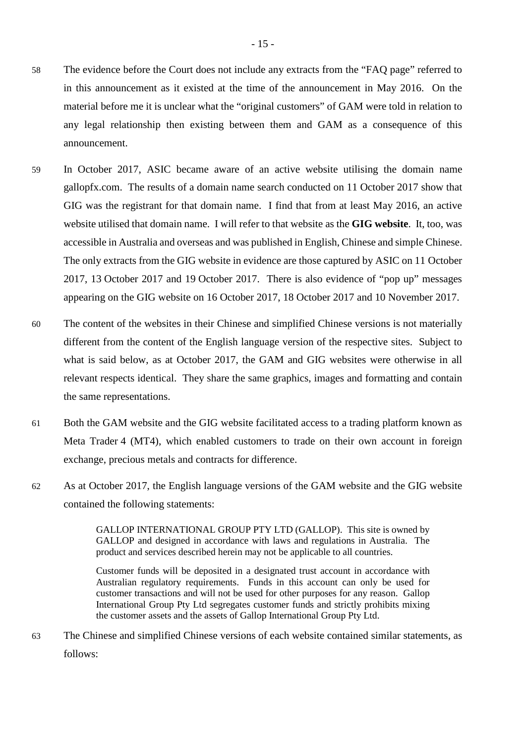58 The evidence before the Court does not include any extracts from the "FAQ page" referred to in this announcement as it existed at the time of the announcement in May 2016. On the material before me it is unclear what the "original customers" of GAM were told in relation to any legal relationship then existing between them and GAM as a consequence of this announcement.

59 In October 2017, ASIC became aware of an active website utilising the domain name gallopfx.com. The results of a domain name search conducted on 11 October 2017 show that GIG was the registrant for that domain name. I find that from at least May 2016, an active website utilised that domain name. I will refer to that website as the **GIG website**. It, too, was accessible in Australia and overseas and was published in English, Chinese and simple Chinese. The only extracts from the GIG website in evidence are those captured by ASIC on 11 October 2017, 13 October 2017 and 19 October 2017. There is also evidence of "pop up" messages appearing on the GIG website on 16 October 2017, 18 October 2017 and 10 November 2017.

60 The content of the websites in their Chinese and simplified Chinese versions is not materially different from the content of the English language version of the respective sites. Subject to what is said below, as at October 2017, the GAM and GIG websites were otherwise in all relevant respects identical. They share the same graphics, images and formatting and contain the same representations.

61 Both the GAM website and the GIG website facilitated access to a trading platform known as Meta Trader 4 (MT4), which enabled customers to trade on their own account in foreign exchange, precious metals and contracts for difference.

62 As at October 2017, the English language versions of the GAM website and the GIG website contained the following statements:

> GALLOP INTERNATIONAL GROUP PTY LTD (GALLOP). This site is owned by GALLOP and designed in accordance with laws and regulations in Australia. The product and services described herein may not be applicable to all countries.
>
> Customer funds will be deposited in a designated trust account in accordance with Australian regulatory requirements. Funds in this account can only be used for customer transactions and will not be used for other purposes for any reason. Gallop International Group Pty Ltd segregates customer funds and strictly prohibits mixing the customer assets and the assets of Gallop International Group Pty Ltd.

63 The Chinese and simplified Chinese versions of each website contained similar statements, as follows: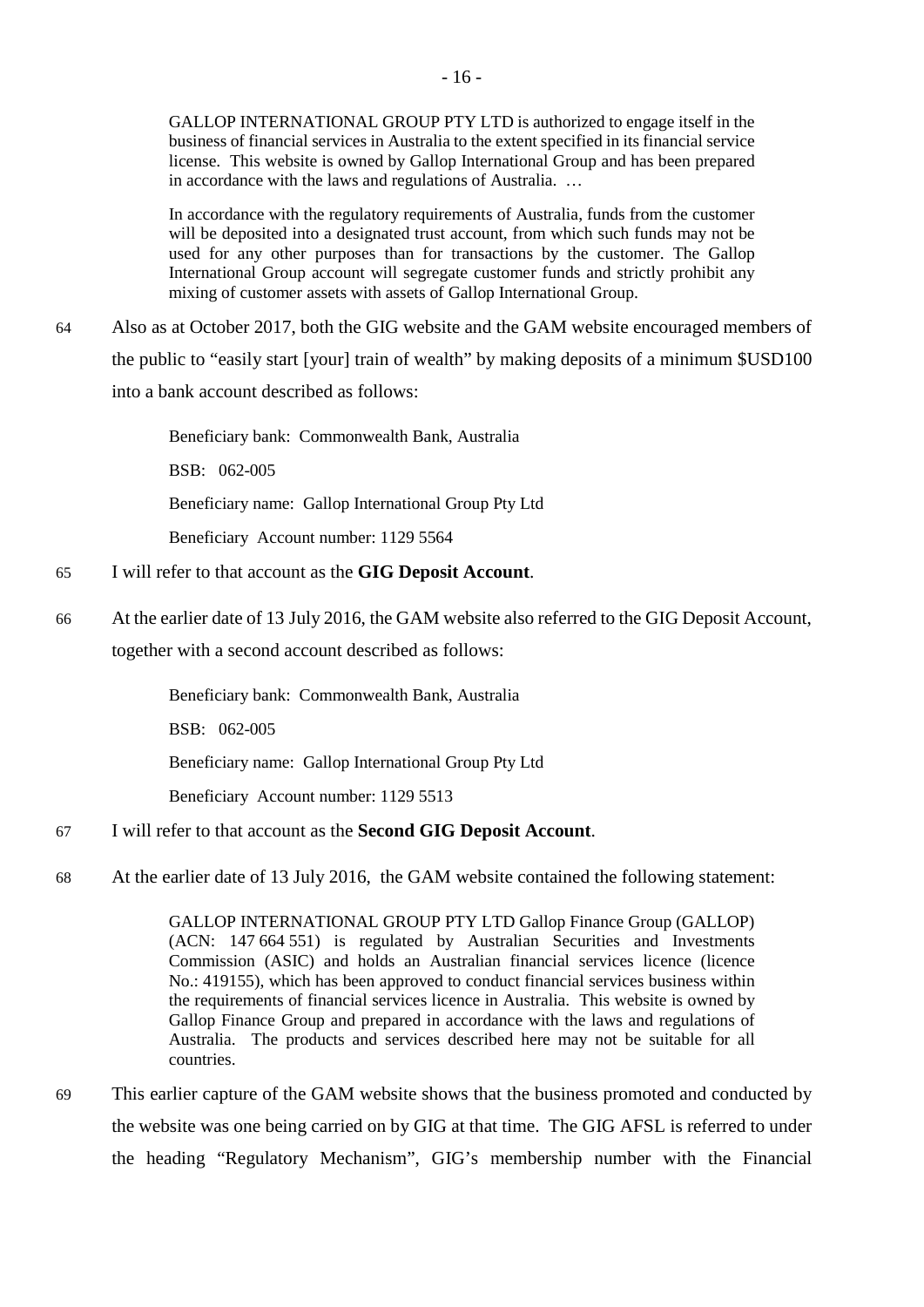> GALLOP INTERNATIONAL GROUP PTY LTD is authorized to engage itself in the business of financial services in Australia to the extent specified in its financial service license. This website is owned by Gallop International Group and has been prepared in accordance with the laws and regulations of Australia. …
>
> In accordance with the regulatory requirements of Australia, funds from the customer will be deposited into a designated trust account, from which such funds may not be used for any other purposes than for transactions by the customer. The Gallop International Group account will segregate customer funds and strictly prohibit any mixing of customer assets with assets of Gallop International Group.

64 Also as at October 2017, both the GIG website and the GAM website encouraged members of the public to "easily start [your] train of wealth" by making deposits of a minimum $USD100 into a bank account described as follows:

> Beneficiary bank: Commonwealth Bank, Australia
>
> BSB: 062-005
>
> Beneficiary name: Gallop International Group Pty Ltd
>
> Beneficiary Account number: 1129 5564

65 I will refer to that account as the **GIG Deposit Account**.

66 At the earlier date of 13 July 2016, the GAM website also referred to the GIG Deposit Account, together with a second account described as follows:

> Beneficiary bank: Commonwealth Bank, Australia
>
> BSB: 062-005
>
> Beneficiary name: Gallop International Group Pty Ltd
>
> Beneficiary Account number: 1129 5513

67 I will refer to that account as the **Second GIG Deposit Account**.

68 At the earlier date of 13 July 2016, the GAM website contained the following statement:

> GALLOP INTERNATIONAL GROUP PTY LTD Gallop Finance Group (GALLOP) (ACN: 147 664 551) is regulated by Australian Securities and Investments Commission (ASIC) and holds an Australian financial services licence (licence No.: 419155), which has been approved to conduct financial services business within the requirements of financial services licence in Australia. This website is owned by Gallop Finance Group and prepared in accordance with the laws and regulations of Australia. The products and services described here may not be suitable for all countries.

69 This earlier capture of the GAM website shows that the business promoted and conducted by the website was one being carried on by GIG at that time. The GIG AFSL is referred to under the heading "Regulatory Mechanism", GIG's membership number with the Financial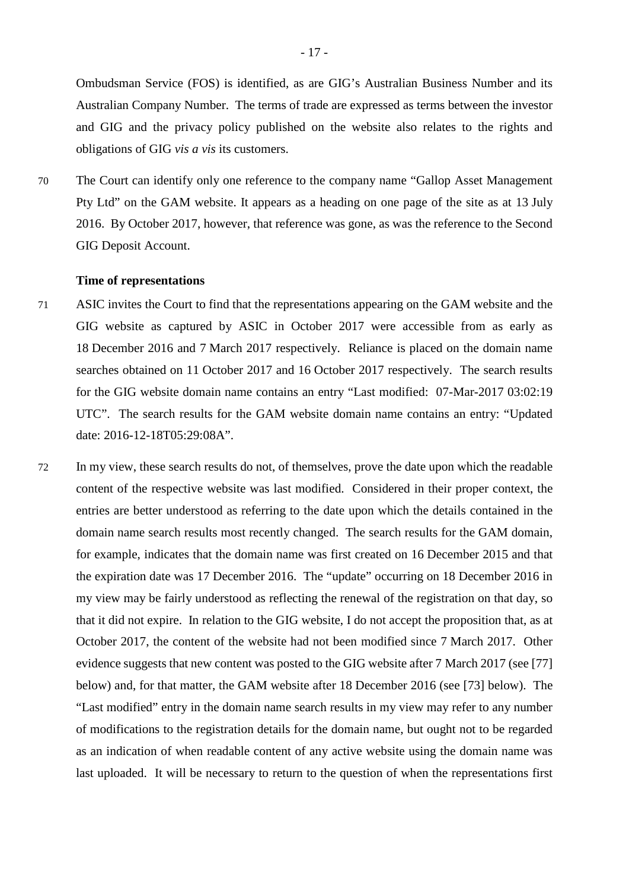Ombudsman Service (FOS) is identified, as are GIG's Australian Business Number and its Australian Company Number. The terms of trade are expressed as terms between the investor and GIG and the privacy policy published on the website also relates to the rights and obligations of GIG *vis a vis* its customers.

70 The Court can identify only one reference to the company name "Gallop Asset Management Pty Ltd" on the GAM website. It appears as a heading on one page of the site as at 13 July 2016. By October 2017, however, that reference was gone, as was the reference to the Second GIG Deposit Account.

**Time of representations**

71 ASIC invites the Court to find that the representations appearing on the GAM website and the GIG website as captured by ASIC in October 2017 were accessible from as early as 18 December 2016 and 7 March 2017 respectively. Reliance is placed on the domain name searches obtained on 11 October 2017 and 16 October 2017 respectively. The search results for the GIG website domain name contains an entry "Last modified: 07-Mar-2017 03:02:19 UTC". The search results for the GAM website domain name contains an entry: "Updated date: 2016-12-18T05:29:08A".

72 In my view, these search results do not, of themselves, prove the date upon which the readable content of the respective website was last modified. Considered in their proper context, the entries are better understood as referring to the date upon which the details contained in the domain name search results most recently changed. The search results for the GAM domain, for example, indicates that the domain name was first created on 16 December 2015 and that the expiration date was 17 December 2016. The "update" occurring on 18 December 2016 in my view may be fairly understood as reflecting the renewal of the registration on that day, so that it did not expire. In relation to the GIG website, I do not accept the proposition that, as at October 2017, the content of the website had not been modified since 7 March 2017. Other evidence suggests that new content was posted to the GIG website after 7 March 2017 (see [77] below) and, for that matter, the GAM website after 18 December 2016 (see [73] below). The "Last modified" entry in the domain name search results in my view may refer to any number of modifications to the registration details for the domain name, but ought not to be regarded as an indication of when readable content of any active website using the domain name was last uploaded. It will be necessary to return to the question of when the representations first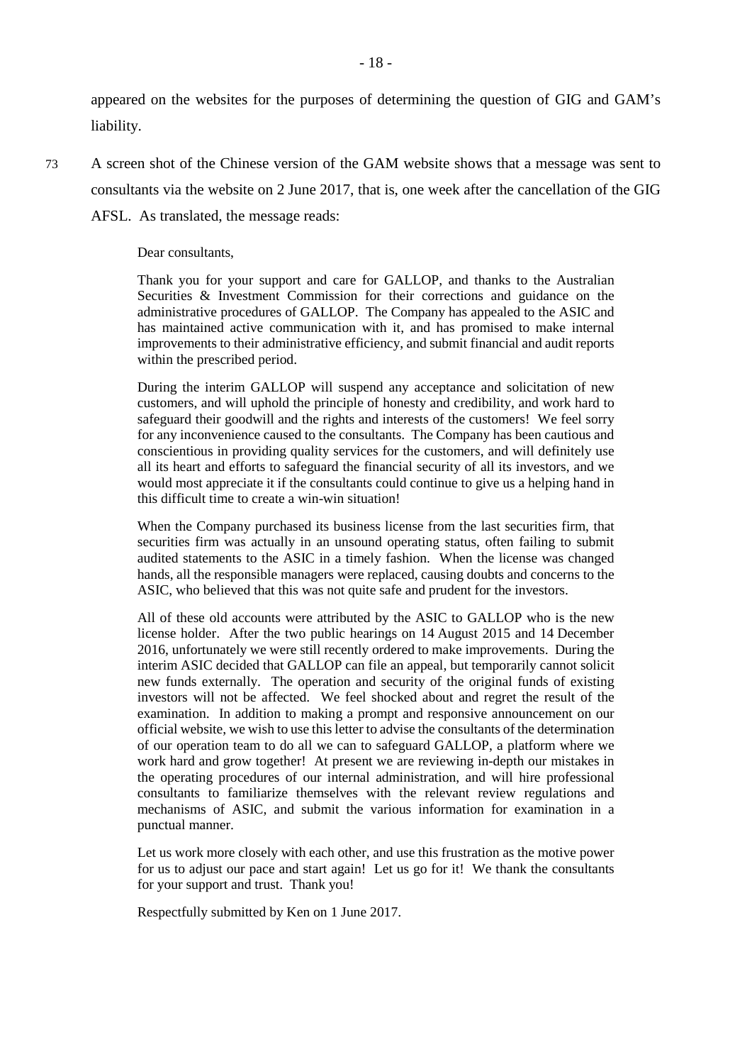appeared on the websites for the purposes of determining the question of GIG and GAM's liability.

73 A screen shot of the Chinese version of the GAM website shows that a message was sent to consultants via the website on 2 June 2017, that is, one week after the cancellation of the GIG AFSL. As translated, the message reads:

> Dear consultants,
>
> Thank you for your support and care for GALLOP, and thanks to the Australian Securities & Investment Commission for their corrections and guidance on the administrative procedures of GALLOP. The Company has appealed to the ASIC and has maintained active communication with it, and has promised to make internal improvements to their administrative efficiency, and submit financial and audit reports within the prescribed period.
>
> During the interim GALLOP will suspend any acceptance and solicitation of new customers, and will uphold the principle of honesty and credibility, and work hard to safeguard their goodwill and the rights and interests of the customers! We feel sorry for any inconvenience caused to the consultants. The Company has been cautious and conscientious in providing quality services for the customers, and will definitely use all its heart and efforts to safeguard the financial security of all its investors, and we would most appreciate it if the consultants could continue to give us a helping hand in this difficult time to create a win-win situation!
>
> When the Company purchased its business license from the last securities firm, that securities firm was actually in an unsound operating status, often failing to submit audited statements to the ASIC in a timely fashion. When the license was changed hands, all the responsible managers were replaced, causing doubts and concerns to the ASIC, who believed that this was not quite safe and prudent for the investors.
>
> All of these old accounts were attributed by the ASIC to GALLOP who is the new license holder. After the two public hearings on 14 August 2015 and 14 December 2016, unfortunately we were still recently ordered to make improvements. During the interim ASIC decided that GALLOP can file an appeal, but temporarily cannot solicit new funds externally. The operation and security of the original funds of existing investors will not be affected. We feel shocked about and regret the result of the examination. In addition to making a prompt and responsive announcement on our official website, we wish to use this letter to advise the consultants of the determination of our operation team to do all we can to safeguard GALLOP, a platform where we work hard and grow together! At present we are reviewing in-depth our mistakes in the operating procedures of our internal administration, and will hire professional consultants to familiarize themselves with the relevant review regulations and mechanisms of ASIC, and submit the various information for examination in a punctual manner.
>
> Let us work more closely with each other, and use this frustration as the motive power for us to adjust our pace and start again! Let us go for it! We thank the consultants for your support and trust. Thank you!
>
> Respectfully submitted by Ken on 1 June 2017.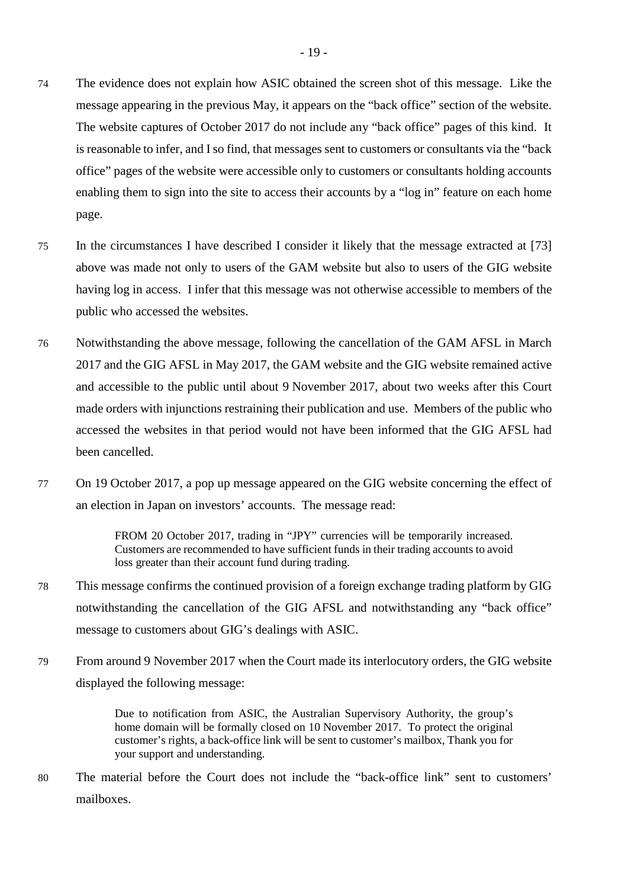74 The evidence does not explain how ASIC obtained the screen shot of this message. Like the message appearing in the previous May, it appears on the "back office" section of the website. The website captures of October 2017 do not include any "back office" pages of this kind. It is reasonable to infer, and I so find, that messages sent to customers or consultants via the "back office" pages of the website were accessible only to customers or consultants holding accounts enabling them to sign into the site to access their accounts by a "log in" feature on each home page.

75 In the circumstances I have described I consider it likely that the message extracted at [73] above was made not only to users of the GAM website but also to users of the GIG website having log in access. I infer that this message was not otherwise accessible to members of the public who accessed the websites.

76 Notwithstanding the above message, following the cancellation of the GAM AFSL in March 2017 and the GIG AFSL in May 2017, the GAM website and the GIG website remained active and accessible to the public until about 9 November 2017, about two weeks after this Court made orders with injunctions restraining their publication and use. Members of the public who accessed the websites in that period would not have been informed that the GIG AFSL had been cancelled.

77 On 19 October 2017, a pop up message appeared on the GIG website concerning the effect of an election in Japan on investors' accounts. The message read:

> FROM 20 October 2017, trading in "JPY" currencies will be temporarily increased. Customers are recommended to have sufficient funds in their trading accounts to avoid loss greater than their account fund during trading.

78 This message confirms the continued provision of a foreign exchange trading platform by GIG notwithstanding the cancellation of the GIG AFSL and notwithstanding any "back office" message to customers about GIG's dealings with ASIC.

79 From around 9 November 2017 when the Court made its interlocutory orders, the GIG website displayed the following message:

> Due to notification from ASIC, the Australian Supervisory Authority, the group's home domain will be formally closed on 10 November 2017. To protect the original customer's rights, a back-office link will be sent to customer's mailbox, Thank you for your support and understanding.

80 The material before the Court does not include the "back-office link" sent to customers' mailboxes.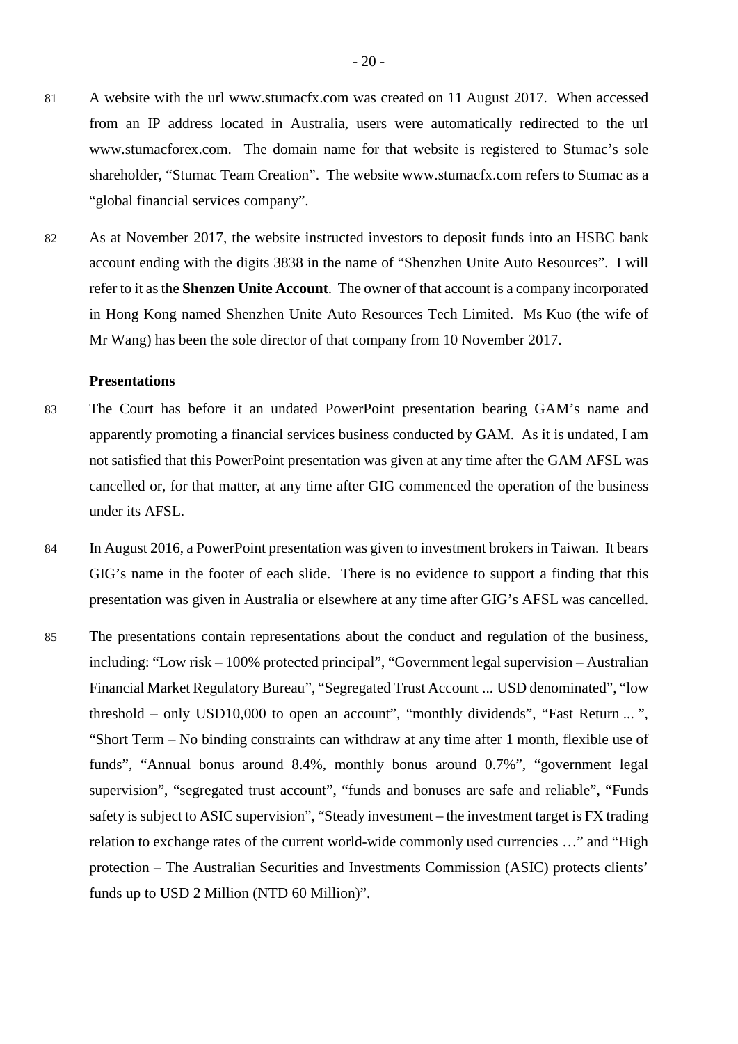81 A website with the url www.stumacfx.com was created on 11 August 2017. When accessed from an IP address located in Australia, users were automatically redirected to the url www.stumacforex.com. The domain name for that website is registered to Stumac's sole shareholder, "Stumac Team Creation". The website www.stumacfx.com refers to Stumac as a "global financial services company".

82 As at November 2017, the website instructed investors to deposit funds into an HSBC bank account ending with the digits 3838 in the name of "Shenzhen Unite Auto Resources". I will refer to it as the **Shenzen Unite Account**. The owner of that account is a company incorporated in Hong Kong named Shenzhen Unite Auto Resources Tech Limited. Ms Kuo (the wife of Mr Wang) has been the sole director of that company from 10 November 2017.

### Presentations

83 The Court has before it an undated PowerPoint presentation bearing GAM's name and apparently promoting a financial services business conducted by GAM. As it is undated, I am not satisfied that this PowerPoint presentation was given at any time after the GAM AFSL was cancelled or, for that matter, at any time after GIG commenced the operation of the business under its AFSL.

84 In August 2016, a PowerPoint presentation was given to investment brokers in Taiwan. It bears GIG's name in the footer of each slide. There is no evidence to support a finding that this presentation was given in Australia or elsewhere at any time after GIG's AFSL was cancelled.

85 The presentations contain representations about the conduct and regulation of the business, including: "Low risk – 100% protected principal", "Government legal supervision – Australian Financial Market Regulatory Bureau", "Segregated Trust Account ... USD denominated", "low threshold – only USD10,000 to open an account", "monthly dividends", "Fast Return ... ", "Short Term – No binding constraints can withdraw at any time after 1 month, flexible use of funds", "Annual bonus around 8.4%, monthly bonus around 0.7%", "government legal supervision", "segregated trust account", "funds and bonuses are safe and reliable", "Funds safety is subject to ASIC supervision", "Steady investment – the investment target is FX trading relation to exchange rates of the current world-wide commonly used currencies …" and "High protection – The Australian Securities and Investments Commission (ASIC) protects clients' funds up to USD 2 Million (NTD 60 Million)".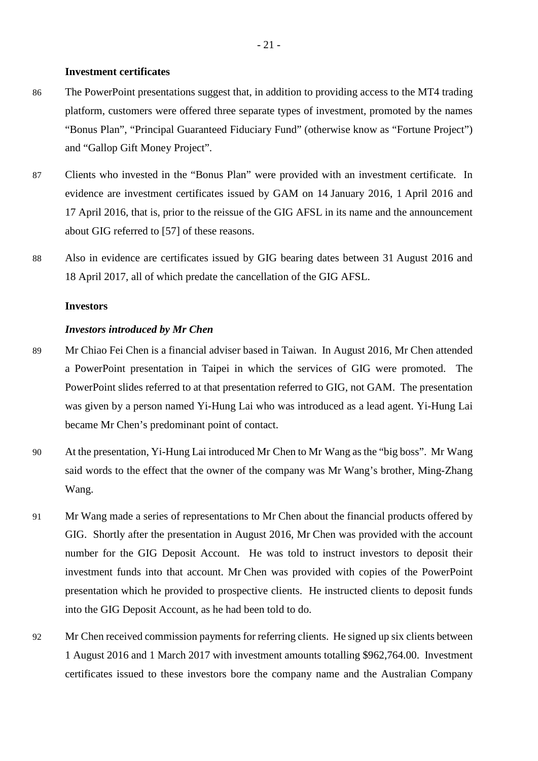**Investment certificates**

86 The PowerPoint presentations suggest that, in addition to providing access to the MT4 trading platform, customers were offered three separate types of investment, promoted by the names "Bonus Plan", "Principal Guaranteed Fiduciary Fund" (otherwise know as "Fortune Project") and "Gallop Gift Money Project".

87 Clients who invested in the "Bonus Plan" were provided with an investment certificate. In evidence are investment certificates issued by GAM on 14 January 2016, 1 April 2016 and 17 April 2016, that is, prior to the reissue of the GIG AFSL in its name and the announcement about GIG referred to [57] of these reasons.

88 Also in evidence are certificates issued by GIG bearing dates between 31 August 2016 and 18 April 2017, all of which predate the cancellation of the GIG AFSL.

**Investors**

***Investors introduced by Mr Chen***

89 Mr Chiao Fei Chen is a financial adviser based in Taiwan. In August 2016, Mr Chen attended a PowerPoint presentation in Taipei in which the services of GIG were promoted. The PowerPoint slides referred to at that presentation referred to GIG, not GAM. The presentation was given by a person named Yi-Hung Lai who was introduced as a lead agent. Yi-Hung Lai became Mr Chen's predominant point of contact.

90 At the presentation, Yi-Hung Lai introduced Mr Chen to Mr Wang as the "big boss". Mr Wang said words to the effect that the owner of the company was Mr Wang's brother, Ming-Zhang Wang.

91 Mr Wang made a series of representations to Mr Chen about the financial products offered by GIG. Shortly after the presentation in August 2016, Mr Chen was provided with the account number for the GIG Deposit Account. He was told to instruct investors to deposit their investment funds into that account. Mr Chen was provided with copies of the PowerPoint presentation which he provided to prospective clients. He instructed clients to deposit funds into the GIG Deposit Account, as he had been told to do.

92 Mr Chen received commission payments for referring clients. He signed up six clients between 1 August 2016 and 1 March 2017 with investment amounts totalling $962,764.00. Investment certificates issued to these investors bore the company name and the Australian Company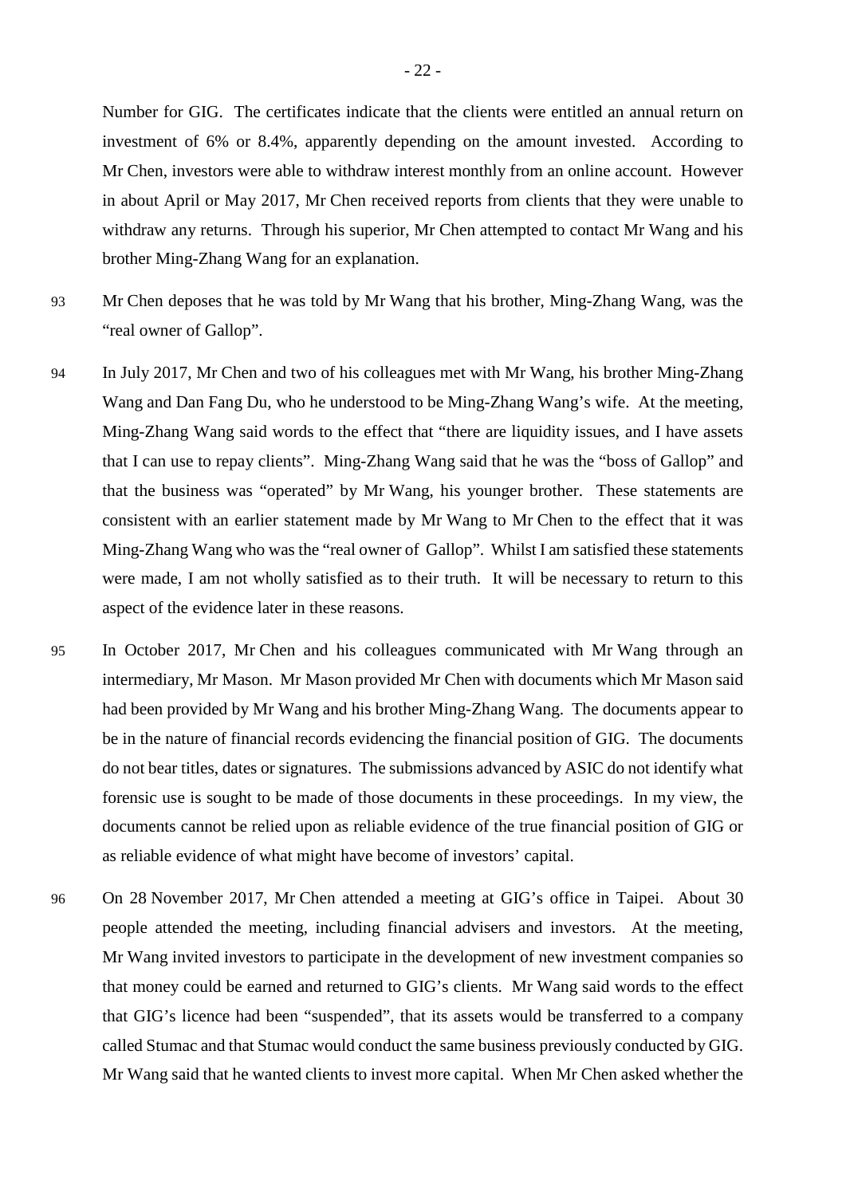Number for GIG. The certificates indicate that the clients were entitled an annual return on investment of 6% or 8.4%, apparently depending on the amount invested. According to Mr Chen, investors were able to withdraw interest monthly from an online account. However in about April or May 2017, Mr Chen received reports from clients that they were unable to withdraw any returns. Through his superior, Mr Chen attempted to contact Mr Wang and his brother Ming-Zhang Wang for an explanation.

93 Mr Chen deposes that he was told by Mr Wang that his brother, Ming-Zhang Wang, was the "real owner of Gallop".

94 In July 2017, Mr Chen and two of his colleagues met with Mr Wang, his brother Ming-Zhang Wang and Dan Fang Du, who he understood to be Ming-Zhang Wang's wife. At the meeting, Ming-Zhang Wang said words to the effect that "there are liquidity issues, and I have assets that I can use to repay clients". Ming-Zhang Wang said that he was the "boss of Gallop" and that the business was "operated" by Mr Wang, his younger brother. These statements are consistent with an earlier statement made by Mr Wang to Mr Chen to the effect that it was Ming-Zhang Wang who was the "real owner of Gallop". Whilst I am satisfied these statements were made, I am not wholly satisfied as to their truth. It will be necessary to return to this aspect of the evidence later in these reasons.

95 In October 2017, Mr Chen and his colleagues communicated with Mr Wang through an intermediary, Mr Mason. Mr Mason provided Mr Chen with documents which Mr Mason said had been provided by Mr Wang and his brother Ming-Zhang Wang. The documents appear to be in the nature of financial records evidencing the financial position of GIG. The documents do not bear titles, dates or signatures. The submissions advanced by ASIC do not identify what forensic use is sought to be made of those documents in these proceedings. In my view, the documents cannot be relied upon as reliable evidence of the true financial position of GIG or as reliable evidence of what might have become of investors' capital.

96 On 28 November 2017, Mr Chen attended a meeting at GIG's office in Taipei. About 30 people attended the meeting, including financial advisers and investors. At the meeting, Mr Wang invited investors to participate in the development of new investment companies so that money could be earned and returned to GIG's clients. Mr Wang said words to the effect that GIG's licence had been "suspended", that its assets would be transferred to a company called Stumac and that Stumac would conduct the same business previously conducted by GIG. Mr Wang said that he wanted clients to invest more capital. When Mr Chen asked whether the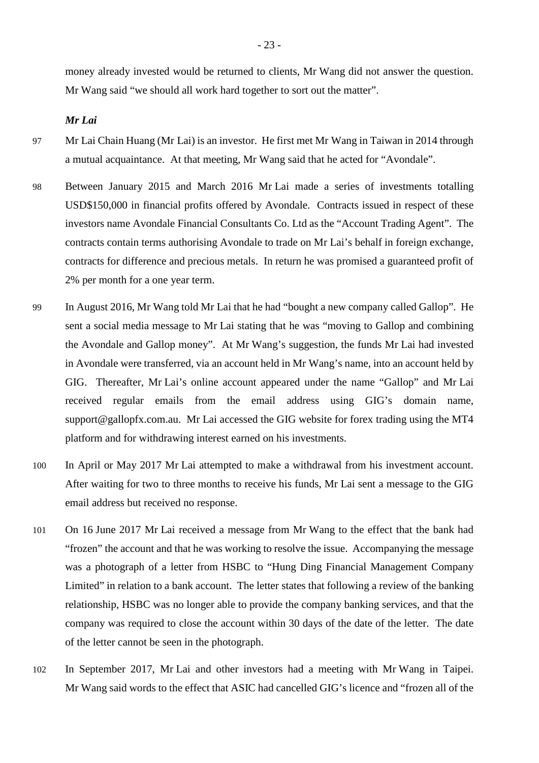money already invested would be returned to clients, Mr Wang did not answer the question. Mr Wang said "we should all work hard together to sort out the matter".

***Mr Lai***

97 Mr Lai Chain Huang (Mr Lai) is an investor. He first met Mr Wang in Taiwan in 2014 through a mutual acquaintance. At that meeting, Mr Wang said that he acted for "Avondale".

98 Between January 2015 and March 2016 Mr Lai made a series of investments totalling USD$150,000 in financial profits offered by Avondale. Contracts issued in respect of these investors name Avondale Financial Consultants Co. Ltd as the "Account Trading Agent". The contracts contain terms authorising Avondale to trade on Mr Lai's behalf in foreign exchange, contracts for difference and precious metals. In return he was promised a guaranteed profit of 2% per month for a one year term.

99 In August 2016, Mr Wang told Mr Lai that he had "bought a new company called Gallop". He sent a social media message to Mr Lai stating that he was "moving to Gallop and combining the Avondale and Gallop money". At Mr Wang's suggestion, the funds Mr Lai had invested in Avondale were transferred, via an account held in Mr Wang's name, into an account held by GIG. Thereafter, Mr Lai's online account appeared under the name "Gallop" and Mr Lai received regular emails from the email address using GIG's domain name, support@gallopfx.com.au. Mr Lai accessed the GIG website for forex trading using the MT4 platform and for withdrawing interest earned on his investments.

100 In April or May 2017 Mr Lai attempted to make a withdrawal from his investment account. After waiting for two to three months to receive his funds, Mr Lai sent a message to the GIG email address but received no response.

101 On 16 June 2017 Mr Lai received a message from Mr Wang to the effect that the bank had "frozen" the account and that he was working to resolve the issue. Accompanying the message was a photograph of a letter from HSBC to "Hung Ding Financial Management Company Limited" in relation to a bank account. The letter states that following a review of the banking relationship, HSBC was no longer able to provide the company banking services, and that the company was required to close the account within 30 days of the date of the letter. The date of the letter cannot be seen in the photograph.

102 In September 2017, Mr Lai and other investors had a meeting with Mr Wang in Taipei. Mr Wang said words to the effect that ASIC had cancelled GIG's licence and "frozen all of the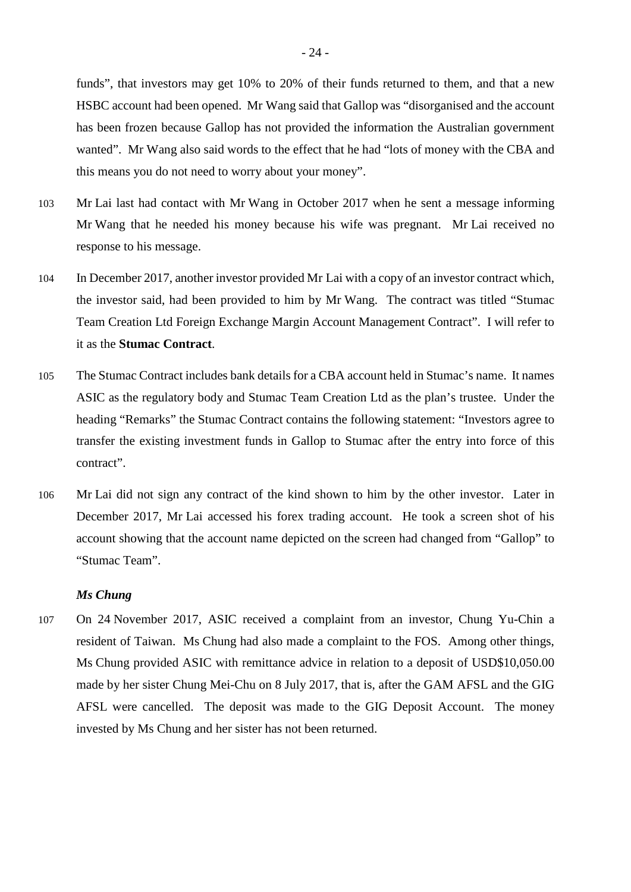funds", that investors may get 10% to 20% of their funds returned to them, and that a new HSBC account had been opened. Mr Wang said that Gallop was "disorganised and the account has been frozen because Gallop has not provided the information the Australian government wanted". Mr Wang also said words to the effect that he had "lots of money with the CBA and this means you do not need to worry about your money".

103 Mr Lai last had contact with Mr Wang in October 2017 when he sent a message informing Mr Wang that he needed his money because his wife was pregnant. Mr Lai received no response to his message.

104 In December 2017, another investor provided Mr Lai with a copy of an investor contract which, the investor said, had been provided to him by Mr Wang. The contract was titled "Stumac Team Creation Ltd Foreign Exchange Margin Account Management Contract". I will refer to it as the **Stumac Contract**.

105 The Stumac Contract includes bank details for a CBA account held in Stumac's name. It names ASIC as the regulatory body and Stumac Team Creation Ltd as the plan's trustee. Under the heading "Remarks" the Stumac Contract contains the following statement: "Investors agree to transfer the existing investment funds in Gallop to Stumac after the entry into force of this contract".

106 Mr Lai did not sign any contract of the kind shown to him by the other investor. Later in December 2017, Mr Lai accessed his forex trading account. He took a screen shot of his account showing that the account name depicted on the screen had changed from "Gallop" to "Stumac Team".

### *Ms Chung*

107 On 24 November 2017, ASIC received a complaint from an investor, Chung Yu-Chin a resident of Taiwan. Ms Chung had also made a complaint to the FOS. Among other things, Ms Chung provided ASIC with remittance advice in relation to a deposit of USD$10,050.00 made by her sister Chung Mei-Chu on 8 July 2017, that is, after the GAM AFSL and the GIG AFSL were cancelled. The deposit was made to the GIG Deposit Account. The money invested by Ms Chung and her sister has not been returned.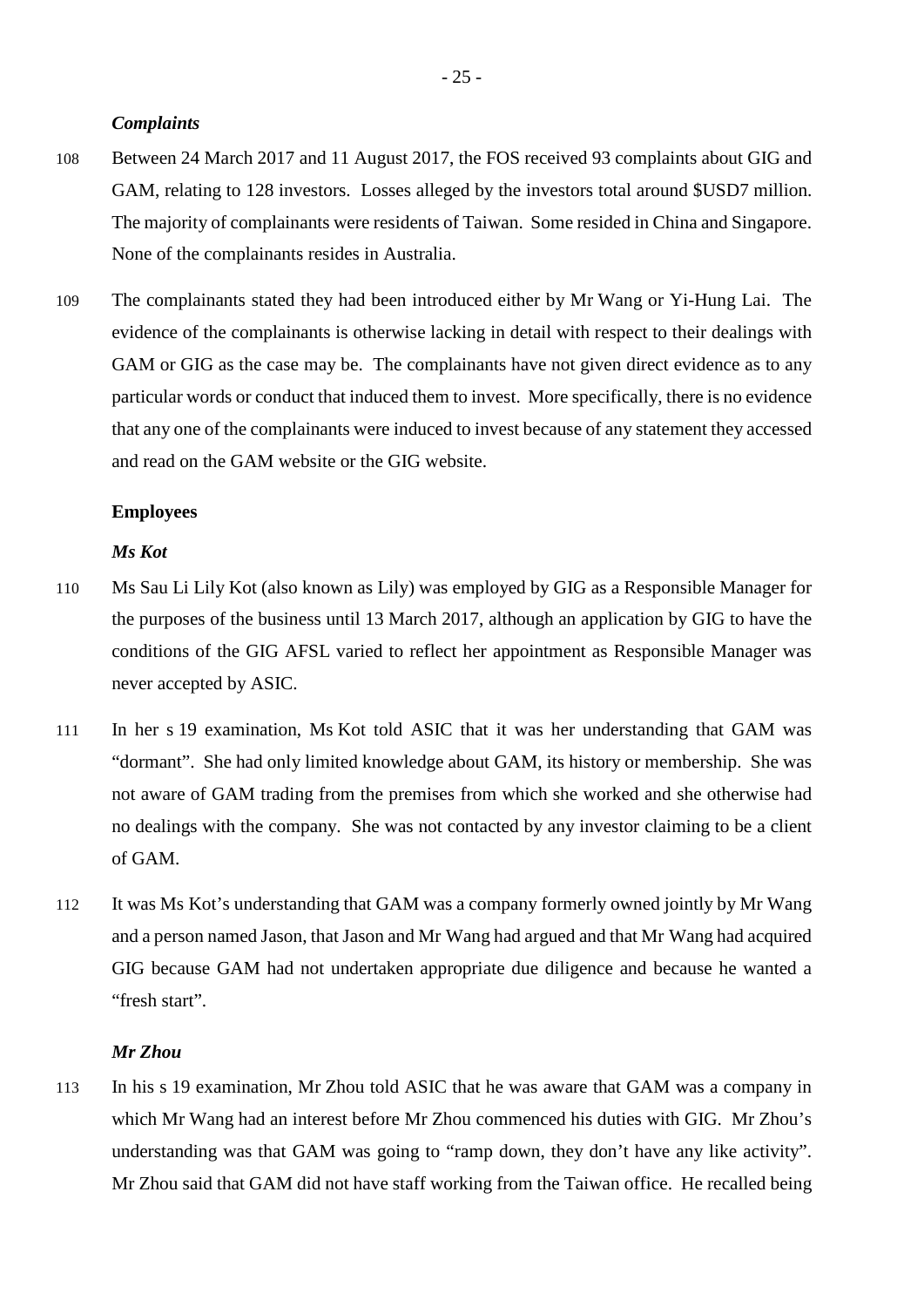### *Complaints*

108 Between 24 March 2017 and 11 August 2017, the FOS received 93 complaints about GIG and GAM, relating to 128 investors. Losses alleged by the investors total around $USD7 million. The majority of complainants were residents of Taiwan. Some resided in China and Singapore. None of the complainants resides in Australia.

109 The complainants stated they had been introduced either by Mr Wang or Yi-Hung Lai. The evidence of the complainants is otherwise lacking in detail with respect to their dealings with GAM or GIG as the case may be. The complainants have not given direct evidence as to any particular words or conduct that induced them to invest. More specifically, there is no evidence that any one of the complainants were induced to invest because of any statement they accessed and read on the GAM website or the GIG website.

## Employees

### *Ms Kot*

110 Ms Sau Li Lily Kot (also known as Lily) was employed by GIG as a Responsible Manager for the purposes of the business until 13 March 2017, although an application by GIG to have the conditions of the GIG AFSL varied to reflect her appointment as Responsible Manager was never accepted by ASIC.

111 In her s 19 examination, Ms Kot told ASIC that it was her understanding that GAM was "dormant". She had only limited knowledge about GAM, its history or membership. She was not aware of GAM trading from the premises from which she worked and she otherwise had no dealings with the company. She was not contacted by any investor claiming to be a client of GAM.

112 It was Ms Kot's understanding that GAM was a company formerly owned jointly by Mr Wang and a person named Jason, that Jason and Mr Wang had argued and that Mr Wang had acquired GIG because GAM had not undertaken appropriate due diligence and because he wanted a "fresh start".

### *Mr Zhou*

113 In his s 19 examination, Mr Zhou told ASIC that he was aware that GAM was a company in which Mr Wang had an interest before Mr Zhou commenced his duties with GIG. Mr Zhou's understanding was that GAM was going to "ramp down, they don't have any like activity". Mr Zhou said that GAM did not have staff working from the Taiwan office. He recalled being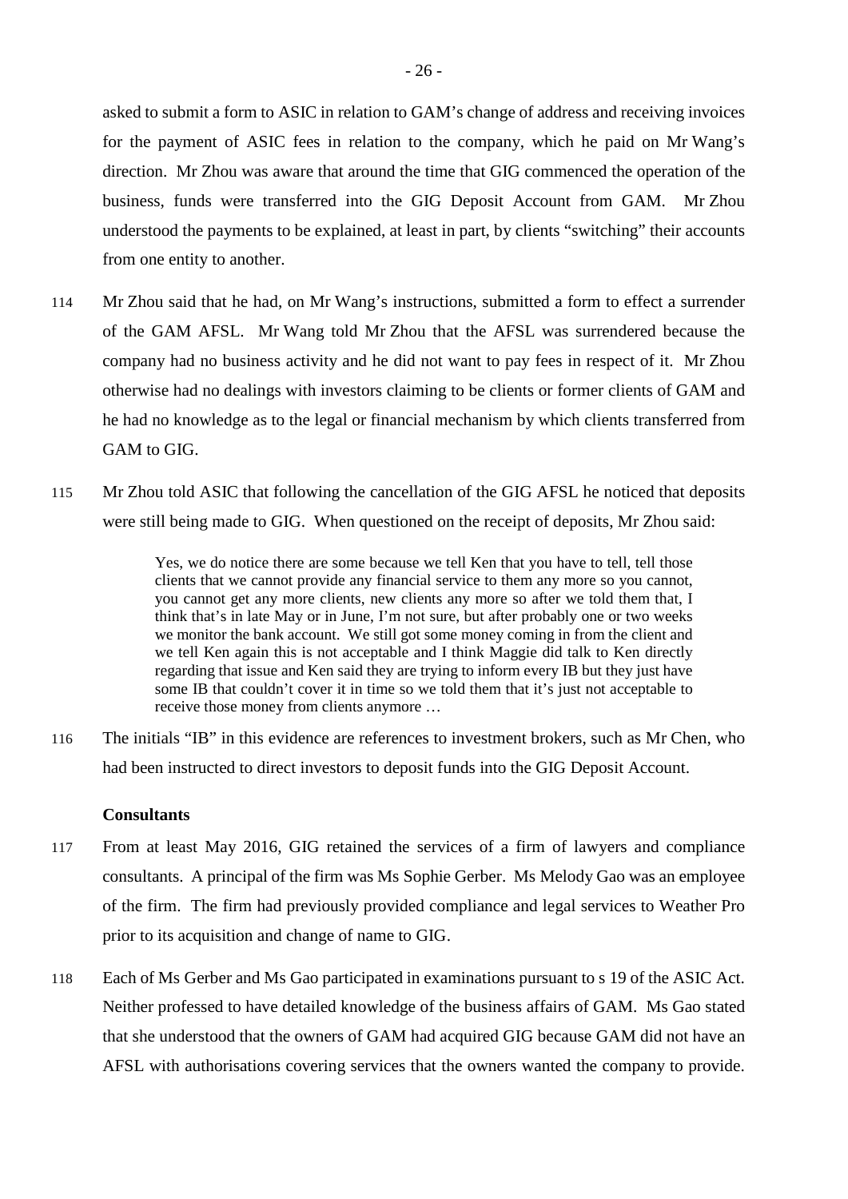asked to submit a form to ASIC in relation to GAM's change of address and receiving invoices for the payment of ASIC fees in relation to the company, which he paid on Mr Wang's direction. Mr Zhou was aware that around the time that GIG commenced the operation of the business, funds were transferred into the GIG Deposit Account from GAM. Mr Zhou understood the payments to be explained, at least in part, by clients "switching" their accounts from one entity to another.

114 Mr Zhou said that he had, on Mr Wang's instructions, submitted a form to effect a surrender of the GAM AFSL. Mr Wang told Mr Zhou that the AFSL was surrendered because the company had no business activity and he did not want to pay fees in respect of it. Mr Zhou otherwise had no dealings with investors claiming to be clients or former clients of GAM and he had no knowledge as to the legal or financial mechanism by which clients transferred from GAM to GIG.

115 Mr Zhou told ASIC that following the cancellation of the GIG AFSL he noticed that deposits were still being made to GIG. When questioned on the receipt of deposits, Mr Zhou said:

> Yes, we do notice there are some because we tell Ken that you have to tell, tell those clients that we cannot provide any financial service to them any more so you cannot, you cannot get any more clients, new clients any more so after we told them that, I think that's in late May or in June, I'm not sure, but after probably one or two weeks we monitor the bank account. We still got some money coming in from the client and we tell Ken again this is not acceptable and I think Maggie did talk to Ken directly regarding that issue and Ken said they are trying to inform every IB but they just have some IB that couldn't cover it in time so we told them that it's just not acceptable to receive those money from clients anymore …

116 The initials "IB" in this evidence are references to investment brokers, such as Mr Chen, who had been instructed to direct investors to deposit funds into the GIG Deposit Account.

**Consultants**

117 From at least May 2016, GIG retained the services of a firm of lawyers and compliance consultants. A principal of the firm was Ms Sophie Gerber. Ms Melody Gao was an employee of the firm. The firm had previously provided compliance and legal services to Weather Pro prior to its acquisition and change of name to GIG.

118 Each of Ms Gerber and Ms Gao participated in examinations pursuant to s 19 of the ASIC Act. Neither professed to have detailed knowledge of the business affairs of GAM. Ms Gao stated that she understood that the owners of GAM had acquired GIG because GAM did not have an AFSL with authorisations covering services that the owners wanted the company to provide.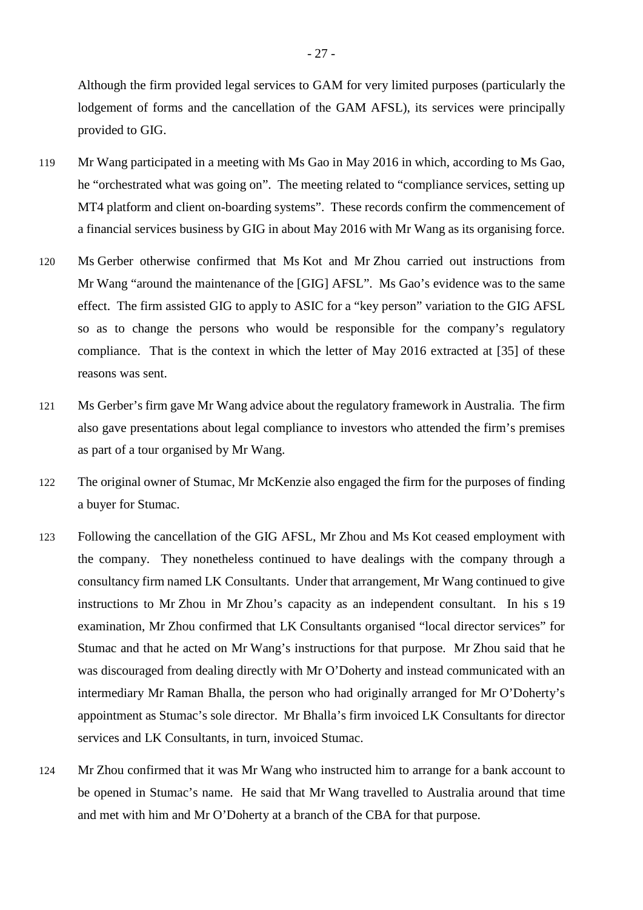Although the firm provided legal services to GAM for very limited purposes (particularly the lodgement of forms and the cancellation of the GAM AFSL), its services were principally provided to GIG.

119 Mr Wang participated in a meeting with Ms Gao in May 2016 in which, according to Ms Gao, he "orchestrated what was going on". The meeting related to "compliance services, setting up MT4 platform and client on-boarding systems". These records confirm the commencement of a financial services business by GIG in about May 2016 with Mr Wang as its organising force.

120 Ms Gerber otherwise confirmed that Ms Kot and Mr Zhou carried out instructions from Mr Wang "around the maintenance of the [GIG] AFSL". Ms Gao's evidence was to the same effect. The firm assisted GIG to apply to ASIC for a "key person" variation to the GIG AFSL so as to change the persons who would be responsible for the company's regulatory compliance. That is the context in which the letter of May 2016 extracted at [35] of these reasons was sent.

121 Ms Gerber's firm gave Mr Wang advice about the regulatory framework in Australia. The firm also gave presentations about legal compliance to investors who attended the firm's premises as part of a tour organised by Mr Wang.

122 The original owner of Stumac, Mr McKenzie also engaged the firm for the purposes of finding a buyer for Stumac.

123 Following the cancellation of the GIG AFSL, Mr Zhou and Ms Kot ceased employment with the company. They nonetheless continued to have dealings with the company through a consultancy firm named LK Consultants. Under that arrangement, Mr Wang continued to give instructions to Mr Zhou in Mr Zhou's capacity as an independent consultant. In his s 19 examination, Mr Zhou confirmed that LK Consultants organised "local director services" for Stumac and that he acted on Mr Wang's instructions for that purpose. Mr Zhou said that he was discouraged from dealing directly with Mr O'Doherty and instead communicated with an intermediary Mr Raman Bhalla, the person who had originally arranged for Mr O'Doherty's appointment as Stumac's sole director. Mr Bhalla's firm invoiced LK Consultants for director services and LK Consultants, in turn, invoiced Stumac.

124 Mr Zhou confirmed that it was Mr Wang who instructed him to arrange for a bank account to be opened in Stumac's name. He said that Mr Wang travelled to Australia around that time and met with him and Mr O'Doherty at a branch of the CBA for that purpose.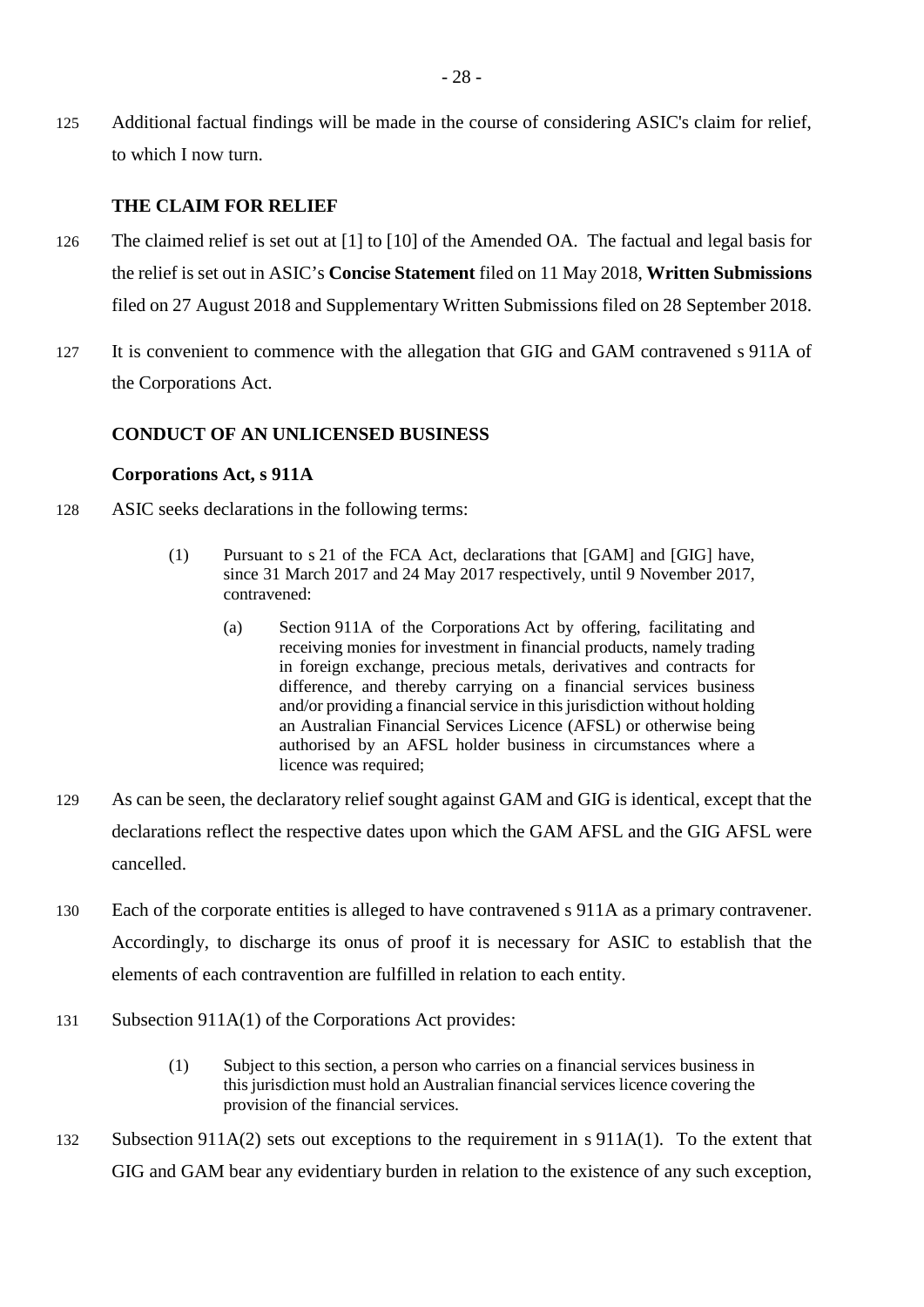125 Additional factual findings will be made in the course of considering ASIC's claim for relief, to which I now turn.

## THE CLAIM FOR RELIEF

126 The claimed relief is set out at [1] to [10] of the Amended OA. The factual and legal basis for the relief is set out in ASIC's **Concise Statement** filed on 11 May 2018, **Written Submissions** filed on 27 August 2018 and Supplementary Written Submissions filed on 28 September 2018.

127 It is convenient to commence with the allegation that GIG and GAM contravened s 911A of the Corporations Act.

## CONDUCT OF AN UNLICENSED BUSINESS

### Corporations Act, s 911A

128 ASIC seeks declarations in the following terms:

> (1) Pursuant to s 21 of the FCA Act, declarations that [GAM] and [GIG] have, since 31 March 2017 and 24 May 2017 respectively, until 9 November 2017, contravened:
>
> > (a) Section 911A of the Corporations Act by offering, facilitating and receiving monies for investment in financial products, namely trading in foreign exchange, precious metals, derivatives and contracts for difference, and thereby carrying on a financial services business and/or providing a financial service in this jurisdiction without holding an Australian Financial Services Licence (AFSL) or otherwise being authorised by an AFSL holder business in circumstances where a licence was required;

129 As can be seen, the declaratory relief sought against GAM and GIG is identical, except that the declarations reflect the respective dates upon which the GAM AFSL and the GIG AFSL were cancelled.

130 Each of the corporate entities is alleged to have contravened s 911A as a primary contravener. Accordingly, to discharge its onus of proof it is necessary for ASIC to establish that the elements of each contravention are fulfilled in relation to each entity.

131 Subsection 911A(1) of the Corporations Act provides:

> (1) Subject to this section, a person who carries on a financial services business in this jurisdiction must hold an Australian financial services licence covering the provision of the financial services.

132 Subsection 911A(2) sets out exceptions to the requirement in s 911A(1). To the extent that GIG and GAM bear any evidentiary burden in relation to the existence of any such exception,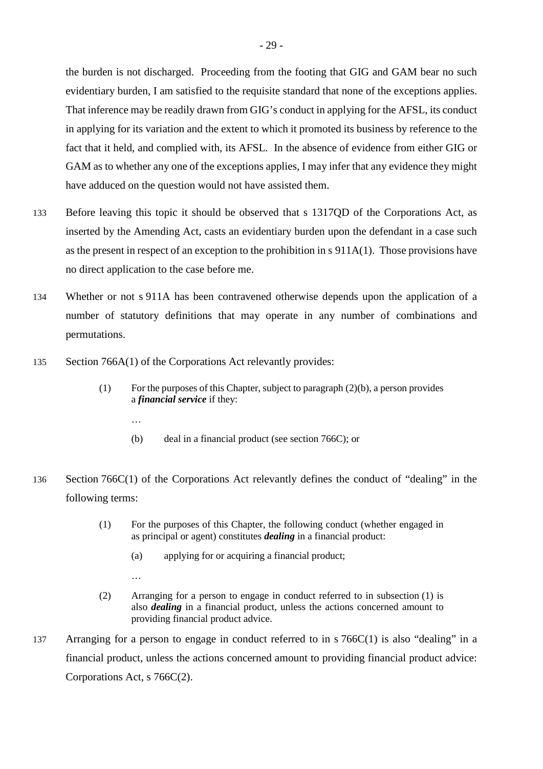the burden is not discharged. Proceeding from the footing that GIG and GAM bear no such evidentiary burden, I am satisfied to the requisite standard that none of the exceptions applies. That inference may be readily drawn from GIG's conduct in applying for the AFSL, its conduct in applying for its variation and the extent to which it promoted its business by reference to the fact that it held, and complied with, its AFSL. In the absence of evidence from either GIG or GAM as to whether any one of the exceptions applies, I may infer that any evidence they might have adduced on the question would not have assisted them.

133 Before leaving this topic it should be observed that s 1317QD of the Corporations Act, as inserted by the Amending Act, casts an evidentiary burden upon the defendant in a case such as the present in respect of an exception to the prohibition in s 911A(1). Those provisions have no direct application to the case before me.

134 Whether or not s 911A has been contravened otherwise depends upon the application of a number of statutory definitions that may operate in any number of combinations and permutations.

135 Section 766A(1) of the Corporations Act relevantly provides:

> (1) For the purposes of this Chapter, subject to paragraph (2)(b), a person provides a ***financial service*** if they:
>
> …
>
> (b) deal in a financial product (see section 766C); or

136 Section 766C(1) of the Corporations Act relevantly defines the conduct of "dealing" in the following terms:

> (1) For the purposes of this Chapter, the following conduct (whether engaged in as principal or agent) constitutes ***dealing*** in a financial product:
>
> (a) applying for or acquiring a financial product;
>
> …
>
> (2) Arranging for a person to engage in conduct referred to in subsection (1) is also ***dealing*** in a financial product, unless the actions concerned amount to providing financial product advice.

137 Arranging for a person to engage in conduct referred to in s 766C(1) is also "dealing" in a financial product, unless the actions concerned amount to providing financial product advice: Corporations Act, s 766C(2).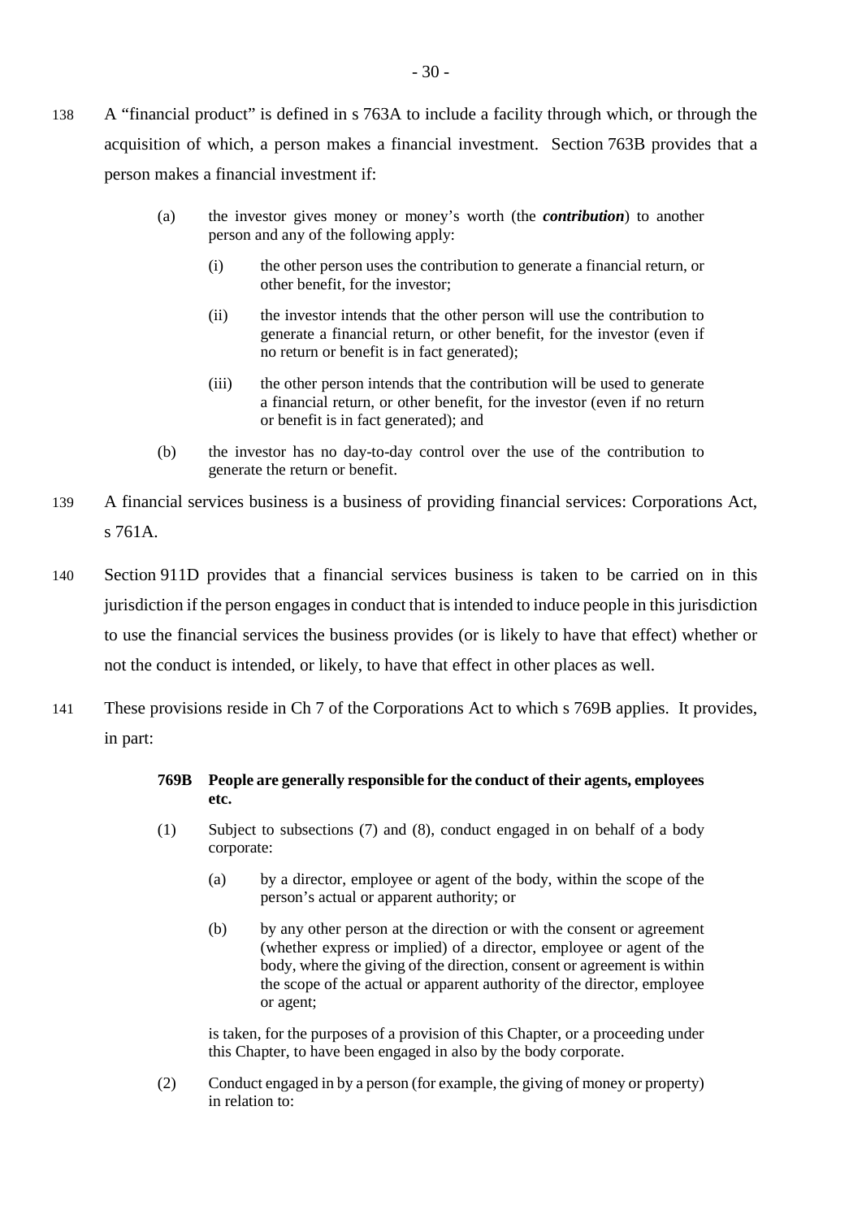138 A "financial product" is defined in s 763A to include a facility through which, or through the acquisition of which, a person makes a financial investment. Section 763B provides that a person makes a financial investment if:

> (a) the investor gives money or money's worth (the ***contribution***) to another person and any of the following apply:
>
> > (i) the other person uses the contribution to generate a financial return, or other benefit, for the investor;
> >
> > (ii) the investor intends that the other person will use the contribution to generate a financial return, or other benefit, for the investor (even if no return or benefit is in fact generated);
> >
> > (iii) the other person intends that the contribution will be used to generate a financial return, or other benefit, for the investor (even if no return or benefit is in fact generated); and
>
> (b) the investor has no day-to-day control over the use of the contribution to generate the return or benefit.

139 A financial services business is a business of providing financial services: Corporations Act, s 761A.

140 Section 911D provides that a financial services business is taken to be carried on in this jurisdiction if the person engages in conduct that is intended to induce people in this jurisdiction to use the financial services the business provides (or is likely to have that effect) whether or not the conduct is intended, or likely, to have that effect in other places as well.

141 These provisions reside in Ch 7 of the Corporations Act to which s 769B applies. It provides, in part:

> **769B People are generally responsible for the conduct of their agents, employees etc.**
>
> (1) Subject to subsections (7) and (8), conduct engaged in on behalf of a body corporate:
>
> > (a) by a director, employee or agent of the body, within the scope of the person's actual or apparent authority; or
> >
> > (b) by any other person at the direction or with the consent or agreement (whether express or implied) of a director, employee or agent of the body, where the giving of the direction, consent or agreement is within the scope of the actual or apparent authority of the director, employee or agent;
>
> is taken, for the purposes of a provision of this Chapter, or a proceeding under this Chapter, to have been engaged in also by the body corporate.
>
> (2) Conduct engaged in by a person (for example, the giving of money or property) in relation to: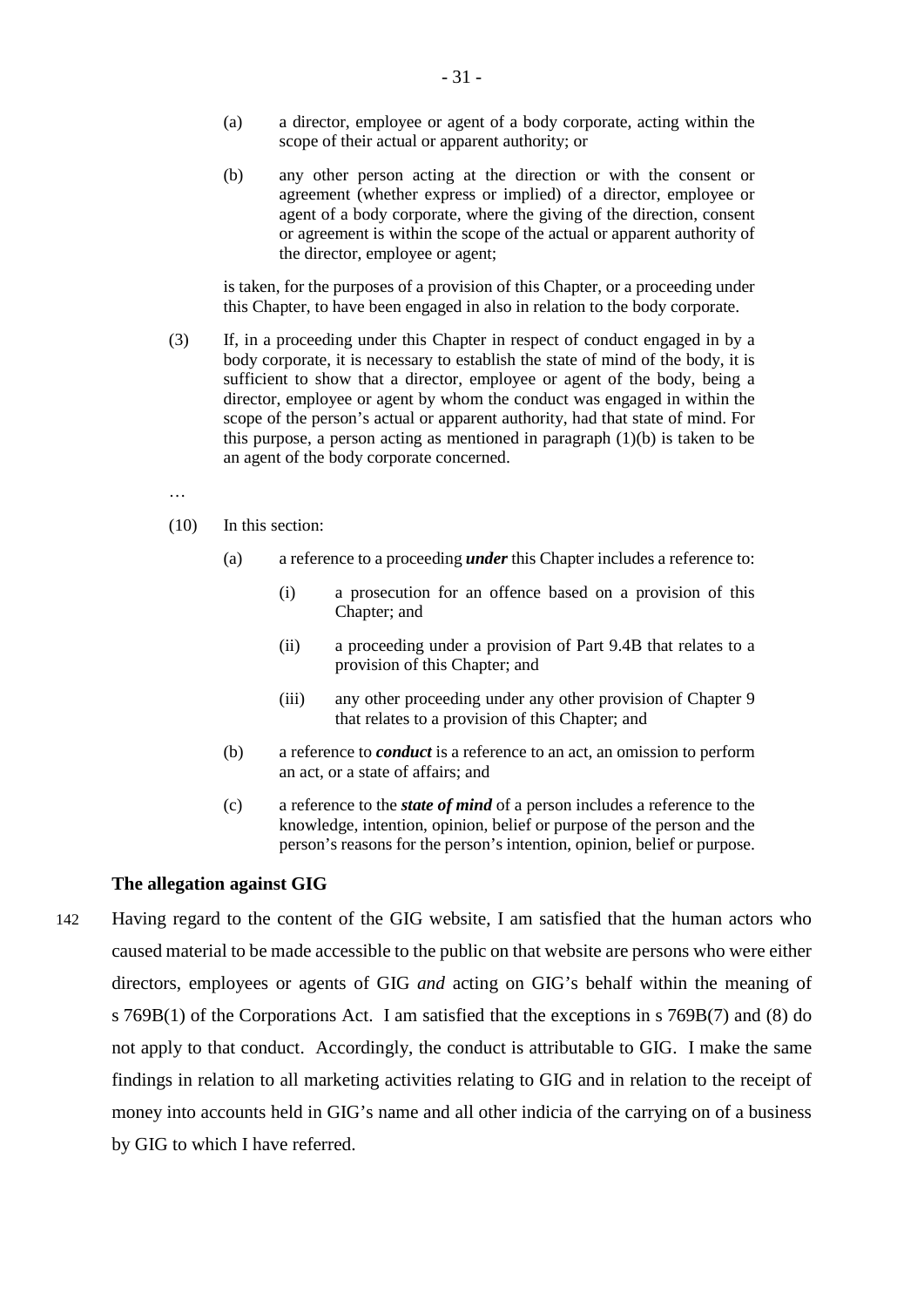(a) a director, employee or agent of a body corporate, acting within the scope of their actual or apparent authority; or

(b) any other person acting at the direction or with the consent or agreement (whether express or implied) of a director, employee or agent of a body corporate, where the giving of the direction, consent or agreement is within the scope of the actual or apparent authority of the director, employee or agent;

is taken, for the purposes of a provision of this Chapter, or a proceeding under this Chapter, to have been engaged in also in relation to the body corporate.

(3) If, in a proceeding under this Chapter in respect of conduct engaged in by a body corporate, it is necessary to establish the state of mind of the body, it is sufficient to show that a director, employee or agent of the body, being a director, employee or agent by whom the conduct was engaged in within the scope of the person's actual or apparent authority, had that state of mind. For this purpose, a person acting as mentioned in paragraph (1)(b) is taken to be an agent of the body corporate concerned.

…

(10) In this section:

(a) a reference to a proceeding ***under*** this Chapter includes a reference to:

(i) a prosecution for an offence based on a provision of this Chapter; and

(ii) a proceeding under a provision of Part 9.4B that relates to a provision of this Chapter; and

(iii) any other proceeding under any other provision of Chapter 9 that relates to a provision of this Chapter; and

(b) a reference to ***conduct*** is a reference to an act, an omission to perform an act, or a state of affairs; and

(c) a reference to the ***state of mind*** of a person includes a reference to the knowledge, intention, opinion, belief or purpose of the person and the person's reasons for the person's intention, opinion, belief or purpose.

### The allegation against GIG

142 Having regard to the content of the GIG website, I am satisfied that the human actors who caused material to be made accessible to the public on that website are persons who were either directors, employees or agents of GIG *and* acting on GIG's behalf within the meaning of s 769B(1) of the Corporations Act. I am satisfied that the exceptions in s 769B(7) and (8) do not apply to that conduct. Accordingly, the conduct is attributable to GIG. I make the same findings in relation to all marketing activities relating to GIG and in relation to the receipt of money into accounts held in GIG's name and all other indicia of the carrying on of a business by GIG to which I have referred.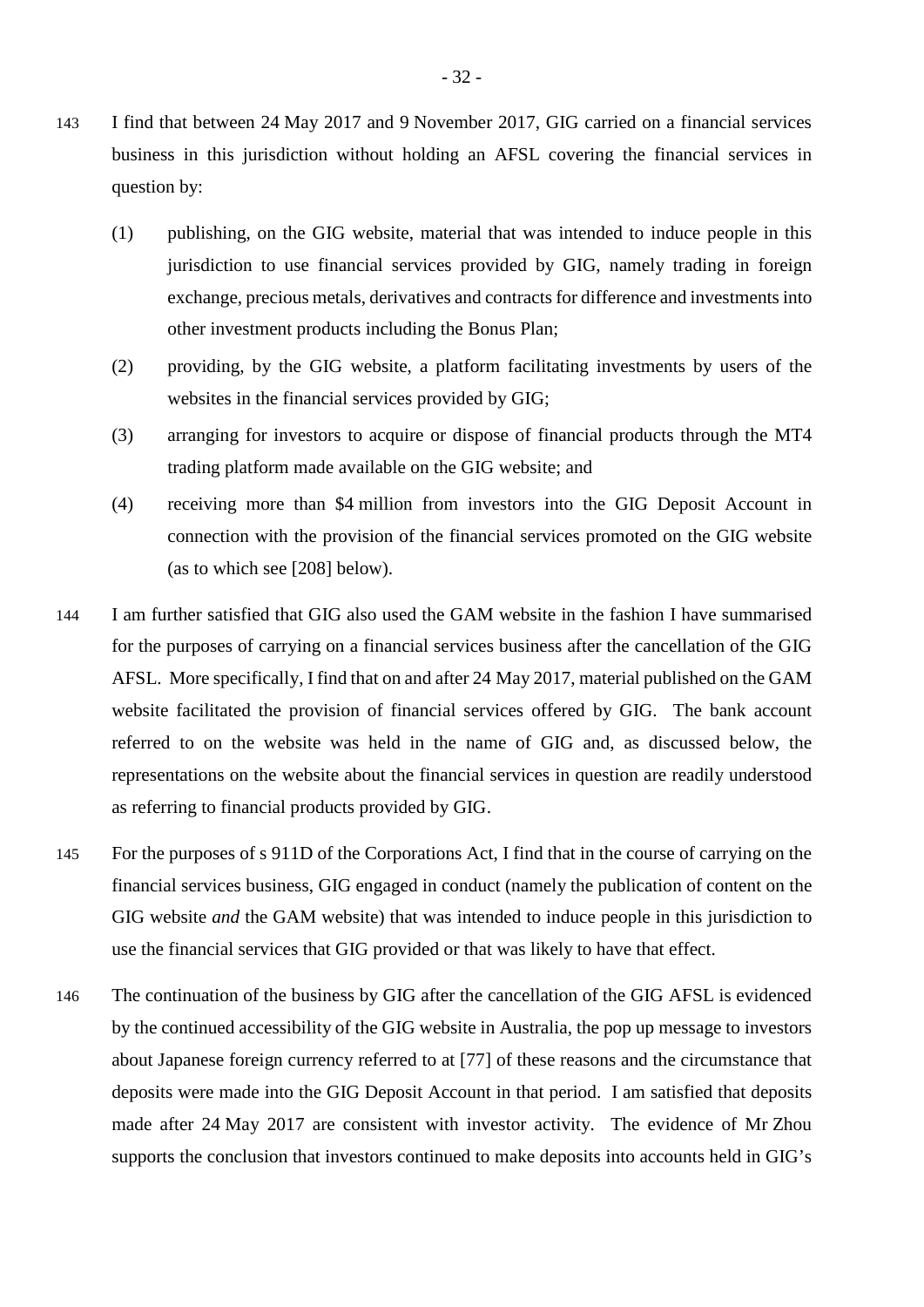143 I find that between 24 May 2017 and 9 November 2017, GIG carried on a financial services business in this jurisdiction without holding an AFSL covering the financial services in question by:

(1) publishing, on the GIG website, material that was intended to induce people in this jurisdiction to use financial services provided by GIG, namely trading in foreign exchange, precious metals, derivatives and contracts for difference and investments into other investment products including the Bonus Plan;

(2) providing, by the GIG website, a platform facilitating investments by users of the websites in the financial services provided by GIG;

(3) arranging for investors to acquire or dispose of financial products through the MT4 trading platform made available on the GIG website; and

(4) receiving more than $4 million from investors into the GIG Deposit Account in connection with the provision of the financial services promoted on the GIG website (as to which see [208] below).

144 I am further satisfied that GIG also used the GAM website in the fashion I have summarised for the purposes of carrying on a financial services business after the cancellation of the GIG AFSL. More specifically, I find that on and after 24 May 2017, material published on the GAM website facilitated the provision of financial services offered by GIG. The bank account referred to on the website was held in the name of GIG and, as discussed below, the representations on the website about the financial services in question are readily understood as referring to financial products provided by GIG.

145 For the purposes of s 911D of the Corporations Act, I find that in the course of carrying on the financial services business, GIG engaged in conduct (namely the publication of content on the GIG website *and* the GAM website) that was intended to induce people in this jurisdiction to use the financial services that GIG provided or that was likely to have that effect.

146 The continuation of the business by GIG after the cancellation of the GIG AFSL is evidenced by the continued accessibility of the GIG website in Australia, the pop up message to investors about Japanese foreign currency referred to at [77] of these reasons and the circumstance that deposits were made into the GIG Deposit Account in that period. I am satisfied that deposits made after 24 May 2017 are consistent with investor activity. The evidence of Mr Zhou supports the conclusion that investors continued to make deposits into accounts held in GIG's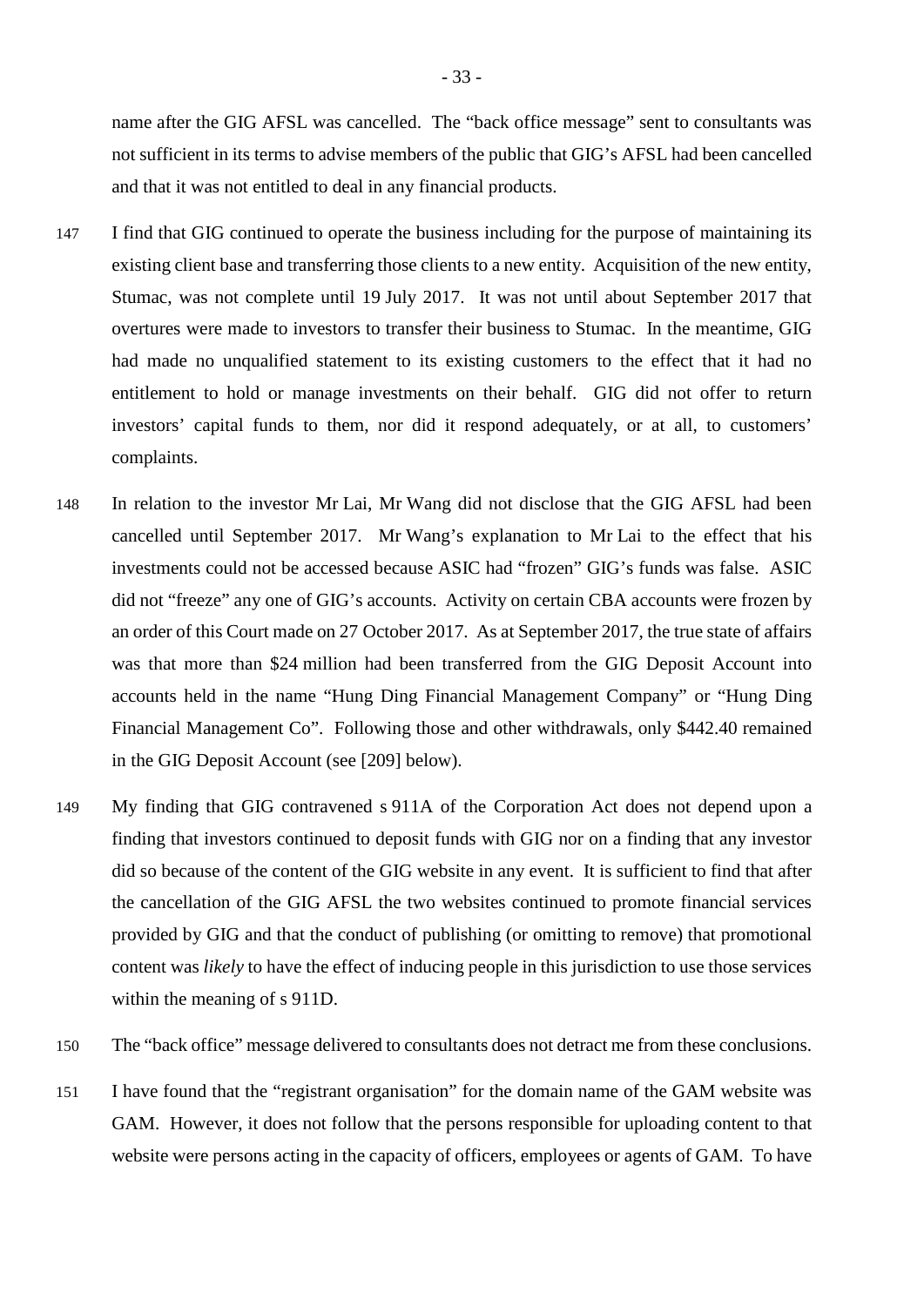name after the GIG AFSL was cancelled. The "back office message" sent to consultants was not sufficient in its terms to advise members of the public that GIG's AFSL had been cancelled and that it was not entitled to deal in any financial products.

147 I find that GIG continued to operate the business including for the purpose of maintaining its existing client base and transferring those clients to a new entity. Acquisition of the new entity, Stumac, was not complete until 19 July 2017. It was not until about September 2017 that overtures were made to investors to transfer their business to Stumac. In the meantime, GIG had made no unqualified statement to its existing customers to the effect that it had no entitlement to hold or manage investments on their behalf. GIG did not offer to return investors' capital funds to them, nor did it respond adequately, or at all, to customers' complaints.

148 In relation to the investor Mr Lai, Mr Wang did not disclose that the GIG AFSL had been cancelled until September 2017. Mr Wang's explanation to Mr Lai to the effect that his investments could not be accessed because ASIC had "frozen" GIG's funds was false. ASIC did not "freeze" any one of GIG's accounts. Activity on certain CBA accounts were frozen by an order of this Court made on 27 October 2017. As at September 2017, the true state of affairs was that more than $24 million had been transferred from the GIG Deposit Account into accounts held in the name "Hung Ding Financial Management Company" or "Hung Ding Financial Management Co". Following those and other withdrawals, only $442.40 remained in the GIG Deposit Account (see [209] below).

149 My finding that GIG contravened s 911A of the Corporation Act does not depend upon a finding that investors continued to deposit funds with GIG nor on a finding that any investor did so because of the content of the GIG website in any event. It is sufficient to find that after the cancellation of the GIG AFSL the two websites continued to promote financial services provided by GIG and that the conduct of publishing (or omitting to remove) that promotional content was *likely* to have the effect of inducing people in this jurisdiction to use those services within the meaning of s 911D.

150 The "back office" message delivered to consultants does not detract me from these conclusions.

151 I have found that the "registrant organisation" for the domain name of the GAM website was GAM. However, it does not follow that the persons responsible for uploading content to that website were persons acting in the capacity of officers, employees or agents of GAM. To have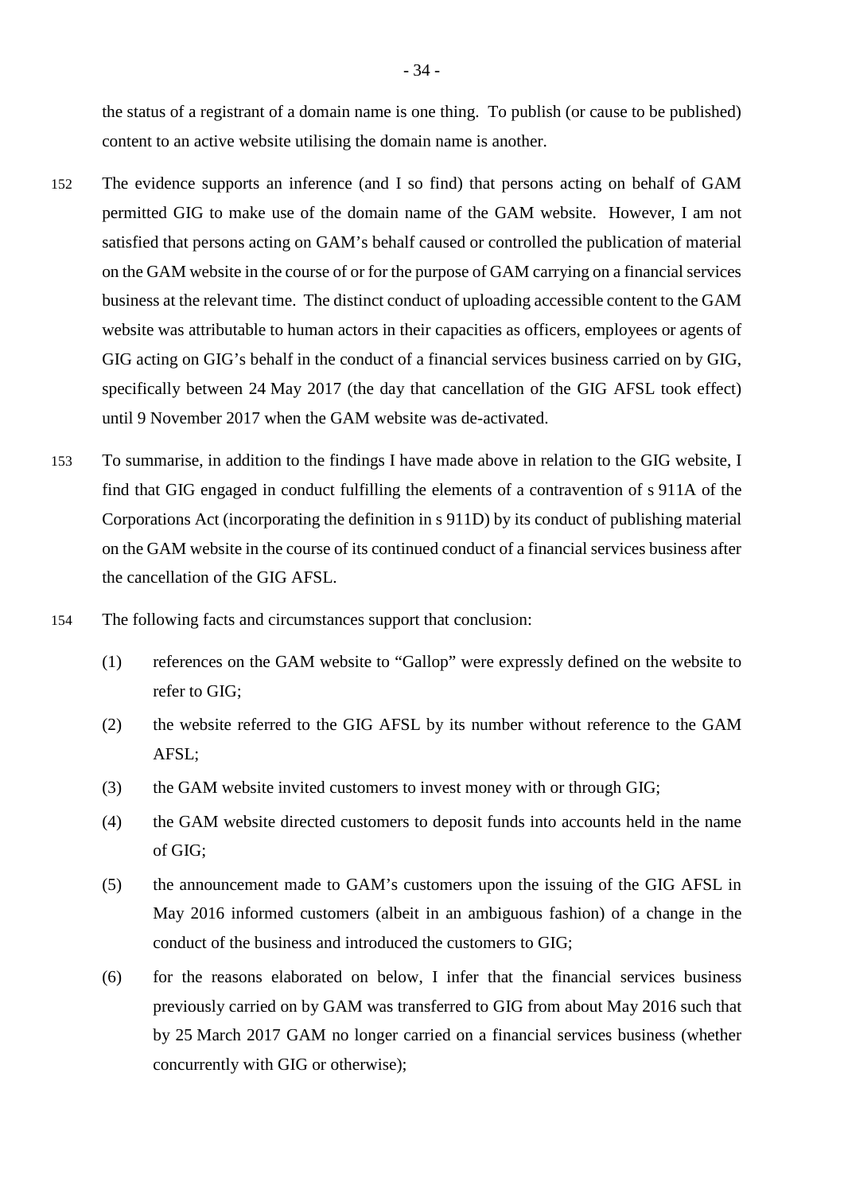the status of a registrant of a domain name is one thing. To publish (or cause to be published) content to an active website utilising the domain name is another.

152 The evidence supports an inference (and I so find) that persons acting on behalf of GAM permitted GIG to make use of the domain name of the GAM website. However, I am not satisfied that persons acting on GAM's behalf caused or controlled the publication of material on the GAM website in the course of or for the purpose of GAM carrying on a financial services business at the relevant time. The distinct conduct of uploading accessible content to the GAM website was attributable to human actors in their capacities as officers, employees or agents of GIG acting on GIG's behalf in the conduct of a financial services business carried on by GIG, specifically between 24 May 2017 (the day that cancellation of the GIG AFSL took effect) until 9 November 2017 when the GAM website was de-activated.

153 To summarise, in addition to the findings I have made above in relation to the GIG website, I find that GIG engaged in conduct fulfilling the elements of a contravention of s 911A of the Corporations Act (incorporating the definition in s 911D) by its conduct of publishing material on the GAM website in the course of its continued conduct of a financial services business after the cancellation of the GIG AFSL.

154 The following facts and circumstances support that conclusion:

(1) references on the GAM website to "Gallop" were expressly defined on the website to refer to GIG;

(2) the website referred to the GIG AFSL by its number without reference to the GAM AFSL;

(3) the GAM website invited customers to invest money with or through GIG;

(4) the GAM website directed customers to deposit funds into accounts held in the name of GIG;

(5) the announcement made to GAM's customers upon the issuing of the GIG AFSL in May 2016 informed customers (albeit in an ambiguous fashion) of a change in the conduct of the business and introduced the customers to GIG;

(6) for the reasons elaborated on below, I infer that the financial services business previously carried on by GAM was transferred to GIG from about May 2016 such that by 25 March 2017 GAM no longer carried on a financial services business (whether concurrently with GIG or otherwise);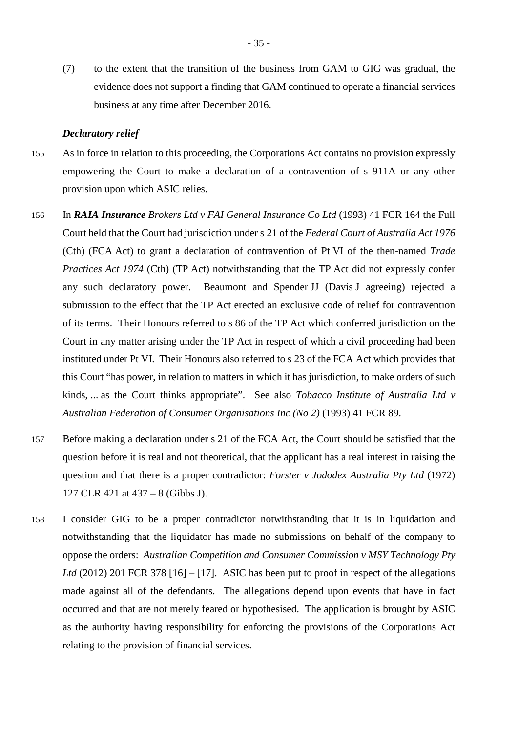(7) to the extent that the transition of the business from GAM to GIG was gradual, the evidence does not support a finding that GAM continued to operate a financial services business at any time after December 2016.

### *Declaratory relief*

155 As in force in relation to this proceeding, the Corporations Act contains no provision expressly empowering the Court to make a declaration of a contravention of s 911A or any other provision upon which ASIC relies.

156 In ***RAIA Insurance*** *Brokers Ltd v FAI General Insurance Co Ltd* (1993) 41 FCR 164 the Full Court held that the Court had jurisdiction under s 21 of the *Federal Court of Australia Act 1976* (Cth) (FCA Act) to grant a declaration of contravention of Pt VI of the then-named *Trade Practices Act 1974* (Cth) (TP Act) notwithstanding that the TP Act did not expressly confer any such declaratory power. Beaumont and Spender JJ (Davis J agreeing) rejected a submission to the effect that the TP Act erected an exclusive code of relief for contravention of its terms. Their Honours referred to s 86 of the TP Act which conferred jurisdiction on the Court in any matter arising under the TP Act in respect of which a civil proceeding had been instituted under Pt VI. Their Honours also referred to s 23 of the FCA Act which provides that this Court "has power, in relation to matters in which it has jurisdiction, to make orders of such kinds, ... as the Court thinks appropriate". See also *Tobacco Institute of Australia Ltd v Australian Federation of Consumer Organisations Inc (No 2)* (1993) 41 FCR 89.

157 Before making a declaration under s 21 of the FCA Act, the Court should be satisfied that the question before it is real and not theoretical, that the applicant has a real interest in raising the question and that there is a proper contradictor: *Forster v Jododex Australia Pty Ltd* (1972) 127 CLR 421 at 437 – 8 (Gibbs J).

158 I consider GIG to be a proper contradictor notwithstanding that it is in liquidation and notwithstanding that the liquidator has made no submissions on behalf of the company to oppose the orders: *Australian Competition and Consumer Commission v MSY Technology Pty Ltd* (2012) 201 FCR 378 [16] – [17]. ASIC has been put to proof in respect of the allegations made against all of the defendants. The allegations depend upon events that have in fact occurred and that are not merely feared or hypothesised. The application is brought by ASIC as the authority having responsibility for enforcing the provisions of the Corporations Act relating to the provision of financial services.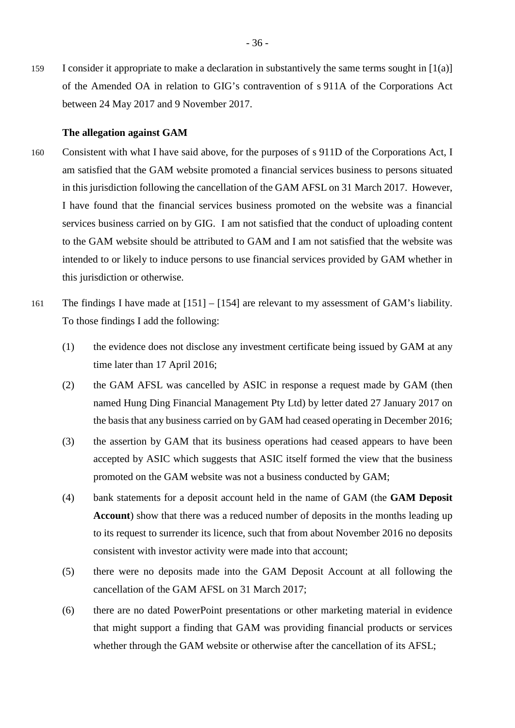159 I consider it appropriate to make a declaration in substantively the same terms sought in [1(a)] of the Amended OA in relation to GIG's contravention of s 911A of the Corporations Act between 24 May 2017 and 9 November 2017.

**The allegation against GAM**

160 Consistent with what I have said above, for the purposes of s 911D of the Corporations Act, I am satisfied that the GAM website promoted a financial services business to persons situated in this jurisdiction following the cancellation of the GAM AFSL on 31 March 2017. However, I have found that the financial services business promoted on the website was a financial services business carried on by GIG. I am not satisfied that the conduct of uploading content to the GAM website should be attributed to GAM and I am not satisfied that the website was intended to or likely to induce persons to use financial services provided by GAM whether in this jurisdiction or otherwise.

161 The findings I have made at [151] – [154] are relevant to my assessment of GAM's liability. To those findings I add the following:

(1) the evidence does not disclose any investment certificate being issued by GAM at any time later than 17 April 2016;

(2) the GAM AFSL was cancelled by ASIC in response a request made by GAM (then named Hung Ding Financial Management Pty Ltd) by letter dated 27 January 2017 on the basis that any business carried on by GAM had ceased operating in December 2016;

(3) the assertion by GAM that its business operations had ceased appears to have been accepted by ASIC which suggests that ASIC itself formed the view that the business promoted on the GAM website was not a business conducted by GAM;

(4) bank statements for a deposit account held in the name of GAM (the **GAM Deposit Account**) show that there was a reduced number of deposits in the months leading up to its request to surrender its licence, such that from about November 2016 no deposits consistent with investor activity were made into that account;

(5) there were no deposits made into the GAM Deposit Account at all following the cancellation of the GAM AFSL on 31 March 2017;

(6) there are no dated PowerPoint presentations or other marketing material in evidence that might support a finding that GAM was providing financial products or services whether through the GAM website or otherwise after the cancellation of its AFSL;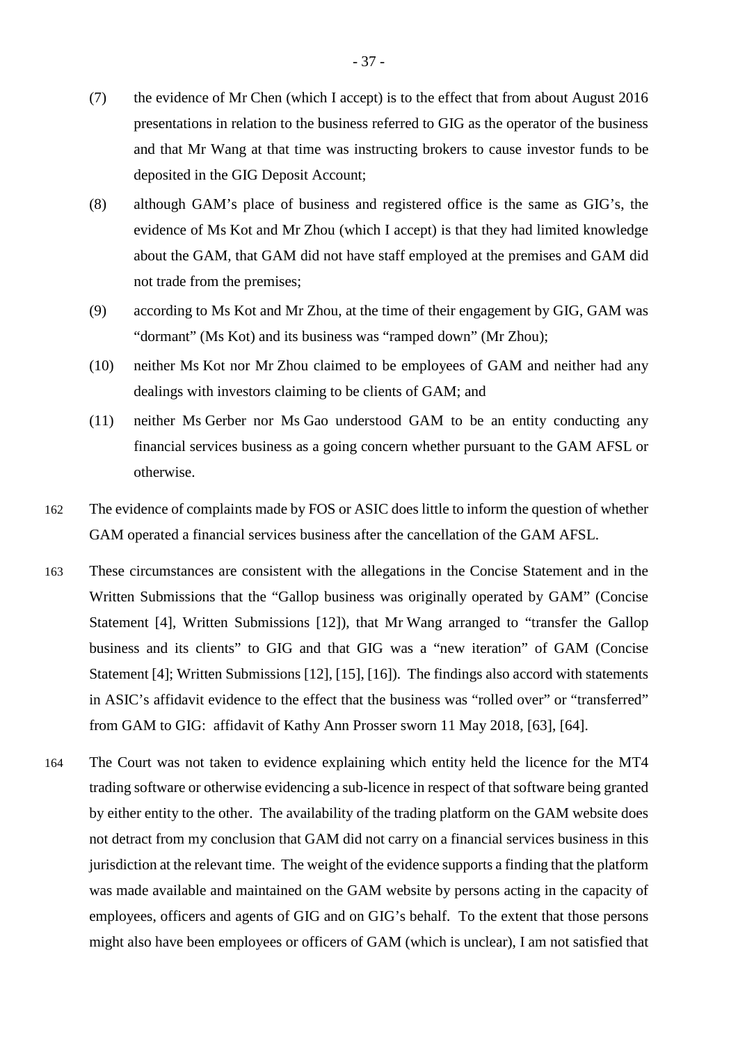(7) the evidence of Mr Chen (which I accept) is to the effect that from about August 2016 presentations in relation to the business referred to GIG as the operator of the business and that Mr Wang at that time was instructing brokers to cause investor funds to be deposited in the GIG Deposit Account;

(8) although GAM's place of business and registered office is the same as GIG's, the evidence of Ms Kot and Mr Zhou (which I accept) is that they had limited knowledge about the GAM, that GAM did not have staff employed at the premises and GAM did not trade from the premises;

(9) according to Ms Kot and Mr Zhou, at the time of their engagement by GIG, GAM was "dormant" (Ms Kot) and its business was "ramped down" (Mr Zhou);

(10) neither Ms Kot nor Mr Zhou claimed to be employees of GAM and neither had any dealings with investors claiming to be clients of GAM; and

(11) neither Ms Gerber nor Ms Gao understood GAM to be an entity conducting any financial services business as a going concern whether pursuant to the GAM AFSL or otherwise.

162 The evidence of complaints made by FOS or ASIC does little to inform the question of whether GAM operated a financial services business after the cancellation of the GAM AFSL.

163 These circumstances are consistent with the allegations in the Concise Statement and in the Written Submissions that the "Gallop business was originally operated by GAM" (Concise Statement [4], Written Submissions [12]), that Mr Wang arranged to "transfer the Gallop business and its clients" to GIG and that GIG was a "new iteration" of GAM (Concise Statement [4]; Written Submissions [12], [15], [16]). The findings also accord with statements in ASIC's affidavit evidence to the effect that the business was "rolled over" or "transferred" from GAM to GIG: affidavit of Kathy Ann Prosser sworn 11 May 2018, [63], [64].

164 The Court was not taken to evidence explaining which entity held the licence for the MT4 trading software or otherwise evidencing a sub-licence in respect of that software being granted by either entity to the other. The availability of the trading platform on the GAM website does not detract from my conclusion that GAM did not carry on a financial services business in this jurisdiction at the relevant time. The weight of the evidence supports a finding that the platform was made available and maintained on the GAM website by persons acting in the capacity of employees, officers and agents of GIG and on GIG's behalf. To the extent that those persons might also have been employees or officers of GAM (which is unclear), I am not satisfied that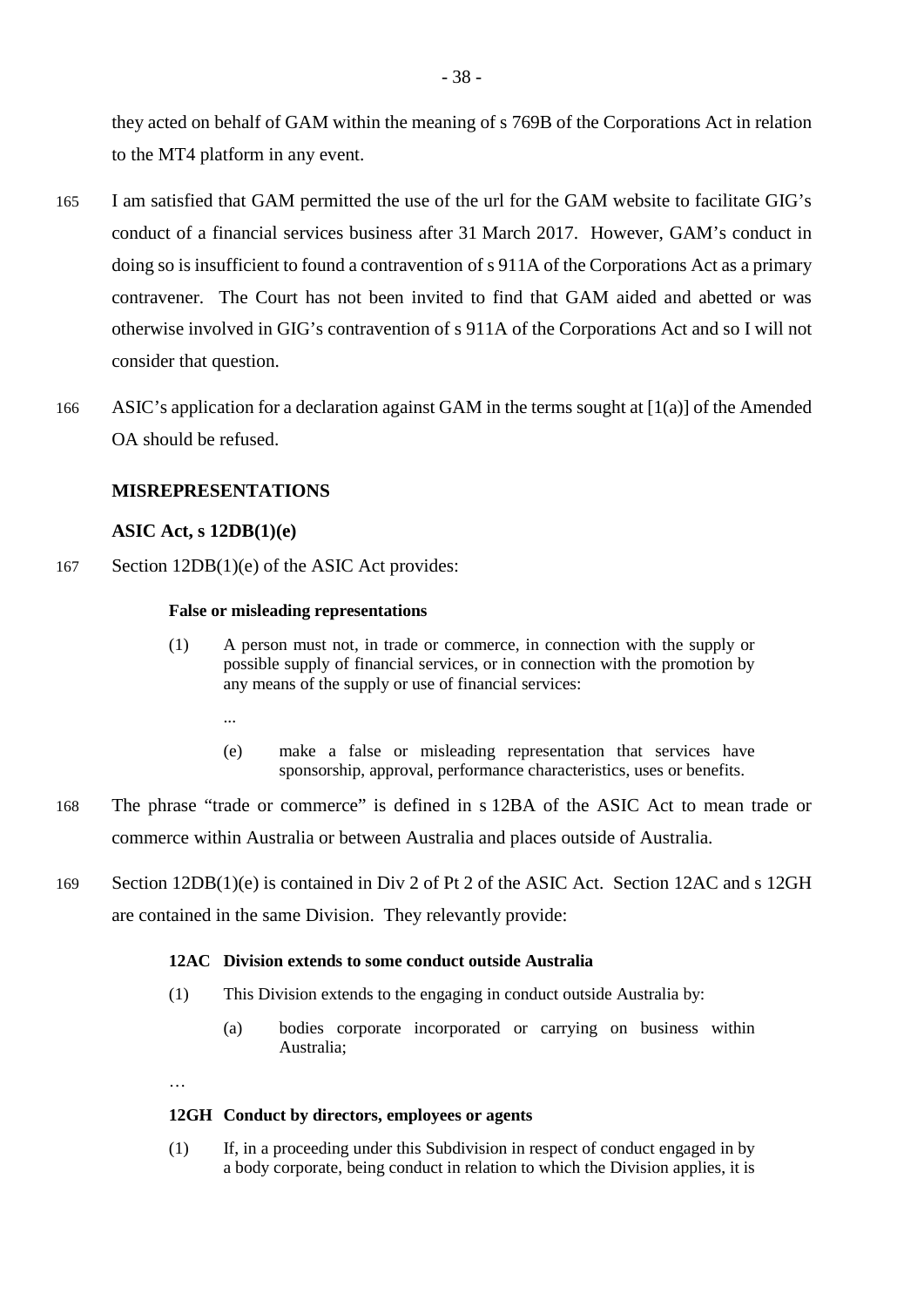they acted on behalf of GAM within the meaning of s 769B of the Corporations Act in relation to the MT4 platform in any event.

165 I am satisfied that GAM permitted the use of the url for the GAM website to facilitate GIG's conduct of a financial services business after 31 March 2017. However, GAM's conduct in doing so is insufficient to found a contravention of s 911A of the Corporations Act as a primary contravener. The Court has not been invited to find that GAM aided and abetted or was otherwise involved in GIG's contravention of s 911A of the Corporations Act and so I will not consider that question.

166 ASIC's application for a declaration against GAM in the terms sought at [1(a)] of the Amended OA should be refused.

## MISREPRESENTATIONS

### ASIC Act, s 12DB(1)(e)

167 Section 12DB(1)(e) of the ASIC Act provides:

> **False or misleading representations**
>
> (1) A person must not, in trade or commerce, in connection with the supply or possible supply of financial services, or in connection with the promotion by any means of the supply or use of financial services:
>
> ...
>
> (e) make a false or misleading representation that services have sponsorship, approval, performance characteristics, uses or benefits.

168 The phrase "trade or commerce" is defined in s 12BA of the ASIC Act to mean trade or commerce within Australia or between Australia and places outside of Australia.

169 Section 12DB(1)(e) is contained in Div 2 of Pt 2 of the ASIC Act. Section 12AC and s 12GH are contained in the same Division. They relevantly provide:

> **12AC Division extends to some conduct outside Australia**
>
> (1) This Division extends to the engaging in conduct outside Australia by:
>
> (a) bodies corporate incorporated or carrying on business within Australia;
>
> …
>
> **12GH Conduct by directors, employees or agents**
>
> (1) If, in a proceeding under this Subdivision in respect of conduct engaged in by a body corporate, being conduct in relation to which the Division applies, it is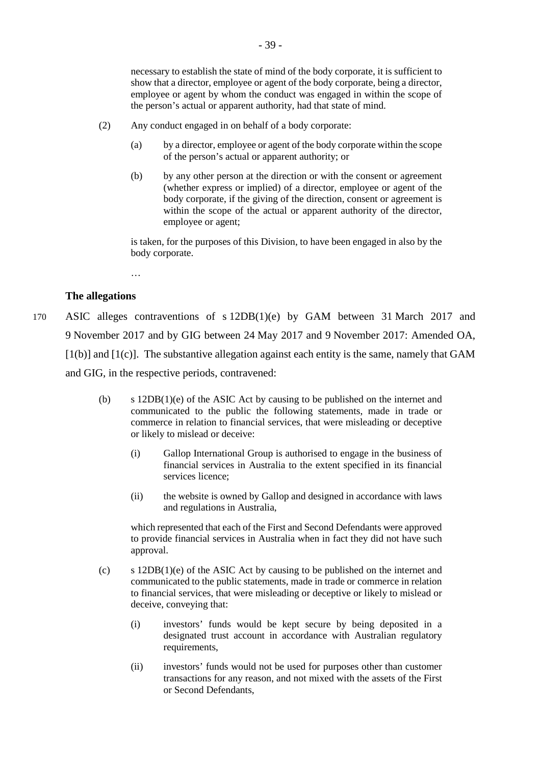necessary to establish the state of mind of the body corporate, it is sufficient to show that a director, employee or agent of the body corporate, being a director, employee or agent by whom the conduct was engaged in within the scope of the person's actual or apparent authority, had that state of mind.

(2) Any conduct engaged in on behalf of a body corporate:

(a) by a director, employee or agent of the body corporate within the scope of the person's actual or apparent authority; or

(b) by any other person at the direction or with the consent or agreement (whether express or implied) of a director, employee or agent of the body corporate, if the giving of the direction, consent or agreement is within the scope of the actual or apparent authority of the director, employee or agent;

is taken, for the purposes of this Division, to have been engaged in also by the body corporate.

…

**The allegations**

170 ASIC alleges contraventions of s 12DB(1)(e) by GAM between 31 March 2017 and 9 November 2017 and by GIG between 24 May 2017 and 9 November 2017: Amended OA, [1(b)] and [1(c)]. The substantive allegation against each entity is the same, namely that GAM and GIG, in the respective periods, contravened:

(b) s 12DB(1)(e) of the ASIC Act by causing to be published on the internet and communicated to the public the following statements, made in trade or commerce in relation to financial services, that were misleading or deceptive or likely to mislead or deceive:

(i) Gallop International Group is authorised to engage in the business of financial services in Australia to the extent specified in its financial services licence;

(ii) the website is owned by Gallop and designed in accordance with laws and regulations in Australia,

which represented that each of the First and Second Defendants were approved to provide financial services in Australia when in fact they did not have such approval.

(c) s 12DB(1)(e) of the ASIC Act by causing to be published on the internet and communicated to the public statements, made in trade or commerce in relation to financial services, that were misleading or deceptive or likely to mislead or deceive, conveying that:

(i) investors' funds would be kept secure by being deposited in a designated trust account in accordance with Australian regulatory requirements,

(ii) investors' funds would not be used for purposes other than customer transactions for any reason, and not mixed with the assets of the First or Second Defendants,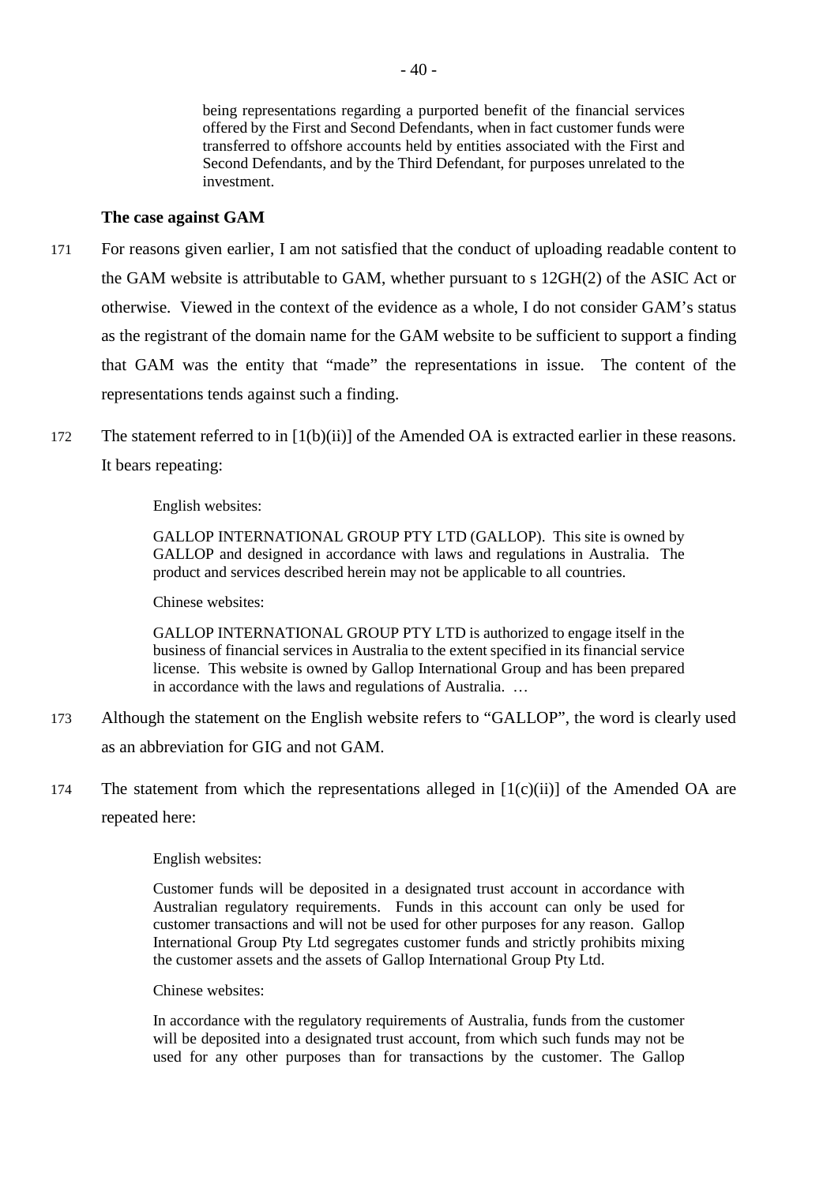> being representations regarding a purported benefit of the financial services offered by the First and Second Defendants, when in fact customer funds were transferred to offshore accounts held by entities associated with the First and Second Defendants, and by the Third Defendant, for purposes unrelated to the investment.

**The case against GAM**

171 For reasons given earlier, I am not satisfied that the conduct of uploading readable content to the GAM website is attributable to GAM, whether pursuant to s 12GH(2) of the ASIC Act or otherwise. Viewed in the context of the evidence as a whole, I do not consider GAM's status as the registrant of the domain name for the GAM website to be sufficient to support a finding that GAM was the entity that "made" the representations in issue. The content of the representations tends against such a finding.

172 The statement referred to in [1(b)(ii)] of the Amended OA is extracted earlier in these reasons. It bears repeating:

> English websites:
>
> GALLOP INTERNATIONAL GROUP PTY LTD (GALLOP). This site is owned by GALLOP and designed in accordance with laws and regulations in Australia. The product and services described herein may not be applicable to all countries.
>
> Chinese websites:
>
> GALLOP INTERNATIONAL GROUP PTY LTD is authorized to engage itself in the business of financial services in Australia to the extent specified in its financial service license. This website is owned by Gallop International Group and has been prepared in accordance with the laws and regulations of Australia. …

173 Although the statement on the English website refers to "GALLOP", the word is clearly used as an abbreviation for GIG and not GAM.

174 The statement from which the representations alleged in [1(c)(ii)] of the Amended OA are repeated here:

> English websites:
>
> Customer funds will be deposited in a designated trust account in accordance with Australian regulatory requirements. Funds in this account can only be used for customer transactions and will not be used for other purposes for any reason. Gallop International Group Pty Ltd segregates customer funds and strictly prohibits mixing the customer assets and the assets of Gallop International Group Pty Ltd.
>
> Chinese websites:
>
> In accordance with the regulatory requirements of Australia, funds from the customer will be deposited into a designated trust account, from which such funds may not be used for any other purposes than for transactions by the customer. The Gallop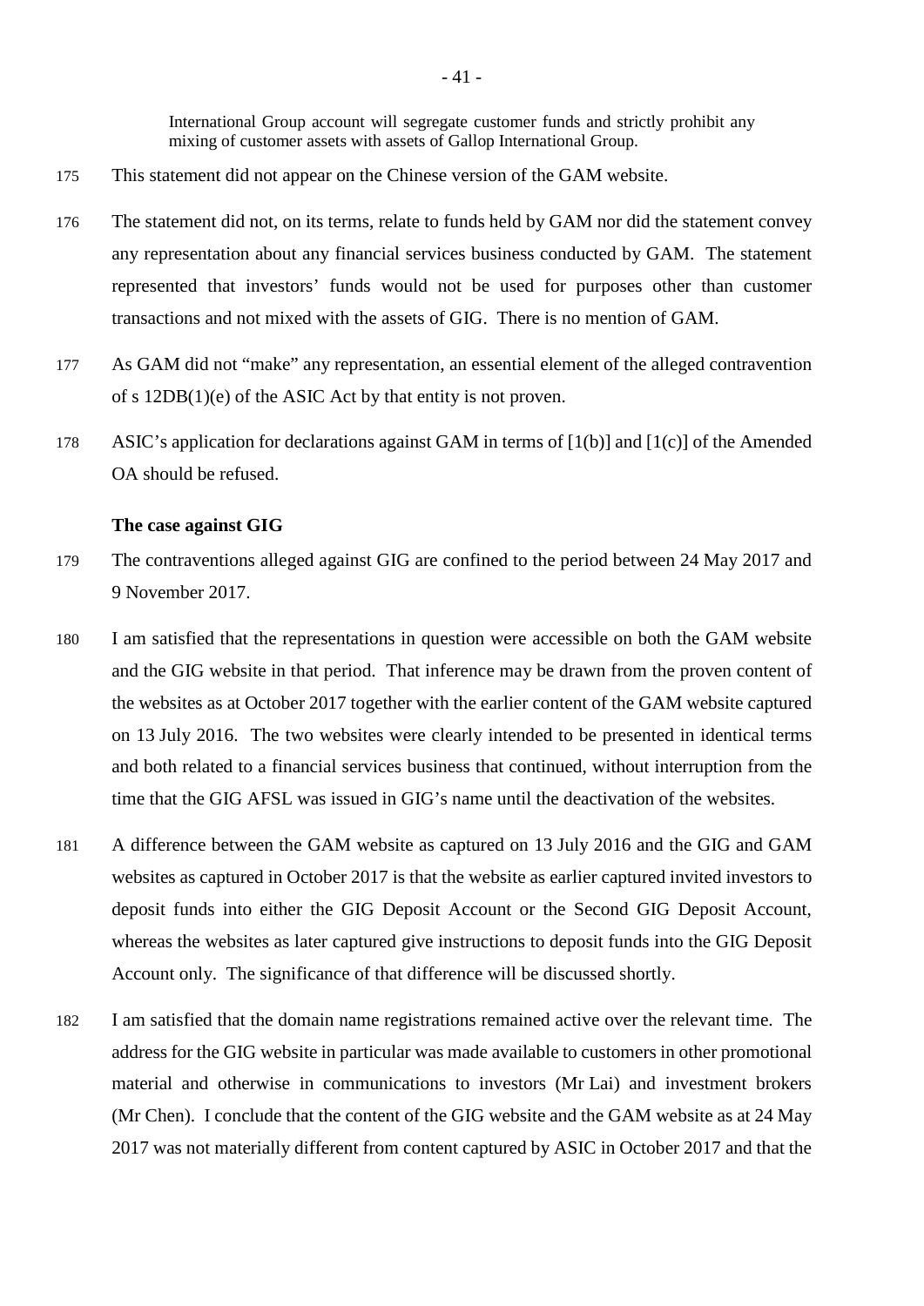> International Group account will segregate customer funds and strictly prohibit any mixing of customer assets with assets of Gallop International Group.

175 This statement did not appear on the Chinese version of the GAM website.

176 The statement did not, on its terms, relate to funds held by GAM nor did the statement convey any representation about any financial services business conducted by GAM. The statement represented that investors' funds would not be used for purposes other than customer transactions and not mixed with the assets of GIG. There is no mention of GAM.

177 As GAM did not "make" any representation, an essential element of the alleged contravention of s 12DB(1)(e) of the ASIC Act by that entity is not proven.

178 ASIC's application for declarations against GAM in terms of [1(b)] and [1(c)] of the Amended OA should be refused.

**The case against GIG**

179 The contraventions alleged against GIG are confined to the period between 24 May 2017 and 9 November 2017.

180 I am satisfied that the representations in question were accessible on both the GAM website and the GIG website in that period. That inference may be drawn from the proven content of the websites as at October 2017 together with the earlier content of the GAM website captured on 13 July 2016. The two websites were clearly intended to be presented in identical terms and both related to a financial services business that continued, without interruption from the time that the GIG AFSL was issued in GIG's name until the deactivation of the websites.

181 A difference between the GAM website as captured on 13 July 2016 and the GIG and GAM websites as captured in October 2017 is that the website as earlier captured invited investors to deposit funds into either the GIG Deposit Account or the Second GIG Deposit Account, whereas the websites as later captured give instructions to deposit funds into the GIG Deposit Account only. The significance of that difference will be discussed shortly.

182 I am satisfied that the domain name registrations remained active over the relevant time. The address for the GIG website in particular was made available to customers in other promotional material and otherwise in communications to investors (Mr Lai) and investment brokers (Mr Chen). I conclude that the content of the GIG website and the GAM website as at 24 May 2017 was not materially different from content captured by ASIC in October 2017 and that the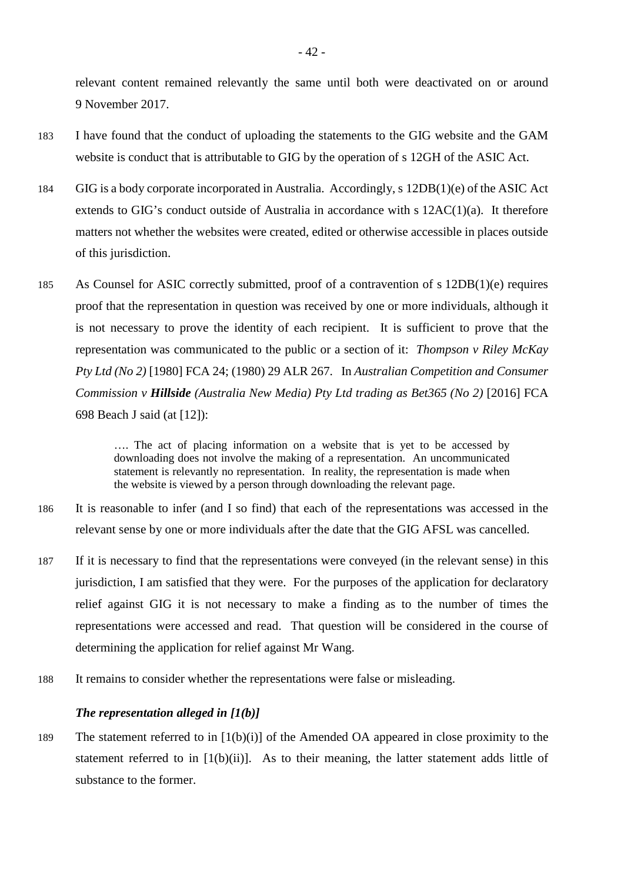relevant content remained relevantly the same until both were deactivated on or around 9 November 2017.

183 I have found that the conduct of uploading the statements to the GIG website and the GAM website is conduct that is attributable to GIG by the operation of s 12GH of the ASIC Act.

184 GIG is a body corporate incorporated in Australia. Accordingly, s 12DB(1)(e) of the ASIC Act extends to GIG's conduct outside of Australia in accordance with s 12AC(1)(a). It therefore matters not whether the websites were created, edited or otherwise accessible in places outside of this jurisdiction.

185 As Counsel for ASIC correctly submitted, proof of a contravention of s 12DB(1)(e) requires proof that the representation in question was received by one or more individuals, although it is not necessary to prove the identity of each recipient. It is sufficient to prove that the representation was communicated to the public or a section of it: *Thompson v Riley McKay Pty Ltd (No 2)* [1980] FCA 24; (1980) 29 ALR 267. In *Australian Competition and Consumer Commission v **Hillside** (Australia New Media) Pty Ltd trading as Bet365 (No 2)* [2016] FCA 698 Beach J said (at [12]):

> …. The act of placing information on a website that is yet to be accessed by downloading does not involve the making of a representation. An uncommunicated statement is relevantly no representation. In reality, the representation is made when the website is viewed by a person through downloading the relevant page.

186 It is reasonable to infer (and I so find) that each of the representations was accessed in the relevant sense by one or more individuals after the date that the GIG AFSL was cancelled.

187 If it is necessary to find that the representations were conveyed (in the relevant sense) in this jurisdiction, I am satisfied that they were. For the purposes of the application for declaratory relief against GIG it is not necessary to make a finding as to the number of times the representations were accessed and read. That question will be considered in the course of determining the application for relief against Mr Wang.

188 It remains to consider whether the representations were false or misleading.

### *The representation alleged in [1(b)]*

189 The statement referred to in [1(b)(i)] of the Amended OA appeared in close proximity to the statement referred to in [1(b)(ii)]. As to their meaning, the latter statement adds little of substance to the former.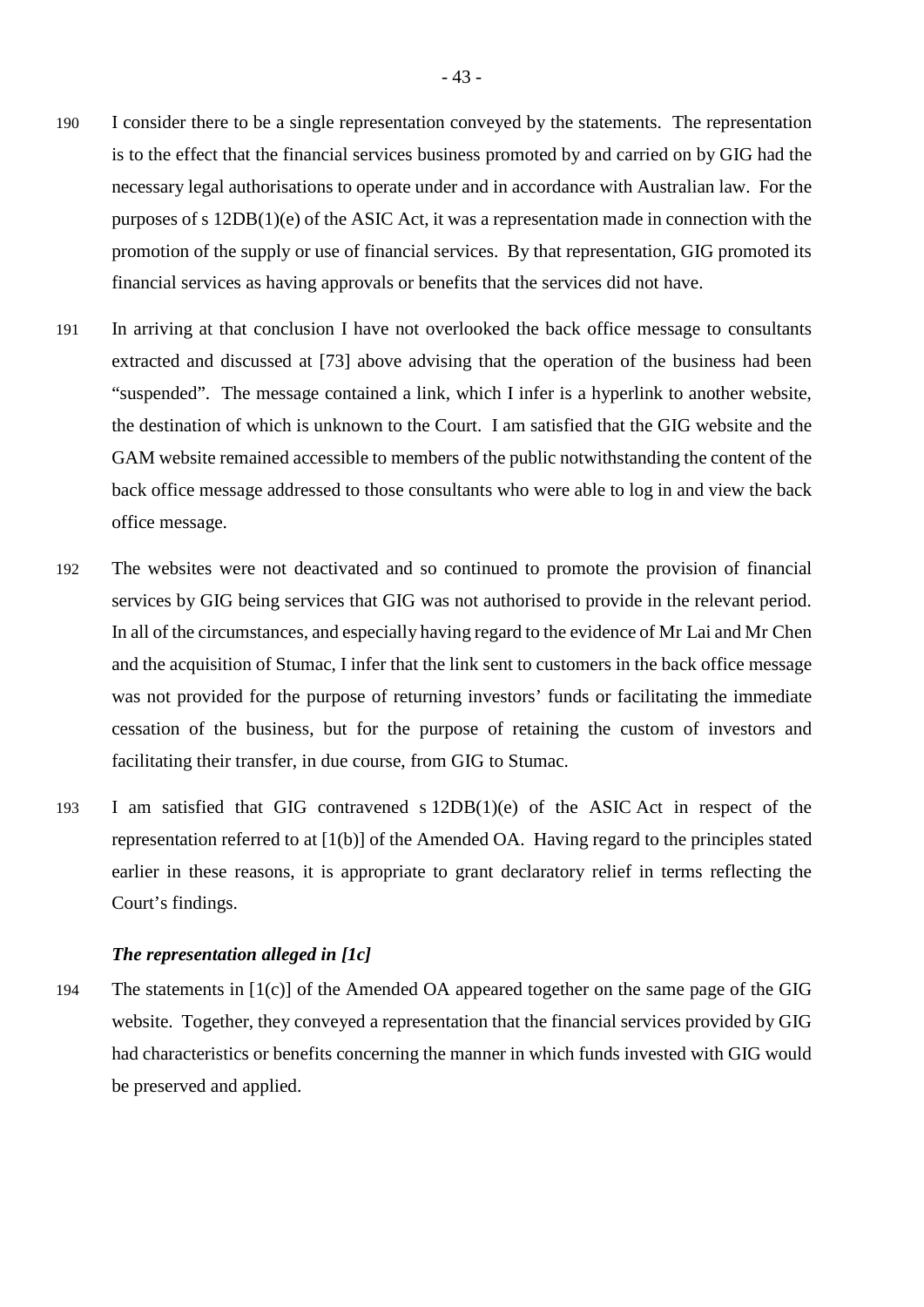190 I consider there to be a single representation conveyed by the statements. The representation is to the effect that the financial services business promoted by and carried on by GIG had the necessary legal authorisations to operate under and in accordance with Australian law. For the purposes of s 12DB(1)(e) of the ASIC Act, it was a representation made in connection with the promotion of the supply or use of financial services. By that representation, GIG promoted its financial services as having approvals or benefits that the services did not have.

191 In arriving at that conclusion I have not overlooked the back office message to consultants extracted and discussed at [73] above advising that the operation of the business had been "suspended". The message contained a link, which I infer is a hyperlink to another website, the destination of which is unknown to the Court. I am satisfied that the GIG website and the GAM website remained accessible to members of the public notwithstanding the content of the back office message addressed to those consultants who were able to log in and view the back office message.

192 The websites were not deactivated and so continued to promote the provision of financial services by GIG being services that GIG was not authorised to provide in the relevant period. In all of the circumstances, and especially having regard to the evidence of Mr Lai and Mr Chen and the acquisition of Stumac, I infer that the link sent to customers in the back office message was not provided for the purpose of returning investors' funds or facilitating the immediate cessation of the business, but for the purpose of retaining the custom of investors and facilitating their transfer, in due course, from GIG to Stumac.

193 I am satisfied that GIG contravened s 12DB(1)(e) of the ASIC Act in respect of the representation referred to at [1(b)] of the Amended OA. Having regard to the principles stated earlier in these reasons, it is appropriate to grant declaratory relief in terms reflecting the Court's findings.

### *The representation alleged in [1c]*

194 The statements in [1(c)] of the Amended OA appeared together on the same page of the GIG website. Together, they conveyed a representation that the financial services provided by GIG had characteristics or benefits concerning the manner in which funds invested with GIG would be preserved and applied.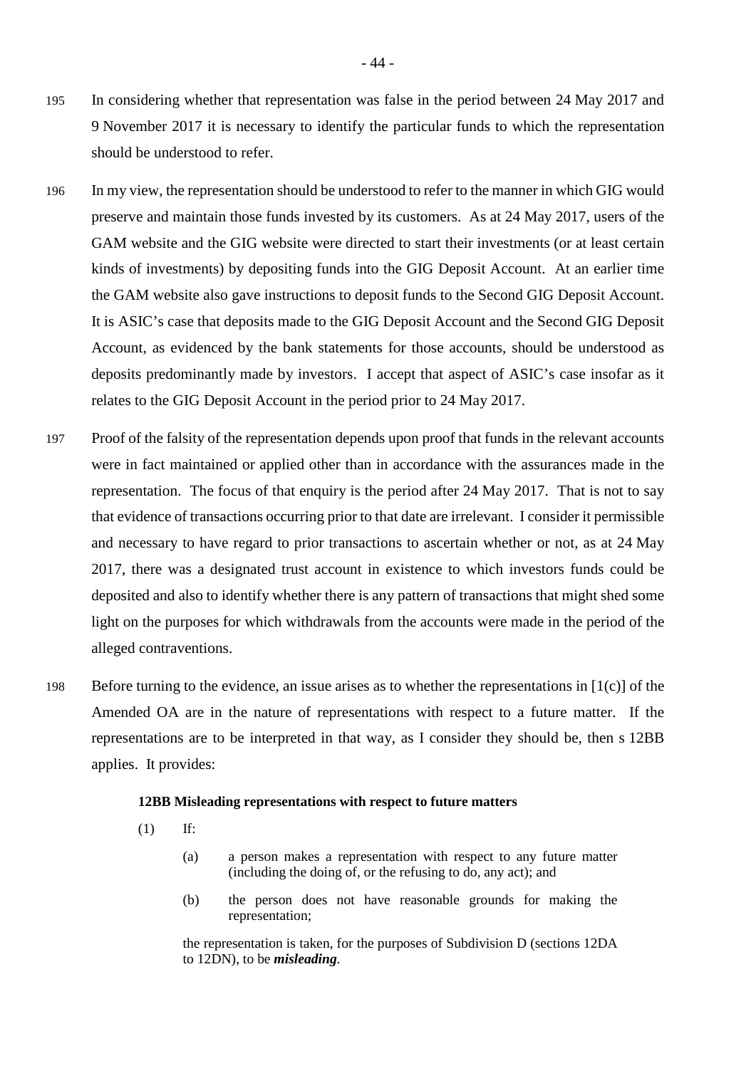195 In considering whether that representation was false in the period between 24 May 2017 and 9 November 2017 it is necessary to identify the particular funds to which the representation should be understood to refer.

196 In my view, the representation should be understood to refer to the manner in which GIG would preserve and maintain those funds invested by its customers. As at 24 May 2017, users of the GAM website and the GIG website were directed to start their investments (or at least certain kinds of investments) by depositing funds into the GIG Deposit Account. At an earlier time the GAM website also gave instructions to deposit funds to the Second GIG Deposit Account. It is ASIC's case that deposits made to the GIG Deposit Account and the Second GIG Deposit Account, as evidenced by the bank statements for those accounts, should be understood as deposits predominantly made by investors. I accept that aspect of ASIC's case insofar as it relates to the GIG Deposit Account in the period prior to 24 May 2017.

197 Proof of the falsity of the representation depends upon proof that funds in the relevant accounts were in fact maintained or applied other than in accordance with the assurances made in the representation. The focus of that enquiry is the period after 24 May 2017. That is not to say that evidence of transactions occurring prior to that date are irrelevant. I consider it permissible and necessary to have regard to prior transactions to ascertain whether or not, as at 24 May 2017, there was a designated trust account in existence to which investors funds could be deposited and also to identify whether there is any pattern of transactions that might shed some light on the purposes for which withdrawals from the accounts were made in the period of the alleged contraventions.

198 Before turning to the evidence, an issue arises as to whether the representations in [1(c)] of the Amended OA are in the nature of representations with respect to a future matter. If the representations are to be interpreted in that way, as I consider they should be, then s 12BB applies. It provides:

> **12BB Misleading representations with respect to future matters**
>
> (1) If:
>
> (a) a person makes a representation with respect to any future matter (including the doing of, or the refusing to do, any act); and
>
> (b) the person does not have reasonable grounds for making the representation;
>
> the representation is taken, for the purposes of Subdivision D (sections 12DA to 12DN), to be ***misleading***.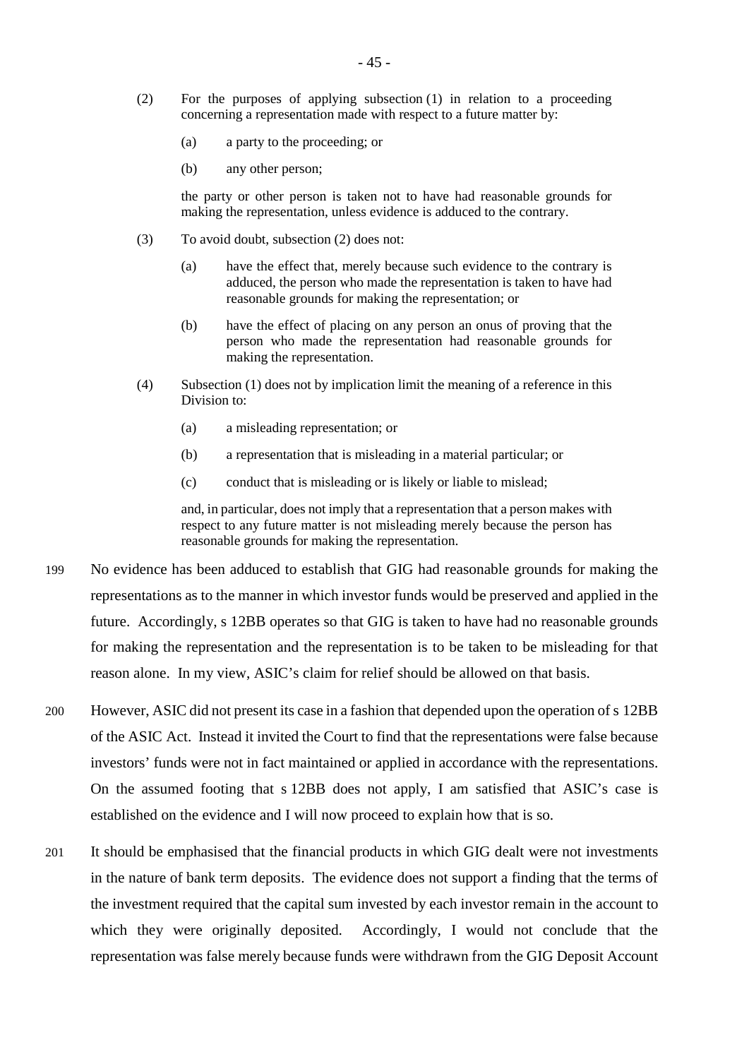(2) For the purposes of applying subsection (1) in relation to a proceeding concerning a representation made with respect to a future matter by:

   (a) a party to the proceeding; or

   (b) any other person;

   the party or other person is taken not to have had reasonable grounds for making the representation, unless evidence is adduced to the contrary.

(3) To avoid doubt, subsection (2) does not:

   (a) have the effect that, merely because such evidence to the contrary is adduced, the person who made the representation is taken to have had reasonable grounds for making the representation; or

   (b) have the effect of placing on any person an onus of proving that the person who made the representation had reasonable grounds for making the representation.

(4) Subsection (1) does not by implication limit the meaning of a reference in this Division to:

   (a) a misleading representation; or

   (b) a representation that is misleading in a material particular; or

   (c) conduct that is misleading or is likely or liable to mislead;

   and, in particular, does not imply that a representation that a person makes with respect to any future matter is not misleading merely because the person has reasonable grounds for making the representation.

199 No evidence has been adduced to establish that GIG had reasonable grounds for making the representations as to the manner in which investor funds would be preserved and applied in the future. Accordingly, s 12BB operates so that GIG is taken to have had no reasonable grounds for making the representation and the representation is to be taken to be misleading for that reason alone. In my view, ASIC's claim for relief should be allowed on that basis.

200 However, ASIC did not present its case in a fashion that depended upon the operation of s 12BB of the ASIC Act. Instead it invited the Court to find that the representations were false because investors' funds were not in fact maintained or applied in accordance with the representations. On the assumed footing that s 12BB does not apply, I am satisfied that ASIC's case is established on the evidence and I will now proceed to explain how that is so.

201 It should be emphasised that the financial products in which GIG dealt were not investments in the nature of bank term deposits. The evidence does not support a finding that the terms of the investment required that the capital sum invested by each investor remain in the account to which they were originally deposited. Accordingly, I would not conclude that the representation was false merely because funds were withdrawn from the GIG Deposit Account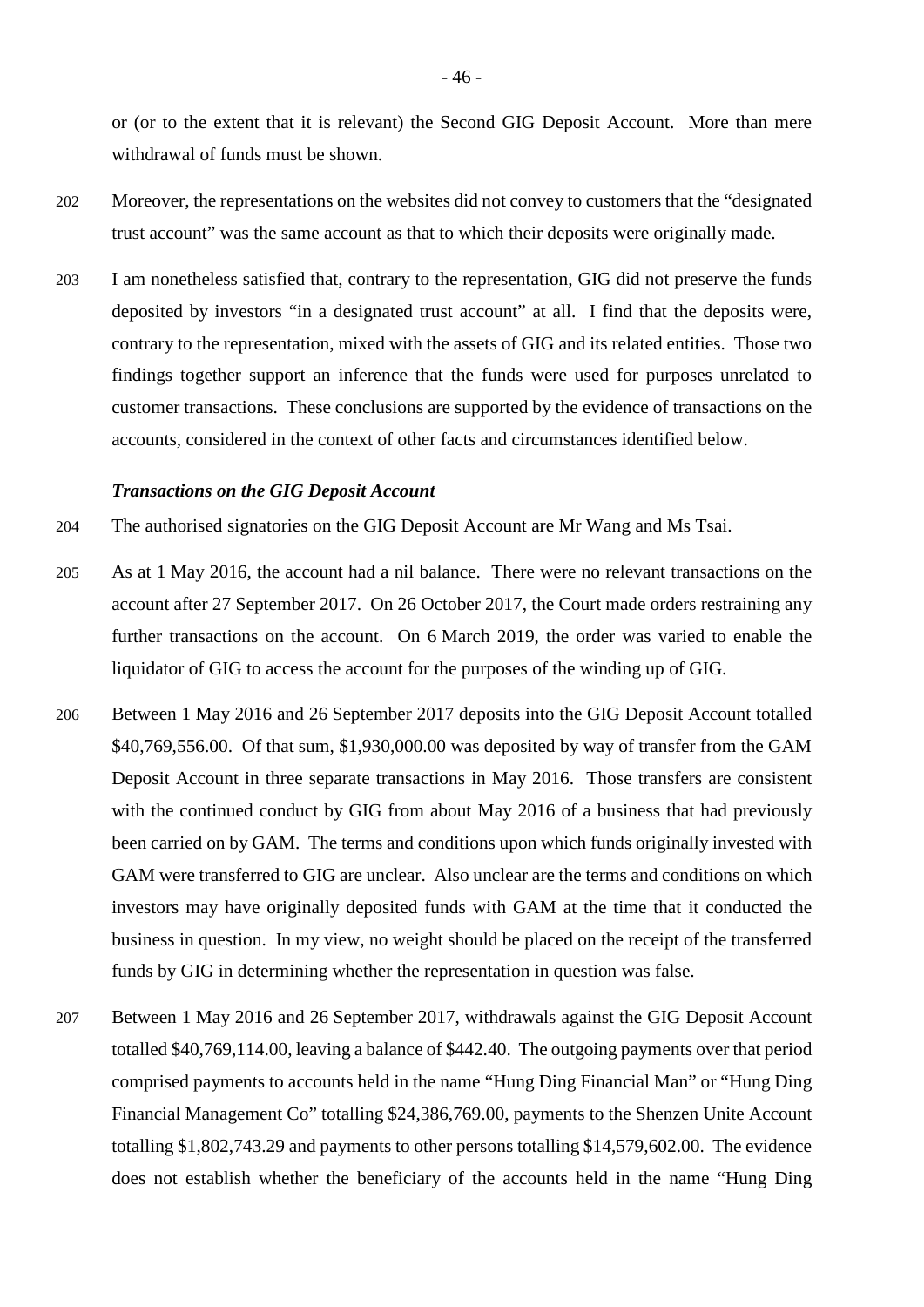or (or to the extent that it is relevant) the Second GIG Deposit Account. More than mere withdrawal of funds must be shown.

202 Moreover, the representations on the websites did not convey to customers that the "designated trust account" was the same account as that to which their deposits were originally made.

203 I am nonetheless satisfied that, contrary to the representation, GIG did not preserve the funds deposited by investors "in a designated trust account" at all. I find that the deposits were, contrary to the representation, mixed with the assets of GIG and its related entities. Those two findings together support an inference that the funds were used for purposes unrelated to customer transactions. These conclusions are supported by the evidence of transactions on the accounts, considered in the context of other facts and circumstances identified below.

***Transactions on the GIG Deposit Account***

204 The authorised signatories on the GIG Deposit Account are Mr Wang and Ms Tsai.

205 As at 1 May 2016, the account had a nil balance. There were no relevant transactions on the account after 27 September 2017. On 26 October 2017, the Court made orders restraining any further transactions on the account. On 6 March 2019, the order was varied to enable the liquidator of GIG to access the account for the purposes of the winding up of GIG.

206 Between 1 May 2016 and 26 September 2017 deposits into the GIG Deposit Account totalled $40,769,556.00. Of that sum, $1,930,000.00 was deposited by way of transfer from the GAM Deposit Account in three separate transactions in May 2016. Those transfers are consistent with the continued conduct by GIG from about May 2016 of a business that had previously been carried on by GAM. The terms and conditions upon which funds originally invested with GAM were transferred to GIG are unclear. Also unclear are the terms and conditions on which investors may have originally deposited funds with GAM at the time that it conducted the business in question. In my view, no weight should be placed on the receipt of the transferred funds by GIG in determining whether the representation in question was false.

207 Between 1 May 2016 and 26 September 2017, withdrawals against the GIG Deposit Account totalled $40,769,114.00, leaving a balance of $442.40. The outgoing payments over that period comprised payments to accounts held in the name "Hung Ding Financial Man" or "Hung Ding Financial Management Co" totalling $24,386,769.00, payments to the Shenzen Unite Account totalling $1,802,743.29 and payments to other persons totalling $14,579,602.00. The evidence does not establish whether the beneficiary of the accounts held in the name "Hung Ding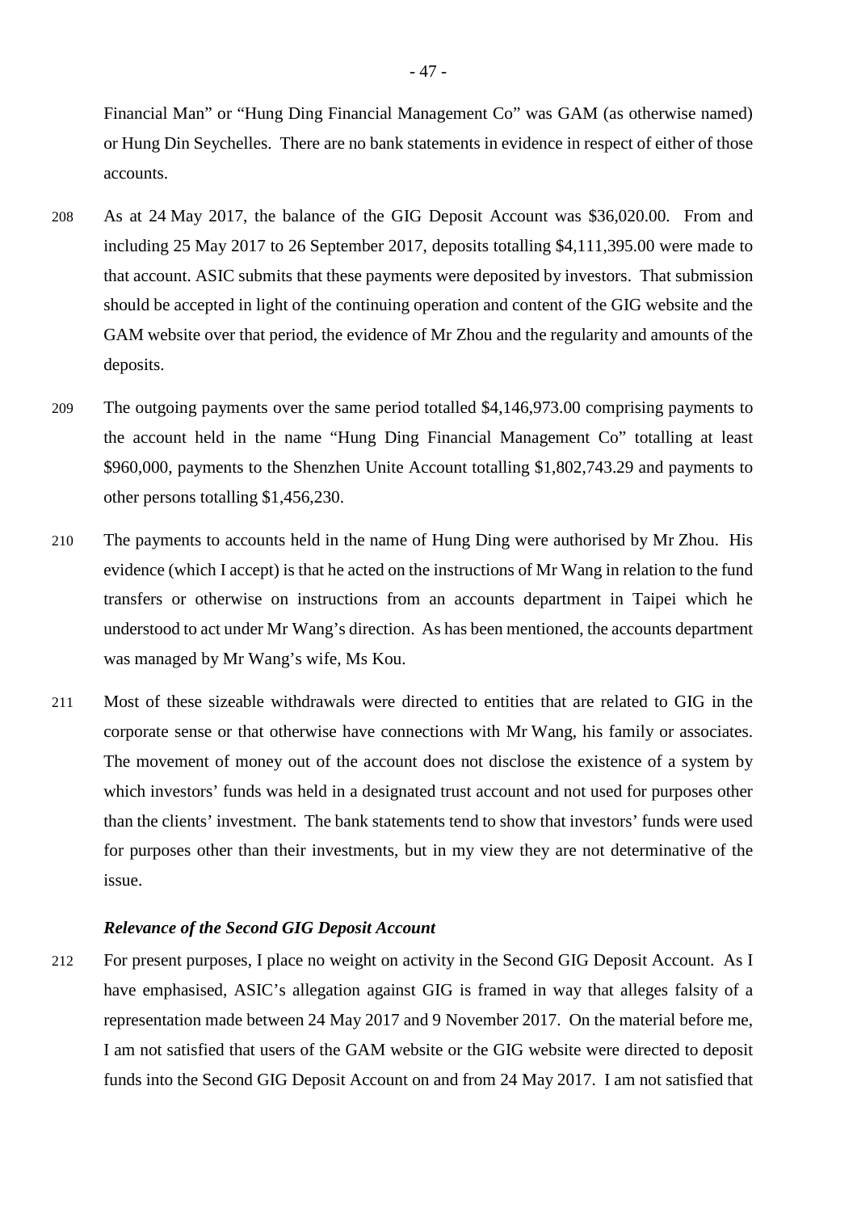Financial Man" or "Hung Ding Financial Management Co" was GAM (as otherwise named) or Hung Din Seychelles. There are no bank statements in evidence in respect of either of those accounts.

208 As at 24 May 2017, the balance of the GIG Deposit Account was $36,020.00. From and including 25 May 2017 to 26 September 2017, deposits totalling $4,111,395.00 were made to that account. ASIC submits that these payments were deposited by investors. That submission should be accepted in light of the continuing operation and content of the GIG website and the GAM website over that period, the evidence of Mr Zhou and the regularity and amounts of the deposits.

209 The outgoing payments over the same period totalled $4,146,973.00 comprising payments to the account held in the name "Hung Ding Financial Management Co" totalling at least $960,000, payments to the Shenzhen Unite Account totalling $1,802,743.29 and payments to other persons totalling $1,456,230.

210 The payments to accounts held in the name of Hung Ding were authorised by Mr Zhou. His evidence (which I accept) is that he acted on the instructions of Mr Wang in relation to the fund transfers or otherwise on instructions from an accounts department in Taipei which he understood to act under Mr Wang's direction. As has been mentioned, the accounts department was managed by Mr Wang's wife, Ms Kou.

211 Most of these sizeable withdrawals were directed to entities that are related to GIG in the corporate sense or that otherwise have connections with Mr Wang, his family or associates. The movement of money out of the account does not disclose the existence of a system by which investors' funds was held in a designated trust account and not used for purposes other than the clients' investment. The bank statements tend to show that investors' funds were used for purposes other than their investments, but in my view they are not determinative of the issue.

### *Relevance of the Second GIG Deposit Account*

212 For present purposes, I place no weight on activity in the Second GIG Deposit Account. As I have emphasised, ASIC's allegation against GIG is framed in way that alleges falsity of a representation made between 24 May 2017 and 9 November 2017. On the material before me, I am not satisfied that users of the GAM website or the GIG website were directed to deposit funds into the Second GIG Deposit Account on and from 24 May 2017. I am not satisfied that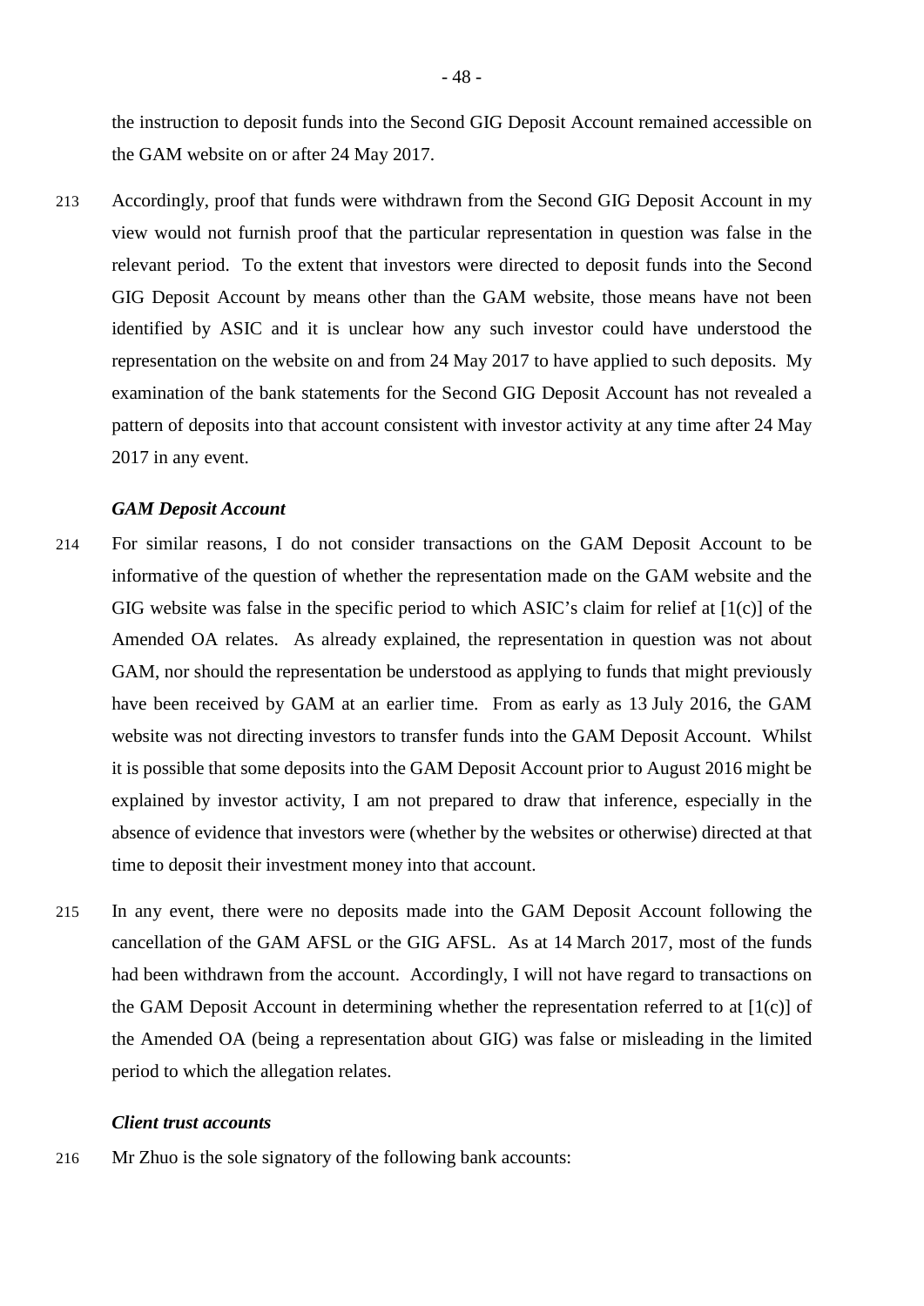the instruction to deposit funds into the Second GIG Deposit Account remained accessible on the GAM website on or after 24 May 2017.

213 Accordingly, proof that funds were withdrawn from the Second GIG Deposit Account in my view would not furnish proof that the particular representation in question was false in the relevant period. To the extent that investors were directed to deposit funds into the Second GIG Deposit Account by means other than the GAM website, those means have not been identified by ASIC and it is unclear how any such investor could have understood the representation on the website on and from 24 May 2017 to have applied to such deposits. My examination of the bank statements for the Second GIG Deposit Account has not revealed a pattern of deposits into that account consistent with investor activity at any time after 24 May 2017 in any event.

### *GAM Deposit Account*

214 For similar reasons, I do not consider transactions on the GAM Deposit Account to be informative of the question of whether the representation made on the GAM website and the GIG website was false in the specific period to which ASIC's claim for relief at [1(c)] of the Amended OA relates. As already explained, the representation in question was not about GAM, nor should the representation be understood as applying to funds that might previously have been received by GAM at an earlier time. From as early as 13 July 2016, the GAM website was not directing investors to transfer funds into the GAM Deposit Account. Whilst it is possible that some deposits into the GAM Deposit Account prior to August 2016 might be explained by investor activity, I am not prepared to draw that inference, especially in the absence of evidence that investors were (whether by the websites or otherwise) directed at that time to deposit their investment money into that account.

215 In any event, there were no deposits made into the GAM Deposit Account following the cancellation of the GAM AFSL or the GIG AFSL. As at 14 March 2017, most of the funds had been withdrawn from the account. Accordingly, I will not have regard to transactions on the GAM Deposit Account in determining whether the representation referred to at [1(c)] of the Amended OA (being a representation about GIG) was false or misleading in the limited period to which the allegation relates.

### *Client trust accounts*

216 Mr Zhuo is the sole signatory of the following bank accounts: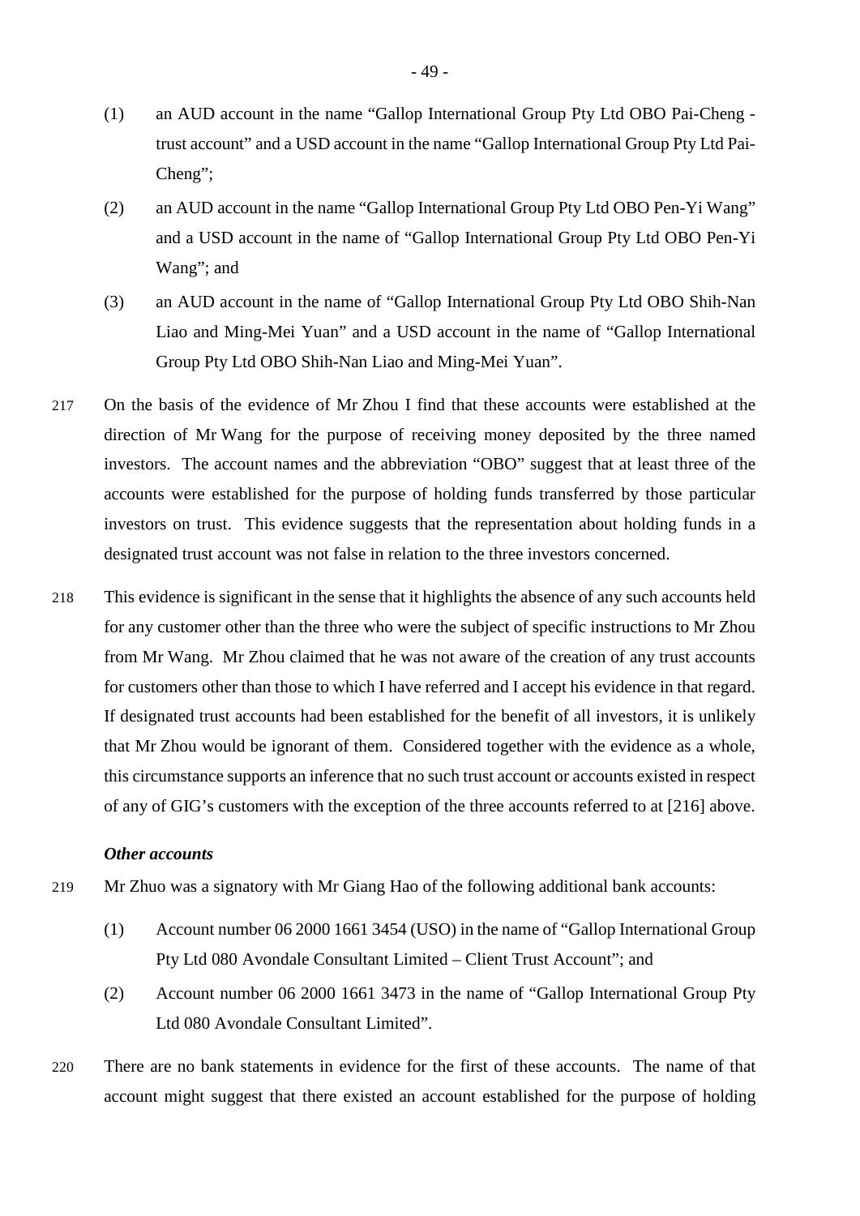(1) an AUD account in the name "Gallop International Group Pty Ltd OBO Pai-Cheng - trust account" and a USD account in the name "Gallop International Group Pty Ltd Pai-Cheng";

(2) an AUD account in the name "Gallop International Group Pty Ltd OBO Pen-Yi Wang" and a USD account in the name of "Gallop International Group Pty Ltd OBO Pen-Yi Wang"; and

(3) an AUD account in the name of "Gallop International Group Pty Ltd OBO Shih-Nan Liao and Ming-Mei Yuan" and a USD account in the name of "Gallop International Group Pty Ltd OBO Shih-Nan Liao and Ming-Mei Yuan".

217 On the basis of the evidence of Mr Zhou I find that these accounts were established at the direction of Mr Wang for the purpose of receiving money deposited by the three named investors. The account names and the abbreviation "OBO" suggest that at least three of the accounts were established for the purpose of holding funds transferred by those particular investors on trust. This evidence suggests that the representation about holding funds in a designated trust account was not false in relation to the three investors concerned.

218 This evidence is significant in the sense that it highlights the absence of any such accounts held for any customer other than the three who were the subject of specific instructions to Mr Zhou from Mr Wang. Mr Zhou claimed that he was not aware of the creation of any trust accounts for customers other than those to which I have referred and I accept his evidence in that regard. If designated trust accounts had been established for the benefit of all investors, it is unlikely that Mr Zhou would be ignorant of them. Considered together with the evidence as a whole, this circumstance supports an inference that no such trust account or accounts existed in respect of any of GIG's customers with the exception of the three accounts referred to at [216] above.

### *Other accounts*

219 Mr Zhuo was a signatory with Mr Giang Hao of the following additional bank accounts:

(1) Account number 06 2000 1661 3454 (USO) in the name of "Gallop International Group Pty Ltd 080 Avondale Consultant Limited – Client Trust Account"; and

(2) Account number 06 2000 1661 3473 in the name of "Gallop International Group Pty Ltd 080 Avondale Consultant Limited".

220 There are no bank statements in evidence for the first of these accounts. The name of that account might suggest that there existed an account established for the purpose of holding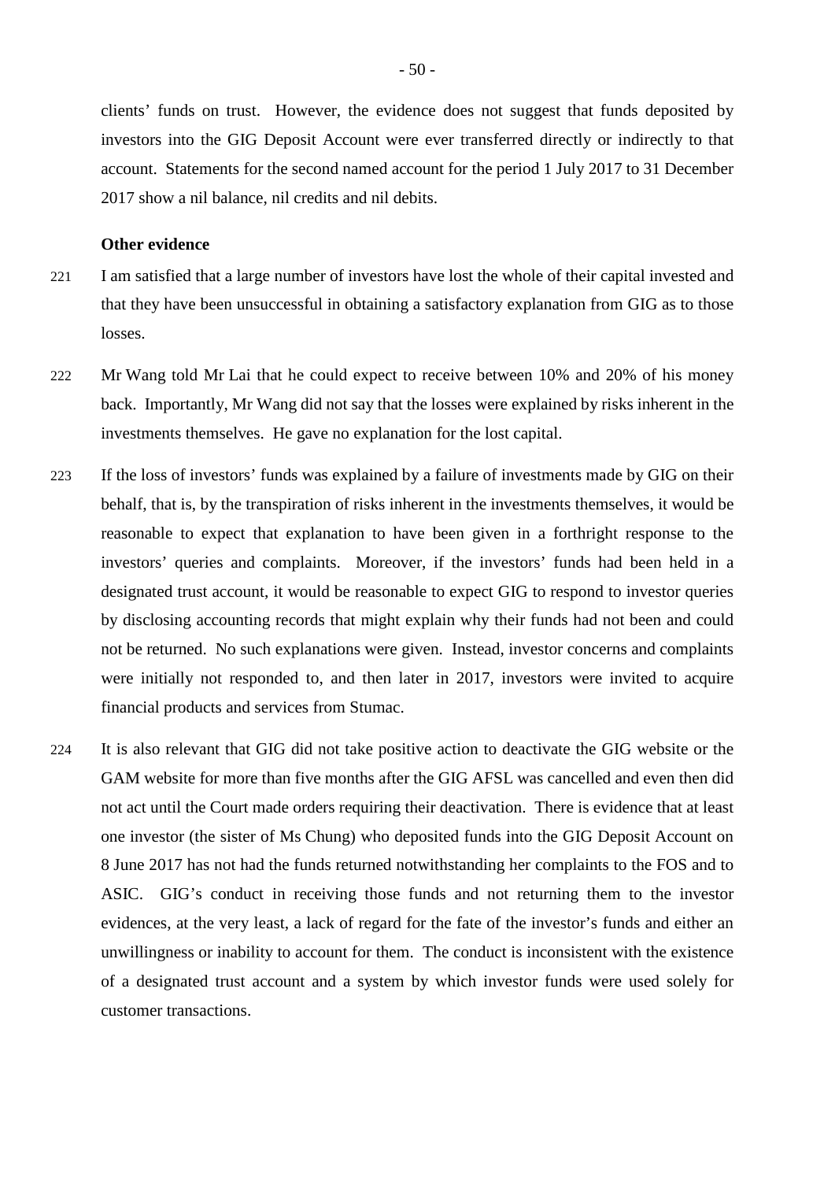clients' funds on trust. However, the evidence does not suggest that funds deposited by investors into the GIG Deposit Account were ever transferred directly or indirectly to that account. Statements for the second named account for the period 1 July 2017 to 31 December 2017 show a nil balance, nil credits and nil debits.

**Other evidence**

221 I am satisfied that a large number of investors have lost the whole of their capital invested and that they have been unsuccessful in obtaining a satisfactory explanation from GIG as to those losses.

222 Mr Wang told Mr Lai that he could expect to receive between 10% and 20% of his money back. Importantly, Mr Wang did not say that the losses were explained by risks inherent in the investments themselves. He gave no explanation for the lost capital.

223 If the loss of investors' funds was explained by a failure of investments made by GIG on their behalf, that is, by the transpiration of risks inherent in the investments themselves, it would be reasonable to expect that explanation to have been given in a forthright response to the investors' queries and complaints. Moreover, if the investors' funds had been held in a designated trust account, it would be reasonable to expect GIG to respond to investor queries by disclosing accounting records that might explain why their funds had not been and could not be returned. No such explanations were given. Instead, investor concerns and complaints were initially not responded to, and then later in 2017, investors were invited to acquire financial products and services from Stumac.

224 It is also relevant that GIG did not take positive action to deactivate the GIG website or the GAM website for more than five months after the GIG AFSL was cancelled and even then did not act until the Court made orders requiring their deactivation. There is evidence that at least one investor (the sister of Ms Chung) who deposited funds into the GIG Deposit Account on 8 June 2017 has not had the funds returned notwithstanding her complaints to the FOS and to ASIC. GIG's conduct in receiving those funds and not returning them to the investor evidences, at the very least, a lack of regard for the fate of the investor's funds and either an unwillingness or inability to account for them. The conduct is inconsistent with the existence of a designated trust account and a system by which investor funds were used solely for customer transactions.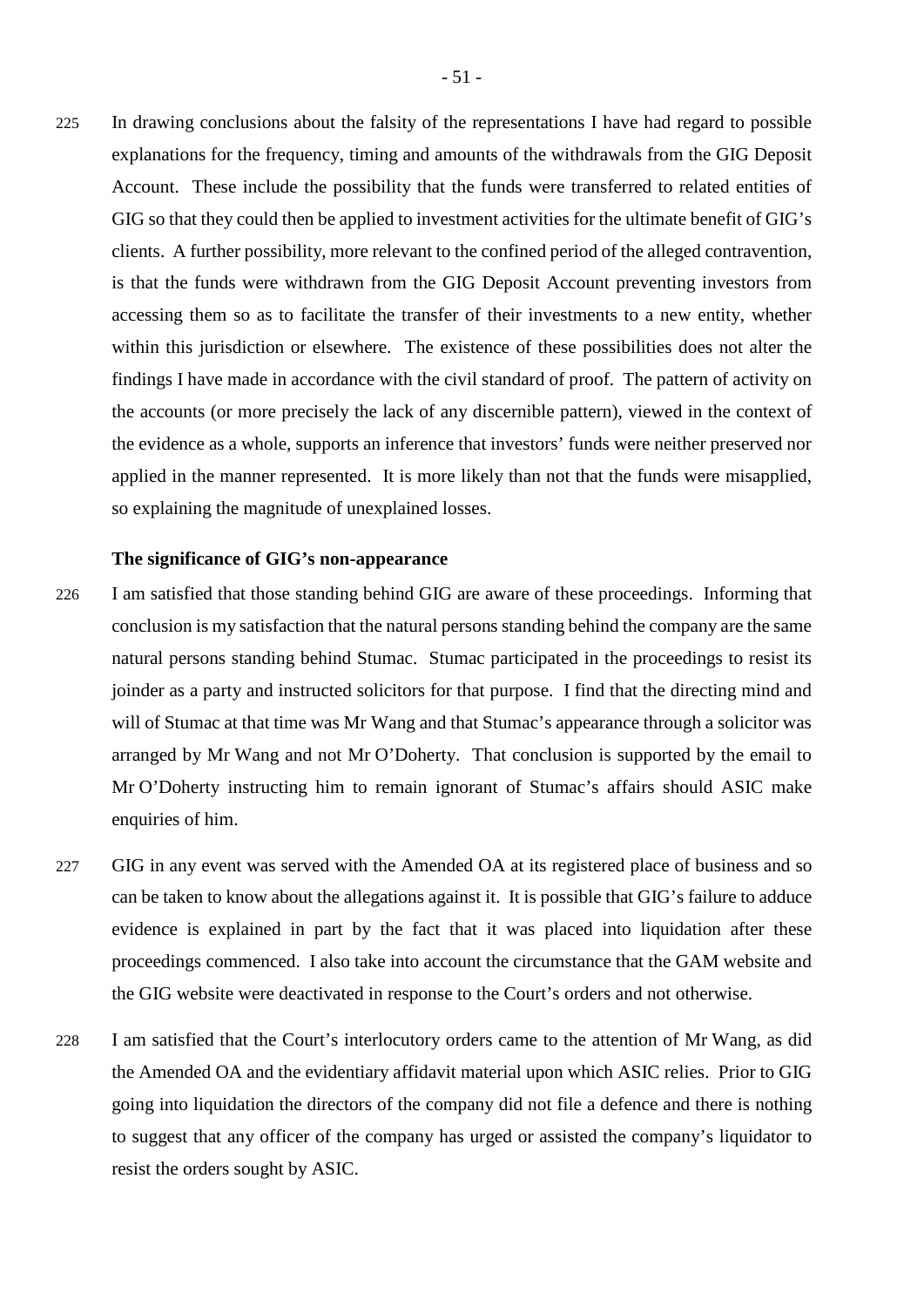225 In drawing conclusions about the falsity of the representations I have had regard to possible explanations for the frequency, timing and amounts of the withdrawals from the GIG Deposit Account. These include the possibility that the funds were transferred to related entities of GIG so that they could then be applied to investment activities for the ultimate benefit of GIG's clients. A further possibility, more relevant to the confined period of the alleged contravention, is that the funds were withdrawn from the GIG Deposit Account preventing investors from accessing them so as to facilitate the transfer of their investments to a new entity, whether within this jurisdiction or elsewhere. The existence of these possibilities does not alter the findings I have made in accordance with the civil standard of proof. The pattern of activity on the accounts (or more precisely the lack of any discernible pattern), viewed in the context of the evidence as a whole, supports an inference that investors' funds were neither preserved nor applied in the manner represented. It is more likely than not that the funds were misapplied, so explaining the magnitude of unexplained losses.

**The significance of GIG's non-appearance**

226 I am satisfied that those standing behind GIG are aware of these proceedings. Informing that conclusion is my satisfaction that the natural persons standing behind the company are the same natural persons standing behind Stumac. Stumac participated in the proceedings to resist its joinder as a party and instructed solicitors for that purpose. I find that the directing mind and will of Stumac at that time was Mr Wang and that Stumac's appearance through a solicitor was arranged by Mr Wang and not Mr O'Doherty. That conclusion is supported by the email to Mr O'Doherty instructing him to remain ignorant of Stumac's affairs should ASIC make enquiries of him.

227 GIG in any event was served with the Amended OA at its registered place of business and so can be taken to know about the allegations against it. It is possible that GIG's failure to adduce evidence is explained in part by the fact that it was placed into liquidation after these proceedings commenced. I also take into account the circumstance that the GAM website and the GIG website were deactivated in response to the Court's orders and not otherwise.

228 I am satisfied that the Court's interlocutory orders came to the attention of Mr Wang, as did the Amended OA and the evidentiary affidavit material upon which ASIC relies. Prior to GIG going into liquidation the directors of the company did not file a defence and there is nothing to suggest that any officer of the company has urged or assisted the company's liquidator to resist the orders sought by ASIC.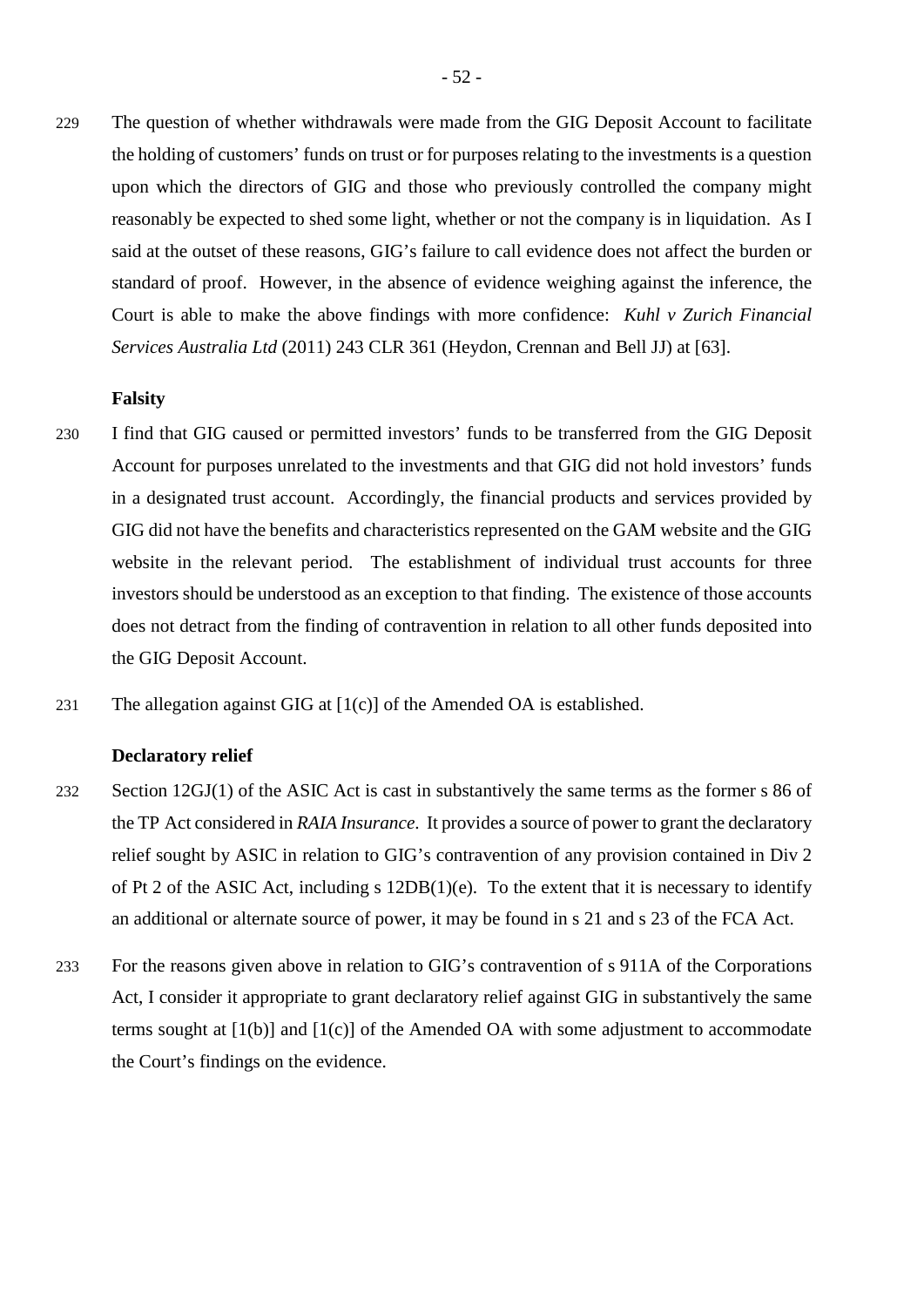229 The question of whether withdrawals were made from the GIG Deposit Account to facilitate the holding of customers' funds on trust or for purposes relating to the investments is a question upon which the directors of GIG and those who previously controlled the company might reasonably be expected to shed some light, whether or not the company is in liquidation. As I said at the outset of these reasons, GIG's failure to call evidence does not affect the burden or standard of proof. However, in the absence of evidence weighing against the inference, the Court is able to make the above findings with more confidence: *Kuhl v Zurich Financial Services Australia Ltd* (2011) 243 CLR 361 (Heydon, Crennan and Bell JJ) at [63].

**Falsity**

230 I find that GIG caused or permitted investors' funds to be transferred from the GIG Deposit Account for purposes unrelated to the investments and that GIG did not hold investors' funds in a designated trust account. Accordingly, the financial products and services provided by GIG did not have the benefits and characteristics represented on the GAM website and the GIG website in the relevant period. The establishment of individual trust accounts for three investors should be understood as an exception to that finding. The existence of those accounts does not detract from the finding of contravention in relation to all other funds deposited into the GIG Deposit Account.

231 The allegation against GIG at [1(c)] of the Amended OA is established.

**Declaratory relief**

232 Section 12GJ(1) of the ASIC Act is cast in substantively the same terms as the former s 86 of the TP Act considered in *RAIA Insurance*. It provides a source of power to grant the declaratory relief sought by ASIC in relation to GIG's contravention of any provision contained in Div 2 of Pt 2 of the ASIC Act, including s 12DB(1)(e). To the extent that it is necessary to identify an additional or alternate source of power, it may be found in s 21 and s 23 of the FCA Act.

233 For the reasons given above in relation to GIG's contravention of s 911A of the Corporations Act, I consider it appropriate to grant declaratory relief against GIG in substantively the same terms sought at [1(b)] and [1(c)] of the Amended OA with some adjustment to accommodate the Court's findings on the evidence.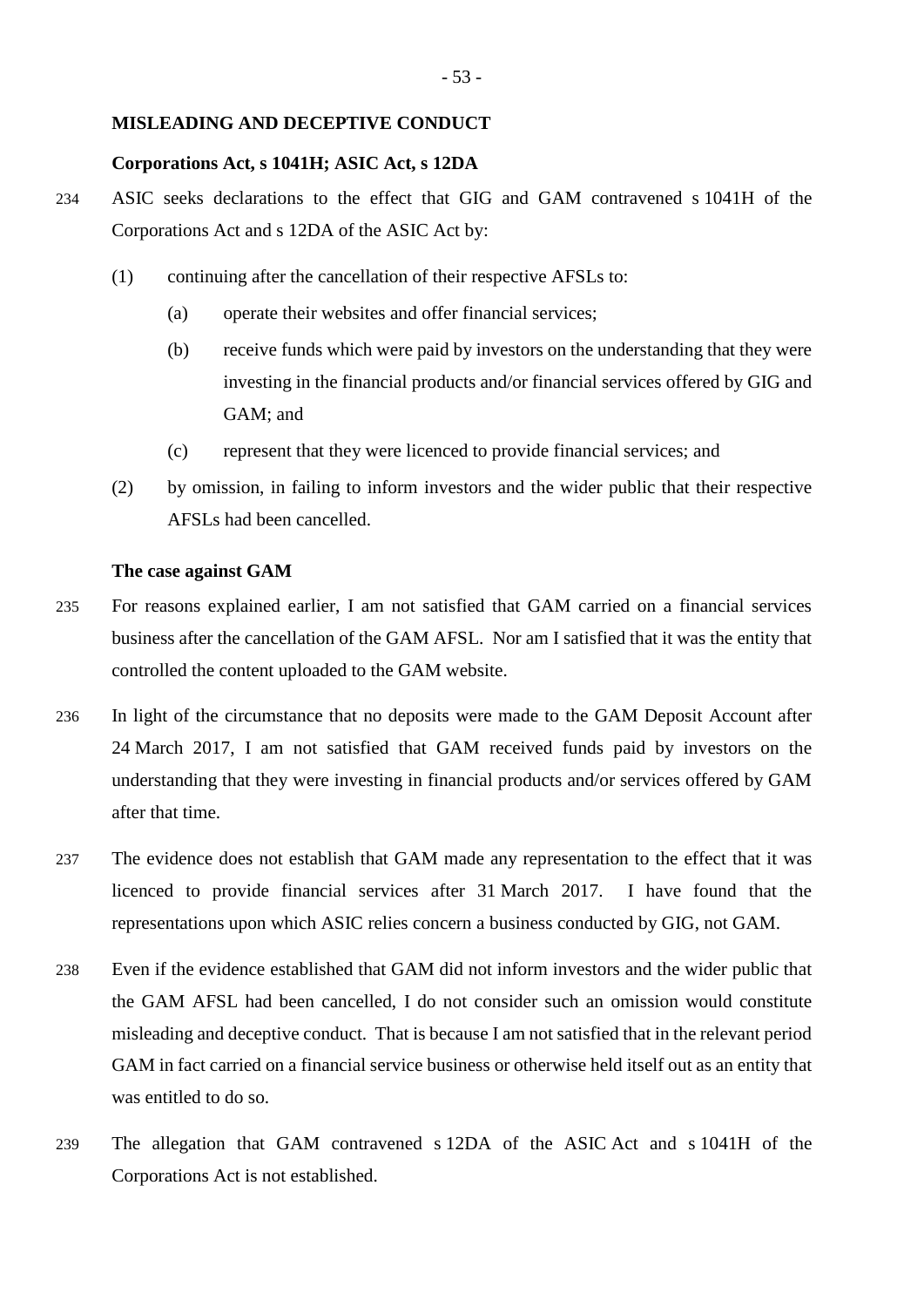**MISLEADING AND DECEPTIVE CONDUCT**

**Corporations Act, s 1041H; ASIC Act, s 12DA**

234 ASIC seeks declarations to the effect that GIG and GAM contravened s 1041H of the Corporations Act and s 12DA of the ASIC Act by:

(1) continuing after the cancellation of their respective AFSLs to:

(a) operate their websites and offer financial services;

(b) receive funds which were paid by investors on the understanding that they were investing in the financial products and/or financial services offered by GIG and GAM; and

(c) represent that they were licenced to provide financial services; and

(2) by omission, in failing to inform investors and the wider public that their respective AFSLs had been cancelled.

**The case against GAM**

235 For reasons explained earlier, I am not satisfied that GAM carried on a financial services business after the cancellation of the GAM AFSL. Nor am I satisfied that it was the entity that controlled the content uploaded to the GAM website.

236 In light of the circumstance that no deposits were made to the GAM Deposit Account after 24 March 2017, I am not satisfied that GAM received funds paid by investors on the understanding that they were investing in financial products and/or services offered by GAM after that time.

237 The evidence does not establish that GAM made any representation to the effect that it was licenced to provide financial services after 31 March 2017. I have found that the representations upon which ASIC relies concern a business conducted by GIG, not GAM.

238 Even if the evidence established that GAM did not inform investors and the wider public that the GAM AFSL had been cancelled, I do not consider such an omission would constitute misleading and deceptive conduct. That is because I am not satisfied that in the relevant period GAM in fact carried on a financial service business or otherwise held itself out as an entity that was entitled to do so.

239 The allegation that GAM contravened s 12DA of the ASIC Act and s 1041H of the Corporations Act is not established.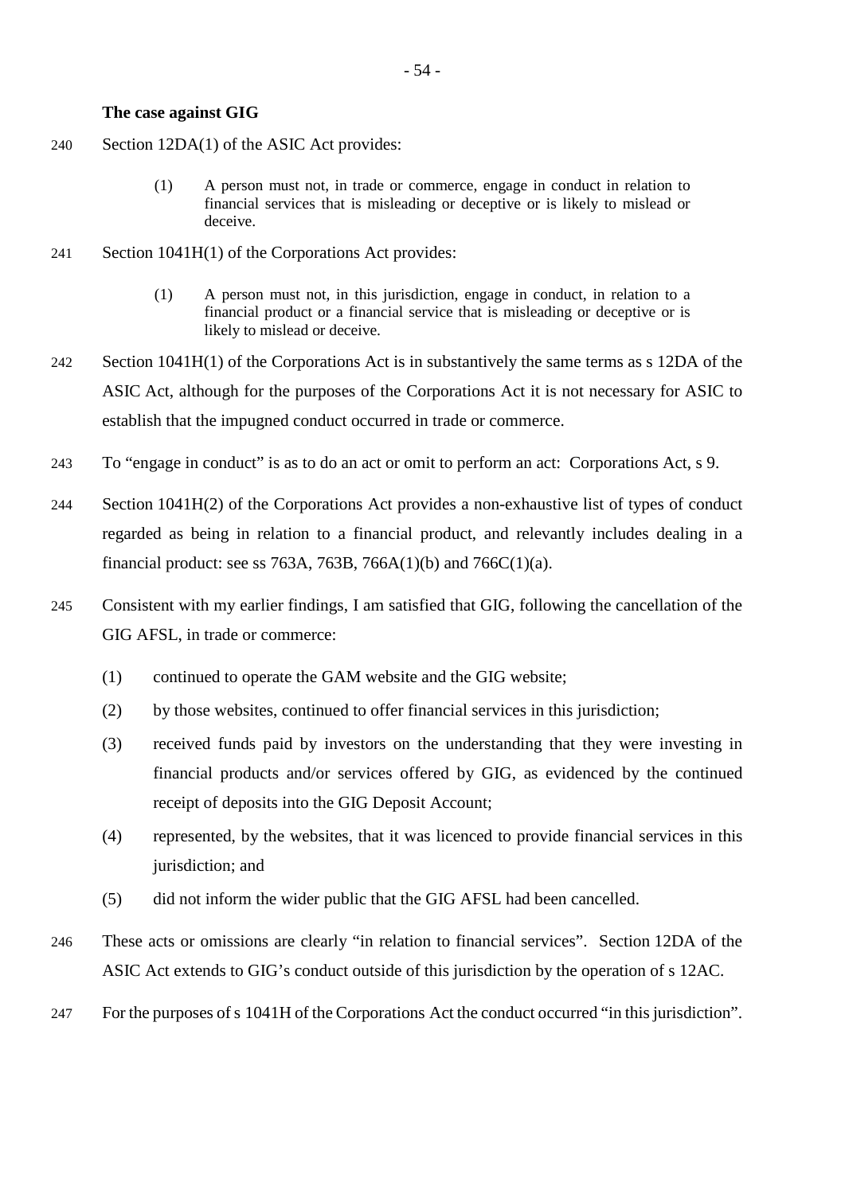**The case against GIG**

240 Section 12DA(1) of the ASIC Act provides:

> (1) A person must not, in trade or commerce, engage in conduct in relation to financial services that is misleading or deceptive or is likely to mislead or deceive.

241 Section 1041H(1) of the Corporations Act provides:

> (1) A person must not, in this jurisdiction, engage in conduct, in relation to a financial product or a financial service that is misleading or deceptive or is likely to mislead or deceive.

242 Section 1041H(1) of the Corporations Act is in substantively the same terms as s 12DA of the ASIC Act, although for the purposes of the Corporations Act it is not necessary for ASIC to establish that the impugned conduct occurred in trade or commerce.

243 To "engage in conduct" is as to do an act or omit to perform an act: Corporations Act, s 9.

244 Section 1041H(2) of the Corporations Act provides a non-exhaustive list of types of conduct regarded as being in relation to a financial product, and relevantly includes dealing in a financial product: see ss 763A, 763B, 766A(1)(b) and 766C(1)(a).

245 Consistent with my earlier findings, I am satisfied that GIG, following the cancellation of the GIG AFSL, in trade or commerce:

(1) continued to operate the GAM website and the GIG website;

(2) by those websites, continued to offer financial services in this jurisdiction;

(3) received funds paid by investors on the understanding that they were investing in financial products and/or services offered by GIG, as evidenced by the continued receipt of deposits into the GIG Deposit Account;

(4) represented, by the websites, that it was licenced to provide financial services in this jurisdiction; and

(5) did not inform the wider public that the GIG AFSL had been cancelled.

246 These acts or omissions are clearly "in relation to financial services". Section 12DA of the ASIC Act extends to GIG's conduct outside of this jurisdiction by the operation of s 12AC.

247 For the purposes of s 1041H of the Corporations Act the conduct occurred "in this jurisdiction".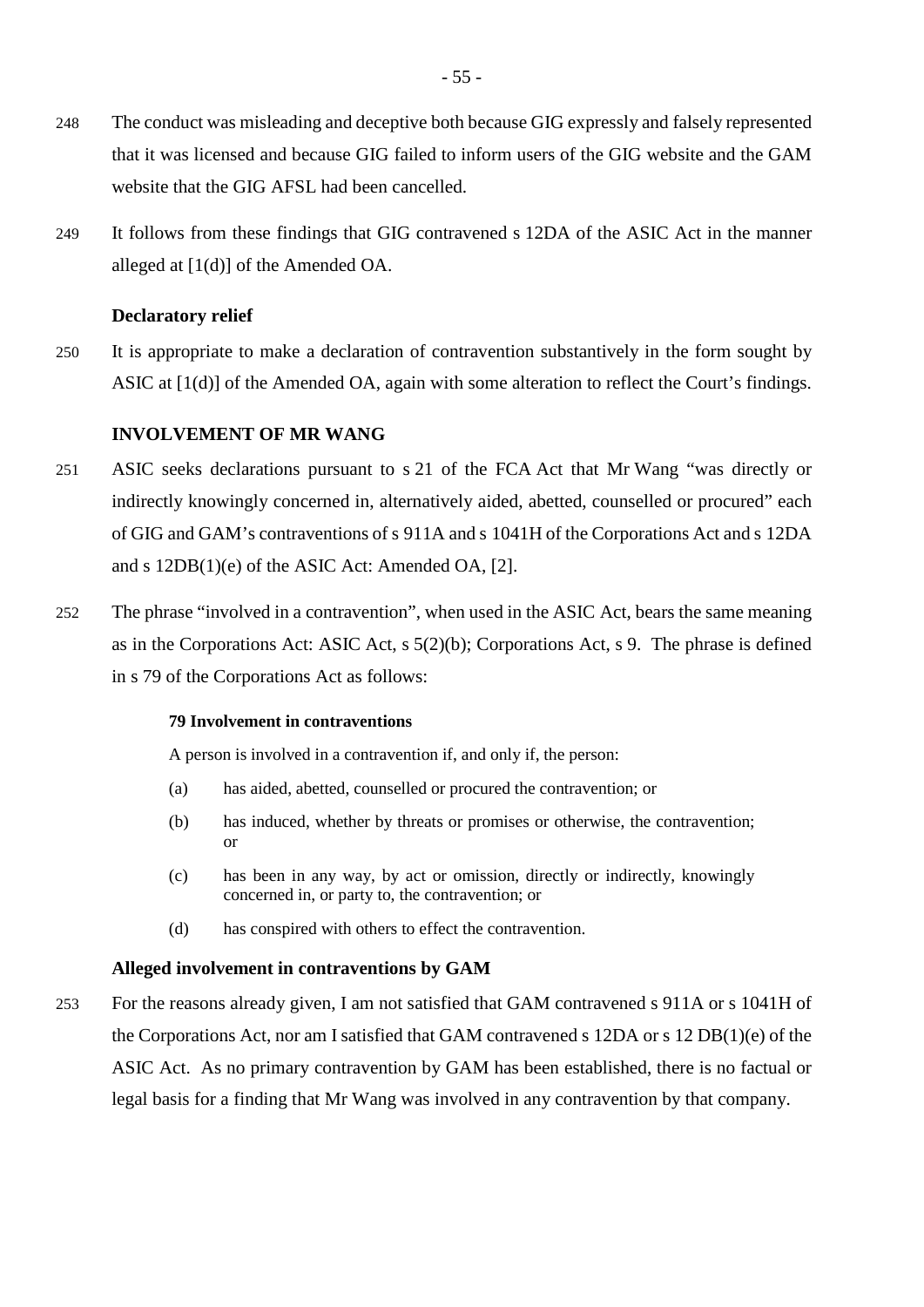248 The conduct was misleading and deceptive both because GIG expressly and falsely represented that it was licensed and because GIG failed to inform users of the GIG website and the GAM website that the GIG AFSL had been cancelled.

249 It follows from these findings that GIG contravened s 12DA of the ASIC Act in the manner alleged at [1(d)] of the Amended OA.

**Declaratory relief**

250 It is appropriate to make a declaration of contravention substantively in the form sought by ASIC at [1(d)] of the Amended OA, again with some alteration to reflect the Court's findings.

**INVOLVEMENT OF MR WANG**

251 ASIC seeks declarations pursuant to s 21 of the FCA Act that Mr Wang "was directly or indirectly knowingly concerned in, alternatively aided, abetted, counselled or procured" each of GIG and GAM's contraventions of s 911A and s 1041H of the Corporations Act and s 12DA and s 12DB(1)(e) of the ASIC Act: Amended OA, [2].

252 The phrase "involved in a contravention", when used in the ASIC Act, bears the same meaning as in the Corporations Act: ASIC Act, s 5(2)(b); Corporations Act, s 9. The phrase is defined in s 79 of the Corporations Act as follows:

> **79 Involvement in contraventions**
>
> A person is involved in a contravention if, and only if, the person:
>
> (a) has aided, abetted, counselled or procured the contravention; or
>
> (b) has induced, whether by threats or promises or otherwise, the contravention; or
>
> (c) has been in any way, by act or omission, directly or indirectly, knowingly concerned in, or party to, the contravention; or
>
> (d) has conspired with others to effect the contravention.

**Alleged involvement in contraventions by GAM**

253 For the reasons already given, I am not satisfied that GAM contravened s 911A or s 1041H of the Corporations Act, nor am I satisfied that GAM contravened s 12DA or s 12 DB(1)(e) of the ASIC Act. As no primary contravention by GAM has been established, there is no factual or legal basis for a finding that Mr Wang was involved in any contravention by that company.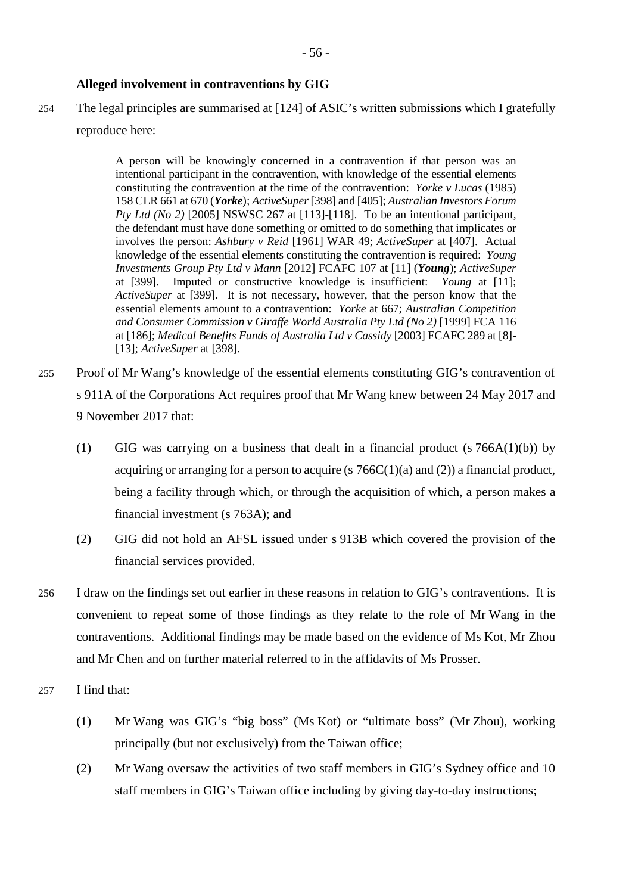**Alleged involvement in contraventions by GIG**

254 The legal principles are summarised at [124] of ASIC's written submissions which I gratefully reproduce here:

> A person will be knowingly concerned in a contravention if that person was an intentional participant in the contravention, with knowledge of the essential elements constituting the contravention at the time of the contravention: *Yorke v Lucas* (1985) 158 CLR 661 at 670 (***Yorke***); *ActiveSuper* [398] and [405]; *Australian Investors Forum Pty Ltd (No 2)* [2005] NSWSC 267 at [113]-[118]. To be an intentional participant, the defendant must have done something or omitted to do something that implicates or involves the person: *Ashbury v Reid* [1961] WAR 49; *ActiveSuper* at [407]. Actual knowledge of the essential elements constituting the contravention is required: *Young Investments Group Pty Ltd v Mann* [2012] FCAFC 107 at [11] (***Young***); *ActiveSuper* at [399]. Imputed or constructive knowledge is insufficient: *Young* at [11]; *ActiveSuper* at [399]. It is not necessary, however, that the person know that the essential elements amount to a contravention: *Yorke* at 667; *Australian Competition and Consumer Commission v Giraffe World Australia Pty Ltd (No 2)* [1999] FCA 116 at [186]; *Medical Benefits Funds of Australia Ltd v Cassidy* [2003] FCAFC 289 at [8]-[13]; *ActiveSuper* at [398].

255 Proof of Mr Wang's knowledge of the essential elements constituting GIG's contravention of s 911A of the Corporations Act requires proof that Mr Wang knew between 24 May 2017 and 9 November 2017 that:

(1) GIG was carrying on a business that dealt in a financial product (s 766A(1)(b)) by acquiring or arranging for a person to acquire (s 766C(1)(a) and (2)) a financial product, being a facility through which, or through the acquisition of which, a person makes a financial investment (s 763A); and

(2) GIG did not hold an AFSL issued under s 913B which covered the provision of the financial services provided.

256 I draw on the findings set out earlier in these reasons in relation to GIG's contraventions. It is convenient to repeat some of those findings as they relate to the role of Mr Wang in the contraventions. Additional findings may be made based on the evidence of Ms Kot, Mr Zhou and Mr Chen and on further material referred to in the affidavits of Ms Prosser.

257 I find that:

(1) Mr Wang was GIG's "big boss" (Ms Kot) or "ultimate boss" (Mr Zhou), working principally (but not exclusively) from the Taiwan office;

(2) Mr Wang oversaw the activities of two staff members in GIG's Sydney office and 10 staff members in GIG's Taiwan office including by giving day-to-day instructions;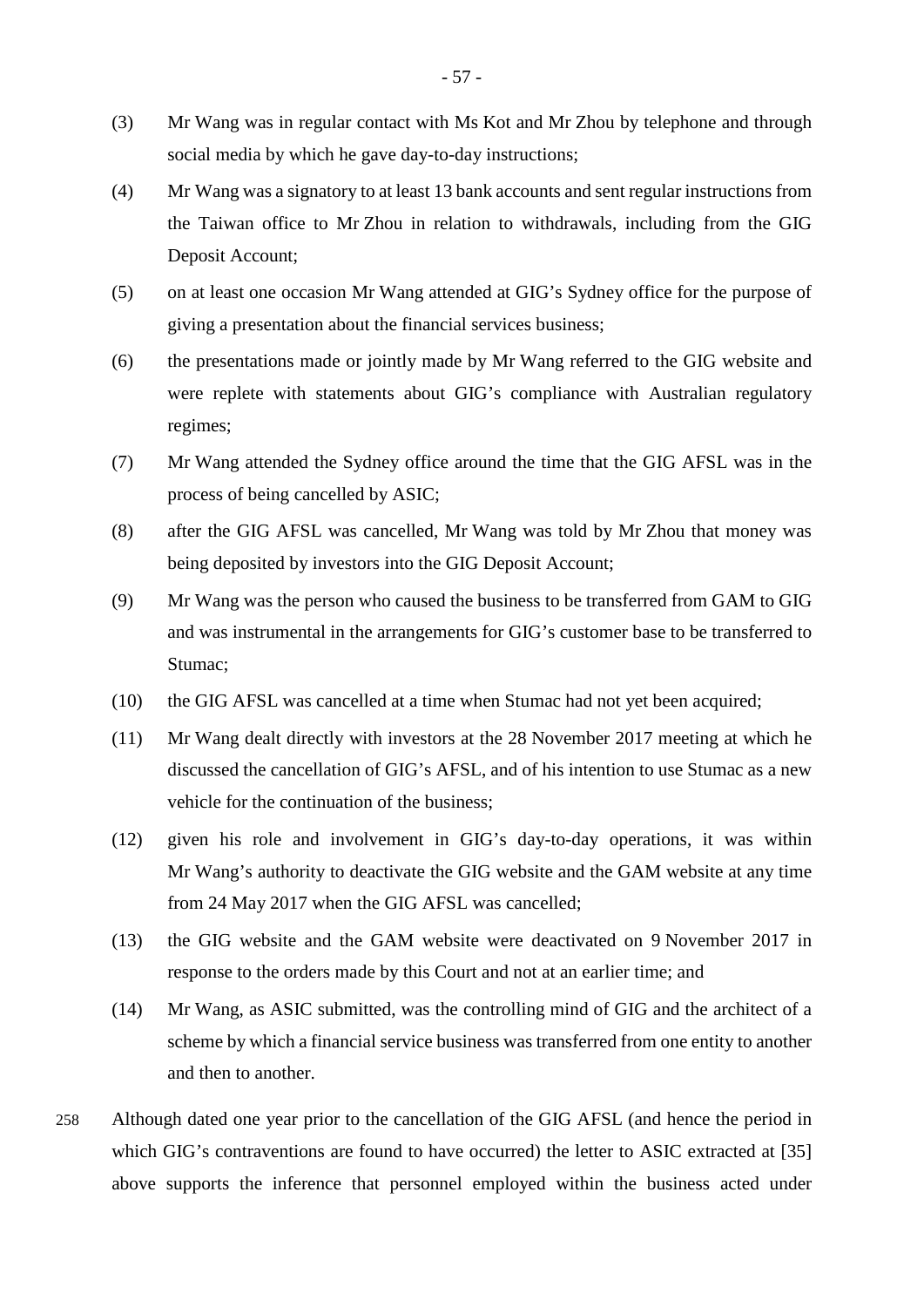(3) Mr Wang was in regular contact with Ms Kot and Mr Zhou by telephone and through social media by which he gave day-to-day instructions;

(4) Mr Wang was a signatory to at least 13 bank accounts and sent regular instructions from the Taiwan office to Mr Zhou in relation to withdrawals, including from the GIG Deposit Account;

(5) on at least one occasion Mr Wang attended at GIG's Sydney office for the purpose of giving a presentation about the financial services business;

(6) the presentations made or jointly made by Mr Wang referred to the GIG website and were replete with statements about GIG's compliance with Australian regulatory regimes;

(7) Mr Wang attended the Sydney office around the time that the GIG AFSL was in the process of being cancelled by ASIC;

(8) after the GIG AFSL was cancelled, Mr Wang was told by Mr Zhou that money was being deposited by investors into the GIG Deposit Account;

(9) Mr Wang was the person who caused the business to be transferred from GAM to GIG and was instrumental in the arrangements for GIG's customer base to be transferred to Stumac;

(10) the GIG AFSL was cancelled at a time when Stumac had not yet been acquired;

(11) Mr Wang dealt directly with investors at the 28 November 2017 meeting at which he discussed the cancellation of GIG's AFSL, and of his intention to use Stumac as a new vehicle for the continuation of the business;

(12) given his role and involvement in GIG's day-to-day operations, it was within Mr Wang's authority to deactivate the GIG website and the GAM website at any time from 24 May 2017 when the GIG AFSL was cancelled;

(13) the GIG website and the GAM website were deactivated on 9 November 2017 in response to the orders made by this Court and not at an earlier time; and

(14) Mr Wang, as ASIC submitted, was the controlling mind of GIG and the architect of a scheme by which a financial service business was transferred from one entity to another and then to another.

258 Although dated one year prior to the cancellation of the GIG AFSL (and hence the period in which GIG's contraventions are found to have occurred) the letter to ASIC extracted at [35] above supports the inference that personnel employed within the business acted under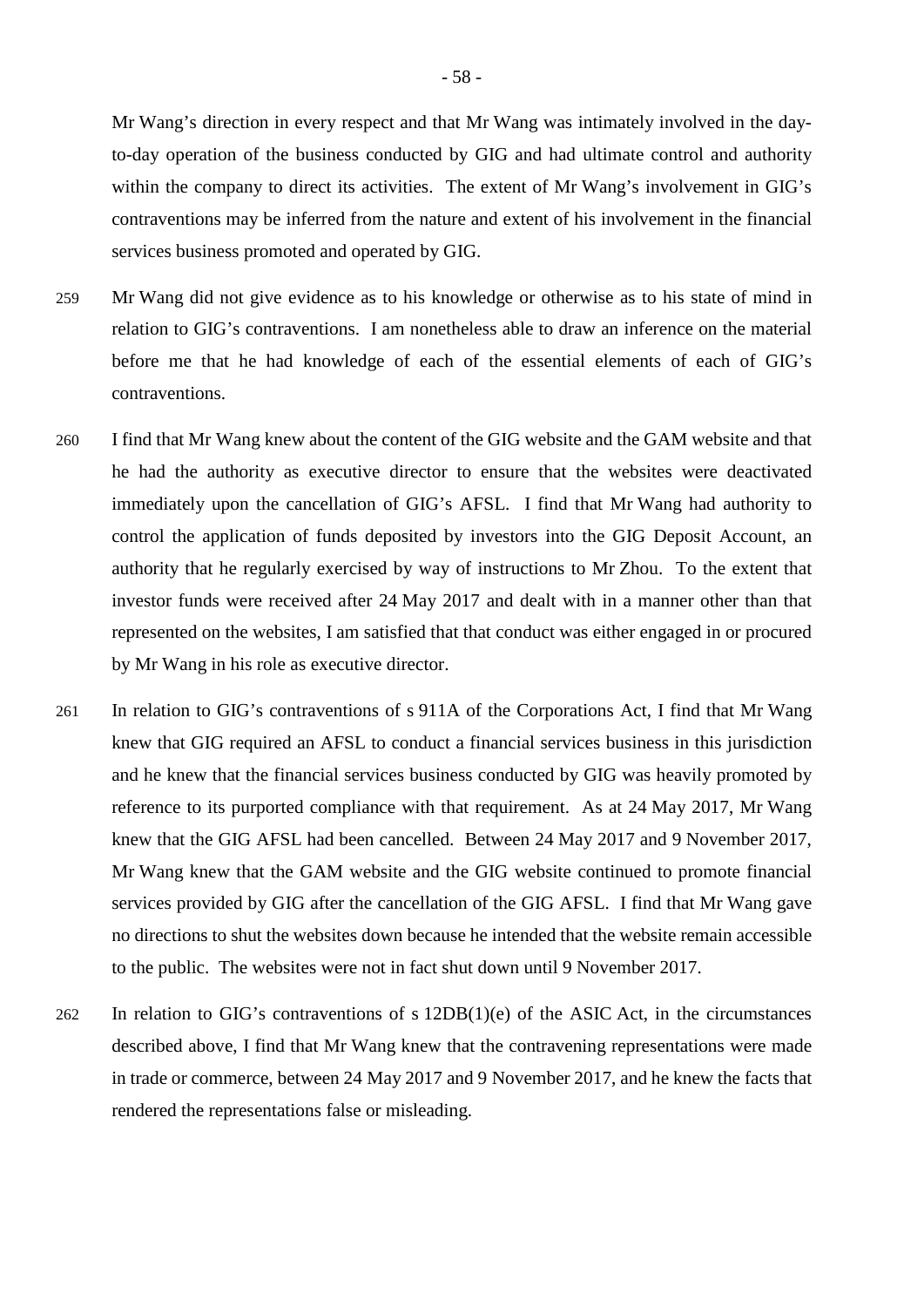Mr Wang's direction in every respect and that Mr Wang was intimately involved in the day-to-day operation of the business conducted by GIG and had ultimate control and authority within the company to direct its activities. The extent of Mr Wang's involvement in GIG's contraventions may be inferred from the nature and extent of his involvement in the financial services business promoted and operated by GIG.

259 Mr Wang did not give evidence as to his knowledge or otherwise as to his state of mind in relation to GIG's contraventions. I am nonetheless able to draw an inference on the material before me that he had knowledge of each of the essential elements of each of GIG's contraventions.

260 I find that Mr Wang knew about the content of the GIG website and the GAM website and that he had the authority as executive director to ensure that the websites were deactivated immediately upon the cancellation of GIG's AFSL. I find that Mr Wang had authority to control the application of funds deposited by investors into the GIG Deposit Account, an authority that he regularly exercised by way of instructions to Mr Zhou. To the extent that investor funds were received after 24 May 2017 and dealt with in a manner other than that represented on the websites, I am satisfied that that conduct was either engaged in or procured by Mr Wang in his role as executive director.

261 In relation to GIG's contraventions of s 911A of the Corporations Act, I find that Mr Wang knew that GIG required an AFSL to conduct a financial services business in this jurisdiction and he knew that the financial services business conducted by GIG was heavily promoted by reference to its purported compliance with that requirement. As at 24 May 2017, Mr Wang knew that the GIG AFSL had been cancelled. Between 24 May 2017 and 9 November 2017, Mr Wang knew that the GAM website and the GIG website continued to promote financial services provided by GIG after the cancellation of the GIG AFSL. I find that Mr Wang gave no directions to shut the websites down because he intended that the website remain accessible to the public. The websites were not in fact shut down until 9 November 2017.

262 In relation to GIG's contraventions of s 12DB(1)(e) of the ASIC Act, in the circumstances described above, I find that Mr Wang knew that the contravening representations were made in trade or commerce, between 24 May 2017 and 9 November 2017, and he knew the facts that rendered the representations false or misleading.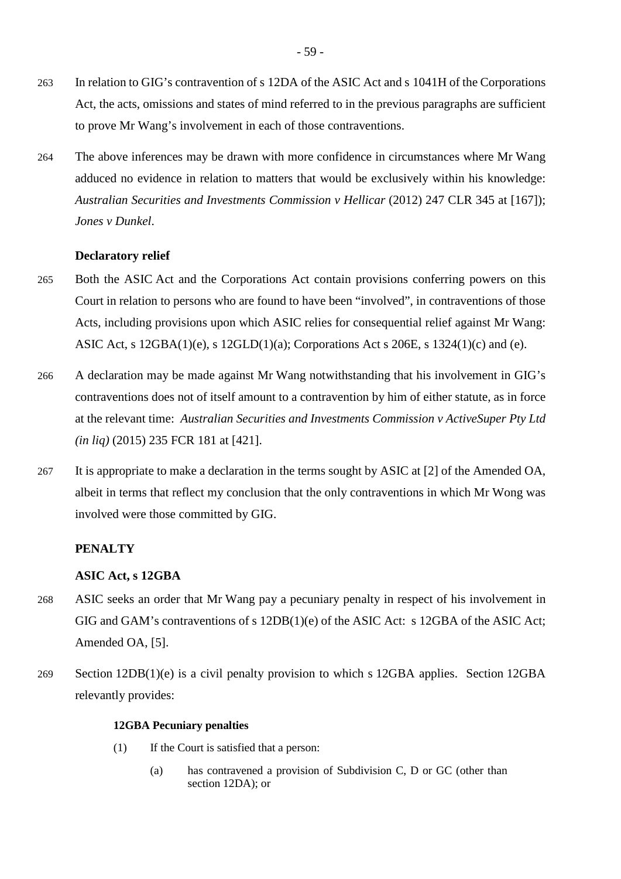263 In relation to GIG's contravention of s 12DA of the ASIC Act and s 1041H of the Corporations Act, the acts, omissions and states of mind referred to in the previous paragraphs are sufficient to prove Mr Wang's involvement in each of those contraventions.

264 The above inferences may be drawn with more confidence in circumstances where Mr Wang adduced no evidence in relation to matters that would be exclusively within his knowledge: *Australian Securities and Investments Commission v Hellicar* (2012) 247 CLR 345 at [167]); *Jones v Dunkel*.

### Declaratory relief

265 Both the ASIC Act and the Corporations Act contain provisions conferring powers on this Court in relation to persons who are found to have been "involved", in contraventions of those Acts, including provisions upon which ASIC relies for consequential relief against Mr Wang: ASIC Act, s 12GBA(1)(e), s 12GLD(1)(a); Corporations Act s 206E, s 1324(1)(c) and (e).

266 A declaration may be made against Mr Wang notwithstanding that his involvement in GIG's contraventions does not of itself amount to a contravention by him of either statute, as in force at the relevant time: *Australian Securities and Investments Commission v ActiveSuper Pty Ltd (in liq)* (2015) 235 FCR 181 at [421].

267 It is appropriate to make a declaration in the terms sought by ASIC at [2] of the Amended OA, albeit in terms that reflect my conclusion that the only contraventions in which Mr Wong was involved were those committed by GIG.

## PENALTY

### ASIC Act, s 12GBA

268 ASIC seeks an order that Mr Wang pay a pecuniary penalty in respect of his involvement in GIG and GAM's contraventions of s 12DB(1)(e) of the ASIC Act: s 12GBA of the ASIC Act; Amended OA, [5].

269 Section 12DB(1)(e) is a civil penalty provision to which s 12GBA applies. Section 12GBA relevantly provides:

> **12GBA Pecuniary penalties**
>
> (1) If the Court is satisfied that a person:
>
> (a) has contravened a provision of Subdivision C, D or GC (other than section 12DA); or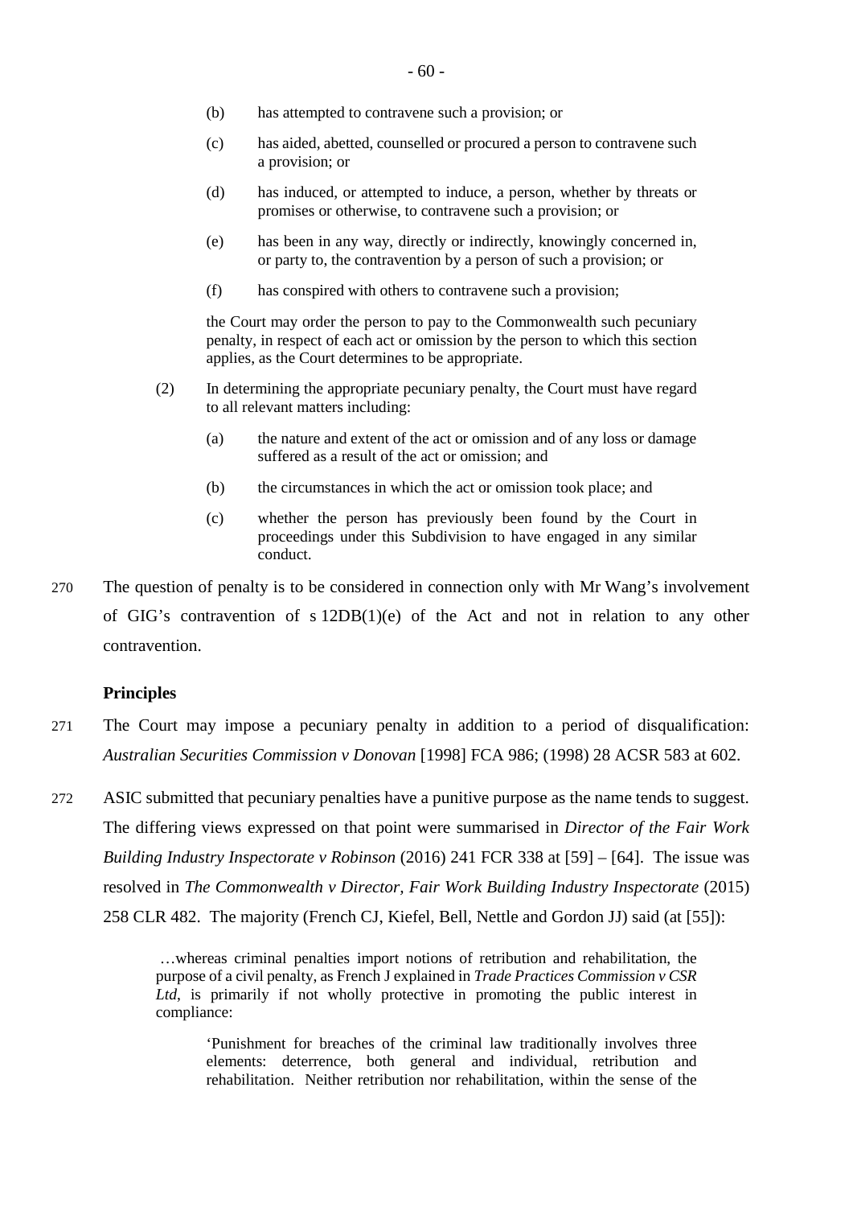(b) has attempted to contravene such a provision; or

(c) has aided, abetted, counselled or procured a person to contravene such a provision; or

(d) has induced, or attempted to induce, a person, whether by threats or promises or otherwise, to contravene such a provision; or

(e) has been in any way, directly or indirectly, knowingly concerned in, or party to, the contravention by a person of such a provision; or

(f) has conspired with others to contravene such a provision;

the Court may order the person to pay to the Commonwealth such pecuniary penalty, in respect of each act or omission by the person to which this section applies, as the Court determines to be appropriate.

(2) In determining the appropriate pecuniary penalty, the Court must have regard to all relevant matters including:

(a) the nature and extent of the act or omission and of any loss or damage suffered as a result of the act or omission; and

(b) the circumstances in which the act or omission took place; and

(c) whether the person has previously been found by the Court in proceedings under this Subdivision to have engaged in any similar conduct.

270 The question of penalty is to be considered in connection only with Mr Wang's involvement of GIG's contravention of s 12DB(1)(e) of the Act and not in relation to any other contravention.

**Principles**

271 The Court may impose a pecuniary penalty in addition to a period of disqualification: *Australian Securities Commission v Donovan* [1998] FCA 986; (1998) 28 ACSR 583 at 602.

272 ASIC submitted that pecuniary penalties have a punitive purpose as the name tends to suggest. The differing views expressed on that point were summarised in *Director of the Fair Work Building Industry Inspectorate v Robinson* (2016) 241 FCR 338 at [59] – [64]. The issue was resolved in *The Commonwealth v Director, Fair Work Building Industry Inspectorate* (2015) 258 CLR 482. The majority (French CJ, Kiefel, Bell, Nettle and Gordon JJ) said (at [55]):

> …whereas criminal penalties import notions of retribution and rehabilitation, the purpose of a civil penalty, as French J explained in *Trade Practices Commission v CSR Ltd*, is primarily if not wholly protective in promoting the public interest in compliance:
>
> > 'Punishment for breaches of the criminal law traditionally involves three elements: deterrence, both general and individual, retribution and rehabilitation. Neither retribution nor rehabilitation, within the sense of the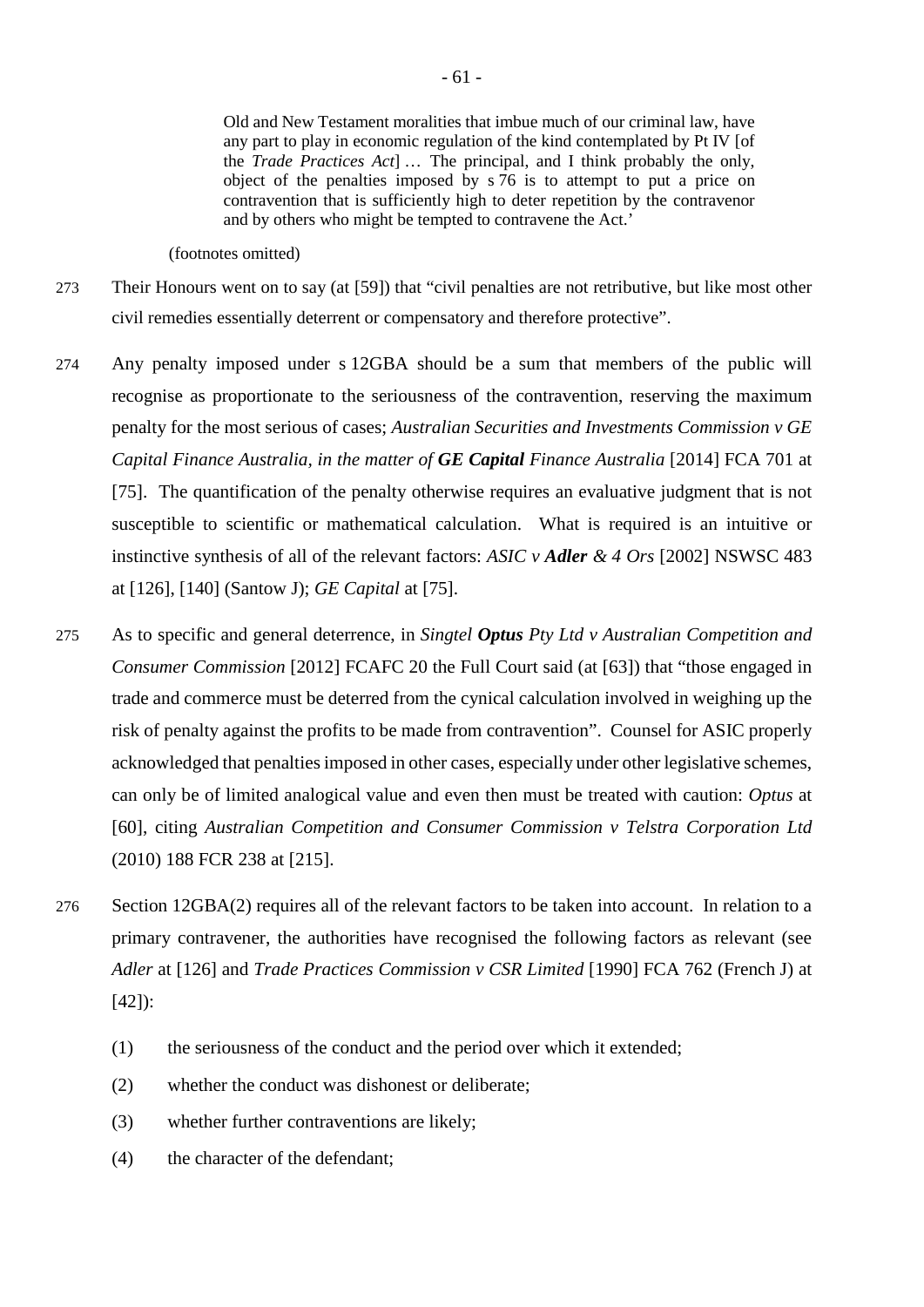> Old and New Testament moralities that imbue much of our criminal law, have any part to play in economic regulation of the kind contemplated by Pt IV [of the *Trade Practices Act*] … The principal, and I think probably the only, object of the penalties imposed by s 76 is to attempt to put a price on contravention that is sufficiently high to deter repetition by the contravenor and by others who might be tempted to contravene the Act.'

(footnotes omitted)

273 Their Honours went on to say (at [59]) that "civil penalties are not retributive, but like most other civil remedies essentially deterrent or compensatory and therefore protective".

274 Any penalty imposed under s 12GBA should be a sum that members of the public will recognise as proportionate to the seriousness of the contravention, reserving the maximum penalty for the most serious of cases; *Australian Securities and Investments Commission v GE Capital Finance Australia, in the matter of **GE Capital** Finance Australia* [2014] FCA 701 at [75]. The quantification of the penalty otherwise requires an evaluative judgment that is not susceptible to scientific or mathematical calculation. What is required is an intuitive or instinctive synthesis of all of the relevant factors: *ASIC v **Adler** & 4 Ors* [2002] NSWSC 483 at [126], [140] (Santow J); *GE Capital* at [75].

275 As to specific and general deterrence, in *Singtel **Optus** Pty Ltd v Australian Competition and Consumer Commission* [2012] FCAFC 20 the Full Court said (at [63]) that "those engaged in trade and commerce must be deterred from the cynical calculation involved in weighing up the risk of penalty against the profits to be made from contravention". Counsel for ASIC properly acknowledged that penalties imposed in other cases, especially under other legislative schemes, can only be of limited analogical value and even then must be treated with caution: *Optus* at [60], citing *Australian Competition and Consumer Commission v Telstra Corporation Ltd* (2010) 188 FCR 238 at [215].

276 Section 12GBA(2) requires all of the relevant factors to be taken into account. In relation to a primary contravener, the authorities have recognised the following factors as relevant (see *Adler* at [126] and *Trade Practices Commission v CSR Limited* [1990] FCA 762 (French J) at [42]):

(1) the seriousness of the conduct and the period over which it extended;

(2) whether the conduct was dishonest or deliberate;

(3) whether further contraventions are likely;

(4) the character of the defendant;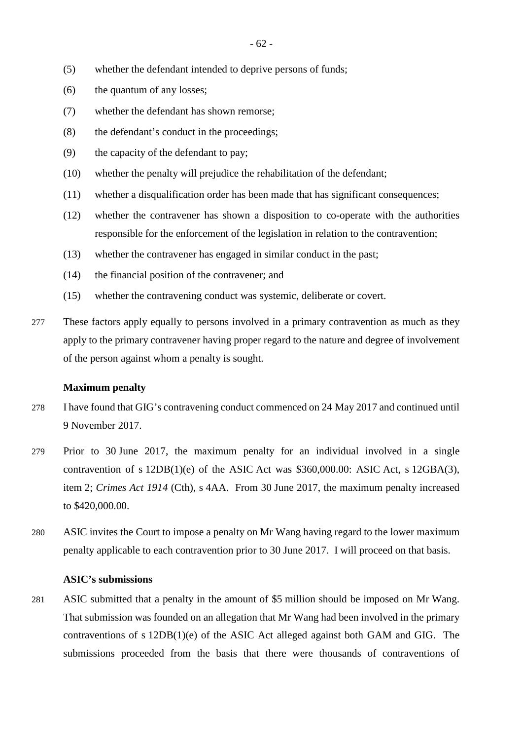(5) whether the defendant intended to deprive persons of funds;

(6) the quantum of any losses;

(7) whether the defendant has shown remorse;

(8) the defendant's conduct in the proceedings;

(9) the capacity of the defendant to pay;

(10) whether the penalty will prejudice the rehabilitation of the defendant;

(11) whether a disqualification order has been made that has significant consequences;

(12) whether the contravener has shown a disposition to co-operate with the authorities responsible for the enforcement of the legislation in relation to the contravention;

(13) whether the contravener has engaged in similar conduct in the past;

(14) the financial position of the contravener; and

(15) whether the contravening conduct was systemic, deliberate or covert.

277 These factors apply equally to persons involved in a primary contravention as much as they apply to the primary contravener having proper regard to the nature and degree of involvement of the person against whom a penalty is sought.

**Maximum penalty**

278 I have found that GIG's contravening conduct commenced on 24 May 2017 and continued until 9 November 2017.

279 Prior to 30 June 2017, the maximum penalty for an individual involved in a single contravention of s 12DB(1)(e) of the ASIC Act was $360,000.00: ASIC Act, s 12GBA(3), item 2; *Crimes Act 1914* (Cth), s 4AA. From 30 June 2017, the maximum penalty increased to $420,000.00.

280 ASIC invites the Court to impose a penalty on Mr Wang having regard to the lower maximum penalty applicable to each contravention prior to 30 June 2017. I will proceed on that basis.

**ASIC's submissions**

281 ASIC submitted that a penalty in the amount of $5 million should be imposed on Mr Wang. That submission was founded on an allegation that Mr Wang had been involved in the primary contraventions of s 12DB(1)(e) of the ASIC Act alleged against both GAM and GIG. The submissions proceeded from the basis that there were thousands of contraventions of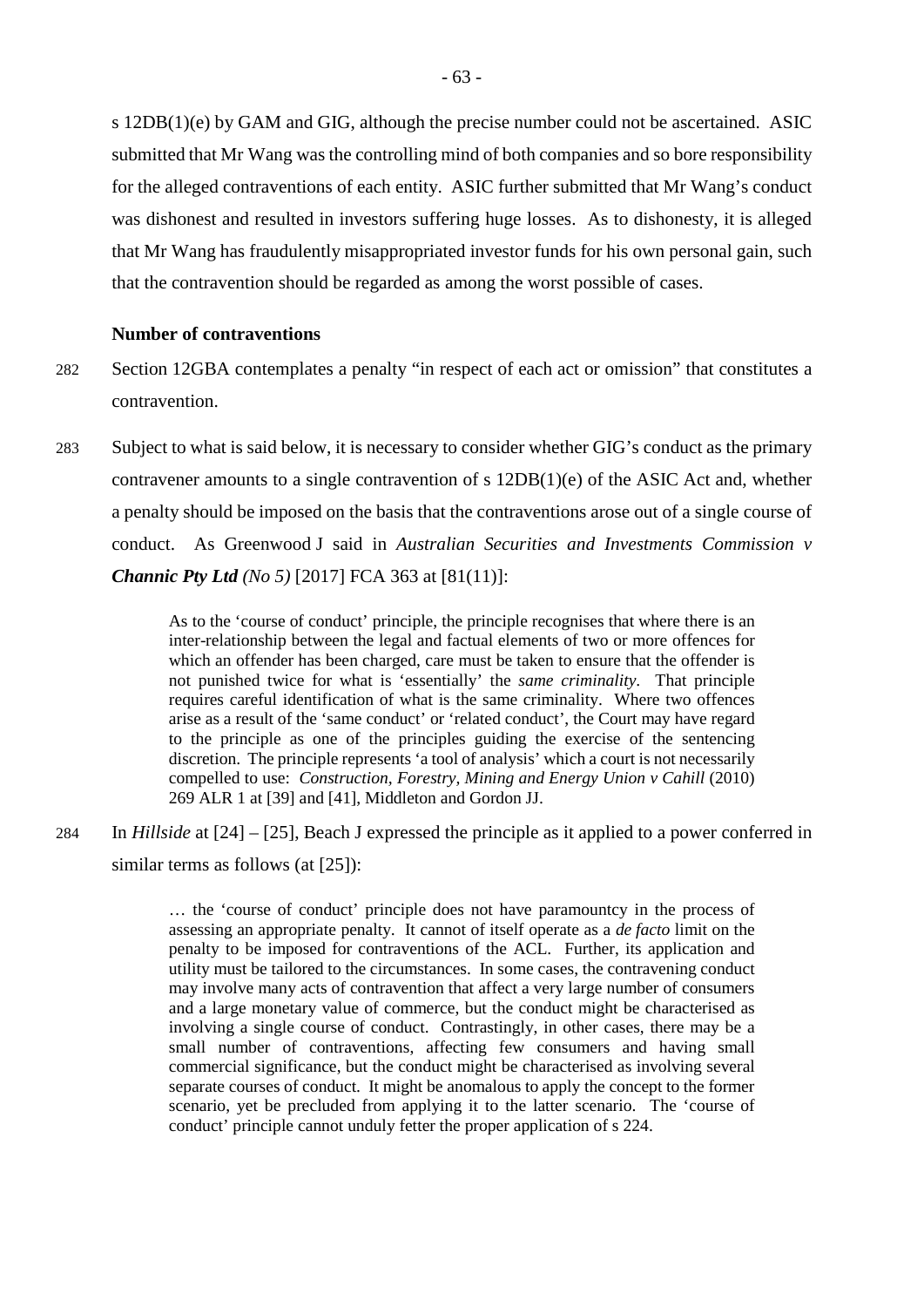s 12DB(1)(e) by GAM and GIG, although the precise number could not be ascertained. ASIC submitted that Mr Wang was the controlling mind of both companies and so bore responsibility for the alleged contraventions of each entity. ASIC further submitted that Mr Wang's conduct was dishonest and resulted in investors suffering huge losses. As to dishonesty, it is alleged that Mr Wang has fraudulently misappropriated investor funds for his own personal gain, such that the contravention should be regarded as among the worst possible of cases.

**Number of contraventions**

282 Section 12GBA contemplates a penalty "in respect of each act or omission" that constitutes a contravention.

283 Subject to what is said below, it is necessary to consider whether GIG's conduct as the primary contravener amounts to a single contravention of s 12DB(1)(e) of the ASIC Act and, whether a penalty should be imposed on the basis that the contraventions arose out of a single course of conduct. As Greenwood J said in *Australian Securities and Investments Commission v **Channic Pty Ltd** (No 5)* [2017] FCA 363 at [81(11)]:

> As to the 'course of conduct' principle, the principle recognises that where there is an inter-relationship between the legal and factual elements of two or more offences for which an offender has been charged, care must be taken to ensure that the offender is not punished twice for what is 'essentially' the *same criminality*. That principle requires careful identification of what is the same criminality. Where two offences arise as a result of the 'same conduct' or 'related conduct', the Court may have regard to the principle as one of the principles guiding the exercise of the sentencing discretion. The principle represents 'a tool of analysis' which a court is not necessarily compelled to use: *Construction, Forestry, Mining and Energy Union v Cahill* (2010) 269 ALR 1 at [39] and [41], Middleton and Gordon JJ.

284 In *Hillside* at [24] – [25], Beach J expressed the principle as it applied to a power conferred in similar terms as follows (at [25]):

> … the 'course of conduct' principle does not have paramountcy in the process of assessing an appropriate penalty. It cannot of itself operate as a *de facto* limit on the penalty to be imposed for contraventions of the ACL. Further, its application and utility must be tailored to the circumstances. In some cases, the contravening conduct may involve many acts of contravention that affect a very large number of consumers and a large monetary value of commerce, but the conduct might be characterised as involving a single course of conduct. Contrastingly, in other cases, there may be a small number of contraventions, affecting few consumers and having small commercial significance, but the conduct might be characterised as involving several separate courses of conduct. It might be anomalous to apply the concept to the former scenario, yet be precluded from applying it to the latter scenario. The 'course of conduct' principle cannot unduly fetter the proper application of s 224.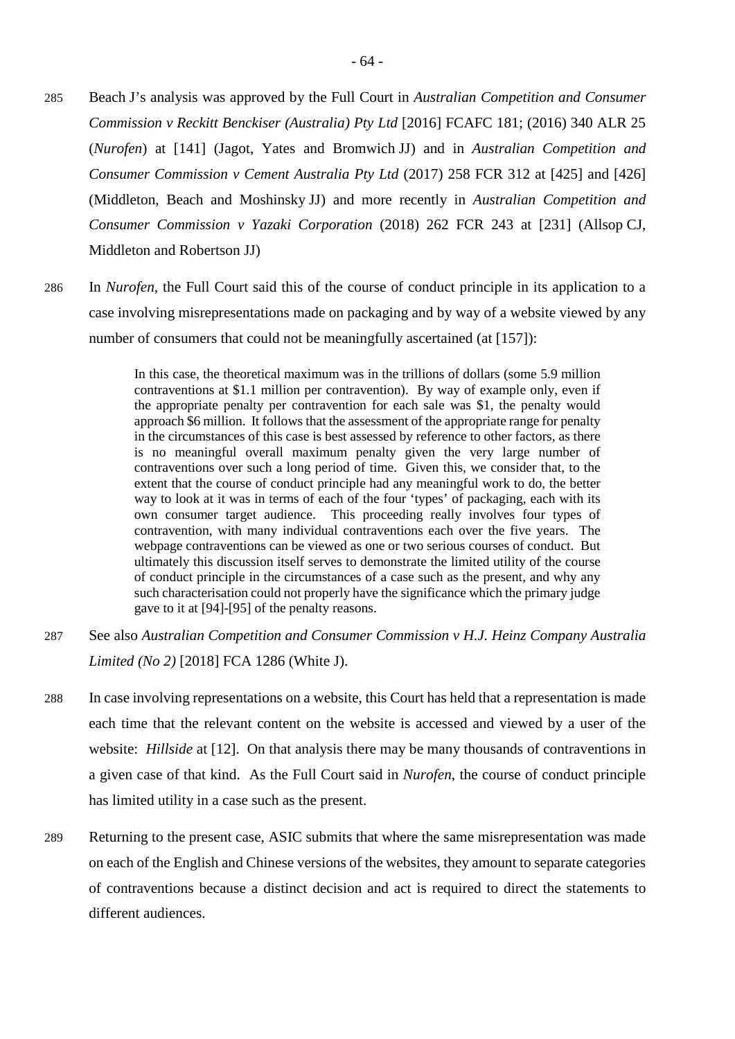285 Beach J's analysis was approved by the Full Court in *Australian Competition and Consumer Commission v Reckitt Benckiser (Australia) Pty Ltd* [2016] FCAFC 181; (2016) 340 ALR 25 (*Nurofen*) at [141] (Jagot, Yates and Bromwich JJ) and in *Australian Competition and Consumer Commission v Cement Australia Pty Ltd* (2017) 258 FCR 312 at [425] and [426] (Middleton, Beach and Moshinsky JJ) and more recently in *Australian Competition and Consumer Commission v Yazaki Corporation* (2018) 262 FCR 243 at [231] (Allsop CJ, Middleton and Robertson JJ)

286 In *Nurofen*, the Full Court said this of the course of conduct principle in its application to a case involving misrepresentations made on packaging and by way of a website viewed by any number of consumers that could not be meaningfully ascertained (at [157]):

> In this case, the theoretical maximum was in the trillions of dollars (some 5.9 million contraventions at $1.1 million per contravention). By way of example only, even if the appropriate penalty per contravention for each sale was $1, the penalty would approach $6 million. It follows that the assessment of the appropriate range for penalty in the circumstances of this case is best assessed by reference to other factors, as there is no meaningful overall maximum penalty given the very large number of contraventions over such a long period of time. Given this, we consider that, to the extent that the course of conduct principle had any meaningful work to do, the better way to look at it was in terms of each of the four 'types' of packaging, each with its own consumer target audience. This proceeding really involves four types of contravention, with many individual contraventions each over the five years. The webpage contraventions can be viewed as one or two serious courses of conduct. But ultimately this discussion itself serves to demonstrate the limited utility of the course of conduct principle in the circumstances of a case such as the present, and why any such characterisation could not properly have the significance which the primary judge gave to it at [94]-[95] of the penalty reasons.

287 See also *Australian Competition and Consumer Commission v H.J. Heinz Company Australia Limited (No 2)* [2018] FCA 1286 (White J).

288 In case involving representations on a website, this Court has held that a representation is made each time that the relevant content on the website is accessed and viewed by a user of the website: *Hillside* at [12]. On that analysis there may be many thousands of contraventions in a given case of that kind. As the Full Court said in *Nurofen*, the course of conduct principle has limited utility in a case such as the present.

289 Returning to the present case, ASIC submits that where the same misrepresentation was made on each of the English and Chinese versions of the websites, they amount to separate categories of contraventions because a distinct decision and act is required to direct the statements to different audiences.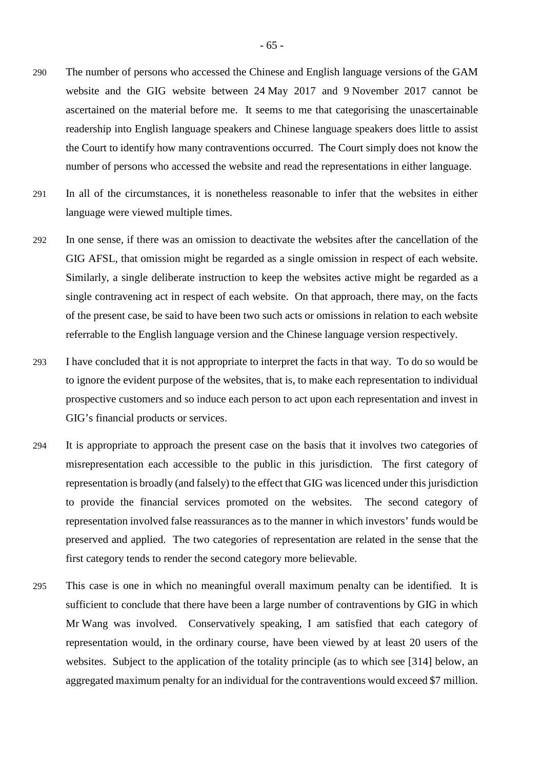290 The number of persons who accessed the Chinese and English language versions of the GAM website and the GIG website between 24 May 2017 and 9 November 2017 cannot be ascertained on the material before me. It seems to me that categorising the unascertainable readership into English language speakers and Chinese language speakers does little to assist the Court to identify how many contraventions occurred. The Court simply does not know the number of persons who accessed the website and read the representations in either language.

291 In all of the circumstances, it is nonetheless reasonable to infer that the websites in either language were viewed multiple times.

292 In one sense, if there was an omission to deactivate the websites after the cancellation of the GIG AFSL, that omission might be regarded as a single omission in respect of each website. Similarly, a single deliberate instruction to keep the websites active might be regarded as a single contravening act in respect of each website. On that approach, there may, on the facts of the present case, be said to have been two such acts or omissions in relation to each website referrable to the English language version and the Chinese language version respectively.

293 I have concluded that it is not appropriate to interpret the facts in that way. To do so would be to ignore the evident purpose of the websites, that is, to make each representation to individual prospective customers and so induce each person to act upon each representation and invest in GIG's financial products or services.

294 It is appropriate to approach the present case on the basis that it involves two categories of misrepresentation each accessible to the public in this jurisdiction. The first category of representation is broadly (and falsely) to the effect that GIG was licenced under this jurisdiction to provide the financial services promoted on the websites. The second category of representation involved false reassurances as to the manner in which investors' funds would be preserved and applied. The two categories of representation are related in the sense that the first category tends to render the second category more believable.

295 This case is one in which no meaningful overall maximum penalty can be identified. It is sufficient to conclude that there have been a large number of contraventions by GIG in which Mr Wang was involved. Conservatively speaking, I am satisfied that each category of representation would, in the ordinary course, have been viewed by at least 20 users of the websites. Subject to the application of the totality principle (as to which see [314] below, an aggregated maximum penalty for an individual for the contraventions would exceed $7 million.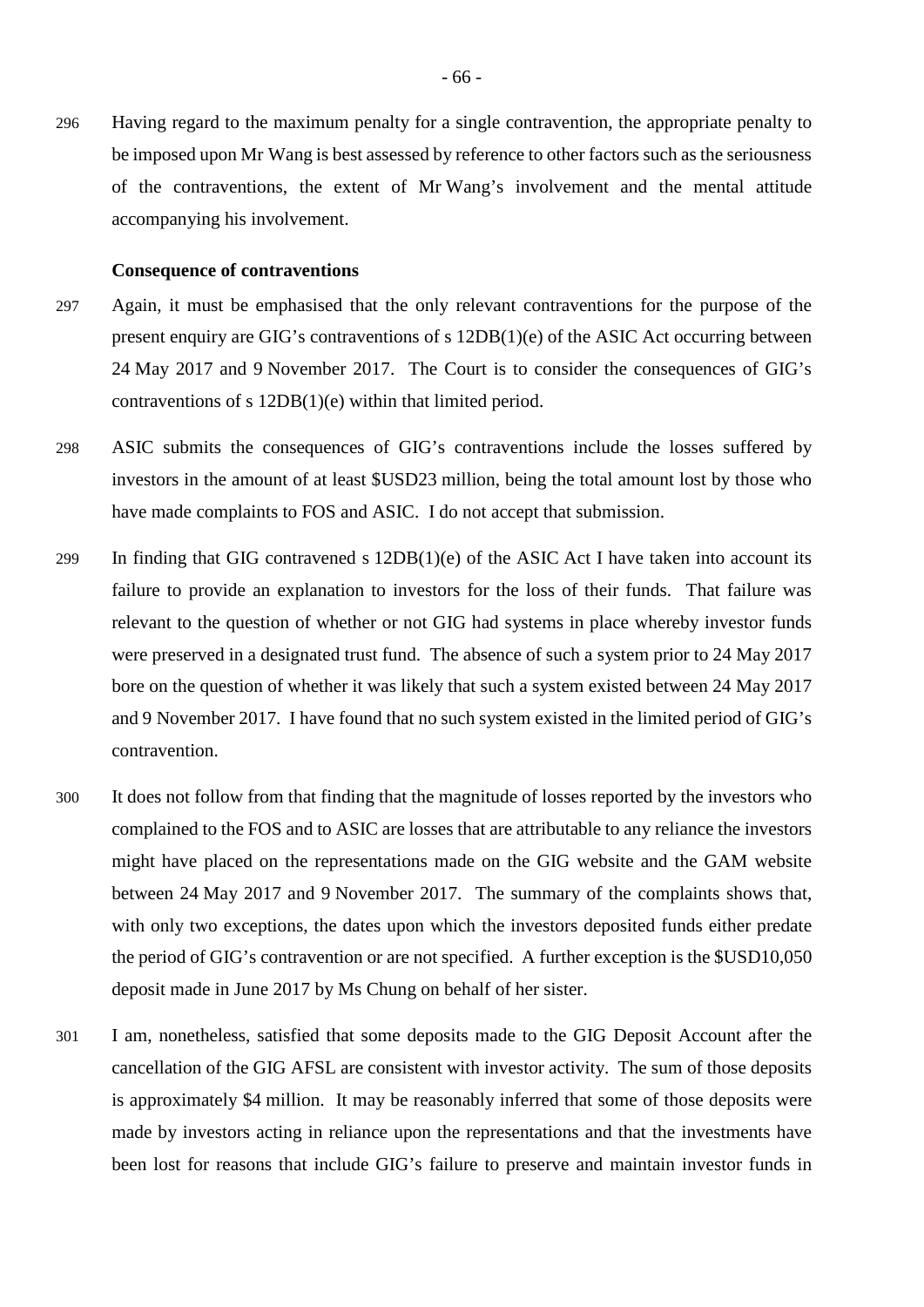296 Having regard to the maximum penalty for a single contravention, the appropriate penalty to be imposed upon Mr Wang is best assessed by reference to other factors such as the seriousness of the contraventions, the extent of Mr Wang's involvement and the mental attitude accompanying his involvement.

**Consequence of contraventions**

297 Again, it must be emphasised that the only relevant contraventions for the purpose of the present enquiry are GIG's contraventions of s 12DB(1)(e) of the ASIC Act occurring between 24 May 2017 and 9 November 2017. The Court is to consider the consequences of GIG's contraventions of s 12DB(1)(e) within that limited period.

298 ASIC submits the consequences of GIG's contraventions include the losses suffered by investors in the amount of at least $USD23 million, being the total amount lost by those who have made complaints to FOS and ASIC. I do not accept that submission.

299 In finding that GIG contravened s 12DB(1)(e) of the ASIC Act I have taken into account its failure to provide an explanation to investors for the loss of their funds. That failure was relevant to the question of whether or not GIG had systems in place whereby investor funds were preserved in a designated trust fund. The absence of such a system prior to 24 May 2017 bore on the question of whether it was likely that such a system existed between 24 May 2017 and 9 November 2017. I have found that no such system existed in the limited period of GIG's contravention.

300 It does not follow from that finding that the magnitude of losses reported by the investors who complained to the FOS and to ASIC are losses that are attributable to any reliance the investors might have placed on the representations made on the GIG website and the GAM website between 24 May 2017 and 9 November 2017. The summary of the complaints shows that, with only two exceptions, the dates upon which the investors deposited funds either predate the period of GIG's contravention or are not specified. A further exception is the $USD10,050 deposit made in June 2017 by Ms Chung on behalf of her sister.

301 I am, nonetheless, satisfied that some deposits made to the GIG Deposit Account after the cancellation of the GIG AFSL are consistent with investor activity. The sum of those deposits is approximately $4 million. It may be reasonably inferred that some of those deposits were made by investors acting in reliance upon the representations and that the investments have been lost for reasons that include GIG's failure to preserve and maintain investor funds in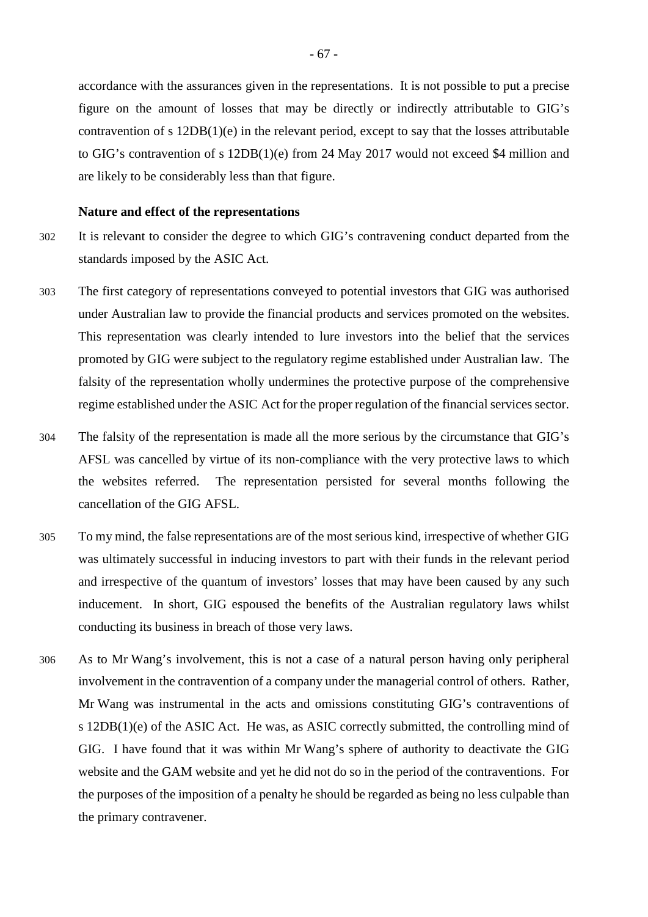accordance with the assurances given in the representations. It is not possible to put a precise figure on the amount of losses that may be directly or indirectly attributable to GIG's contravention of s 12DB(1)(e) in the relevant period, except to say that the losses attributable to GIG's contravention of s 12DB(1)(e) from 24 May 2017 would not exceed $4 million and are likely to be considerably less than that figure.

**Nature and effect of the representations**

302 It is relevant to consider the degree to which GIG's contravening conduct departed from the standards imposed by the ASIC Act.

303 The first category of representations conveyed to potential investors that GIG was authorised under Australian law to provide the financial products and services promoted on the websites. This representation was clearly intended to lure investors into the belief that the services promoted by GIG were subject to the regulatory regime established under Australian law. The falsity of the representation wholly undermines the protective purpose of the comprehensive regime established under the ASIC Act for the proper regulation of the financial services sector.

304 The falsity of the representation is made all the more serious by the circumstance that GIG's AFSL was cancelled by virtue of its non-compliance with the very protective laws to which the websites referred. The representation persisted for several months following the cancellation of the GIG AFSL.

305 To my mind, the false representations are of the most serious kind, irrespective of whether GIG was ultimately successful in inducing investors to part with their funds in the relevant period and irrespective of the quantum of investors' losses that may have been caused by any such inducement. In short, GIG espoused the benefits of the Australian regulatory laws whilst conducting its business in breach of those very laws.

306 As to Mr Wang's involvement, this is not a case of a natural person having only peripheral involvement in the contravention of a company under the managerial control of others. Rather, Mr Wang was instrumental in the acts and omissions constituting GIG's contraventions of s 12DB(1)(e) of the ASIC Act. He was, as ASIC correctly submitted, the controlling mind of GIG. I have found that it was within Mr Wang's sphere of authority to deactivate the GIG website and the GAM website and yet he did not do so in the period of the contraventions. For the purposes of the imposition of a penalty he should be regarded as being no less culpable than the primary contravener.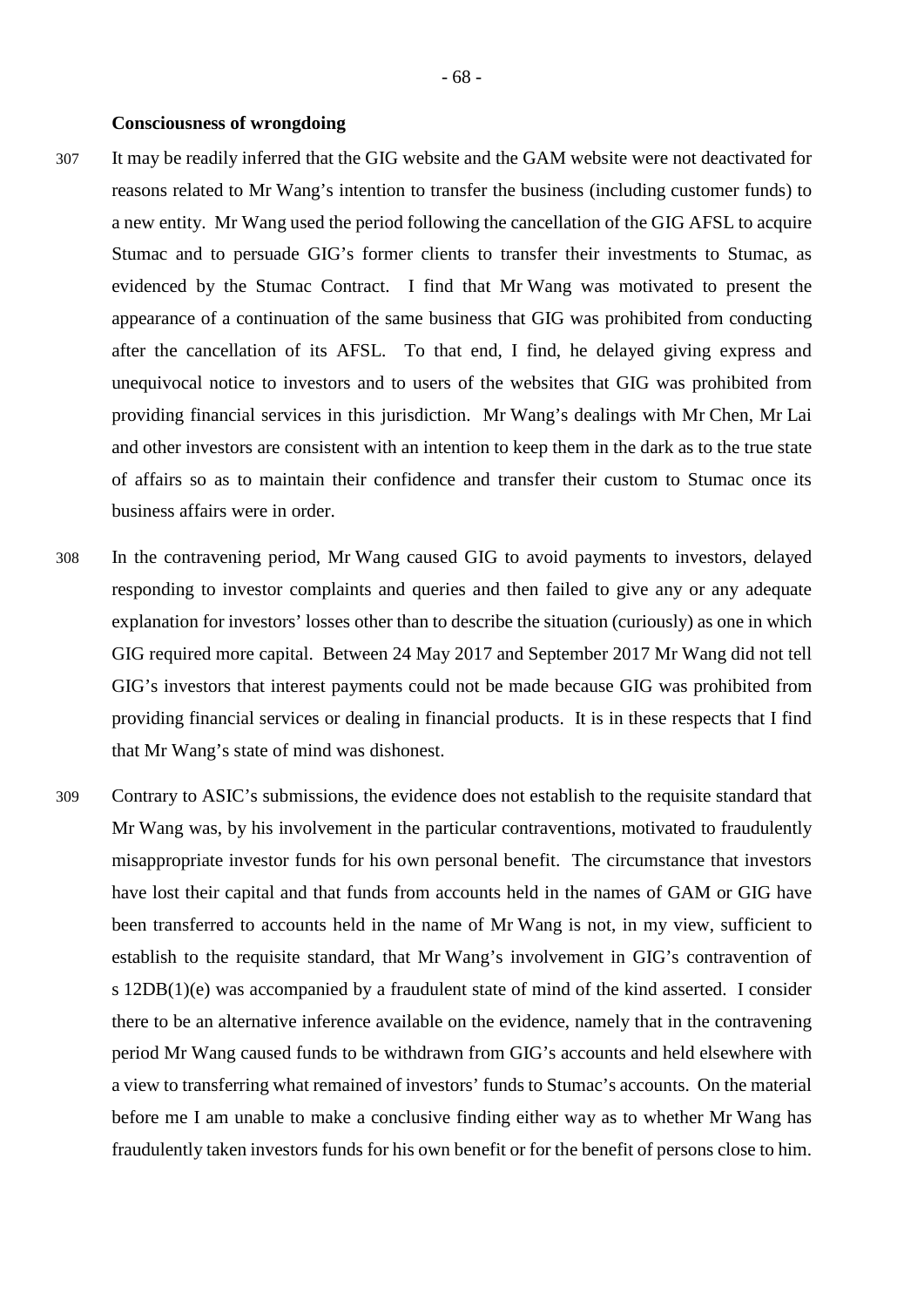**Consciousness of wrongdoing**

307 It may be readily inferred that the GIG website and the GAM website were not deactivated for reasons related to Mr Wang's intention to transfer the business (including customer funds) to a new entity. Mr Wang used the period following the cancellation of the GIG AFSL to acquire Stumac and to persuade GIG's former clients to transfer their investments to Stumac, as evidenced by the Stumac Contract. I find that Mr Wang was motivated to present the appearance of a continuation of the same business that GIG was prohibited from conducting after the cancellation of its AFSL. To that end, I find, he delayed giving express and unequivocal notice to investors and to users of the websites that GIG was prohibited from providing financial services in this jurisdiction. Mr Wang's dealings with Mr Chen, Mr Lai and other investors are consistent with an intention to keep them in the dark as to the true state of affairs so as to maintain their confidence and transfer their custom to Stumac once its business affairs were in order.

308 In the contravening period, Mr Wang caused GIG to avoid payments to investors, delayed responding to investor complaints and queries and then failed to give any or any adequate explanation for investors' losses other than to describe the situation (curiously) as one in which GIG required more capital. Between 24 May 2017 and September 2017 Mr Wang did not tell GIG's investors that interest payments could not be made because GIG was prohibited from providing financial services or dealing in financial products. It is in these respects that I find that Mr Wang's state of mind was dishonest.

309 Contrary to ASIC's submissions, the evidence does not establish to the requisite standard that Mr Wang was, by his involvement in the particular contraventions, motivated to fraudulently misappropriate investor funds for his own personal benefit. The circumstance that investors have lost their capital and that funds from accounts held in the names of GAM or GIG have been transferred to accounts held in the name of Mr Wang is not, in my view, sufficient to establish to the requisite standard, that Mr Wang's involvement in GIG's contravention of s 12DB(1)(e) was accompanied by a fraudulent state of mind of the kind asserted. I consider there to be an alternative inference available on the evidence, namely that in the contravening period Mr Wang caused funds to be withdrawn from GIG's accounts and held elsewhere with a view to transferring what remained of investors' funds to Stumac's accounts. On the material before me I am unable to make a conclusive finding either way as to whether Mr Wang has fraudulently taken investors funds for his own benefit or for the benefit of persons close to him.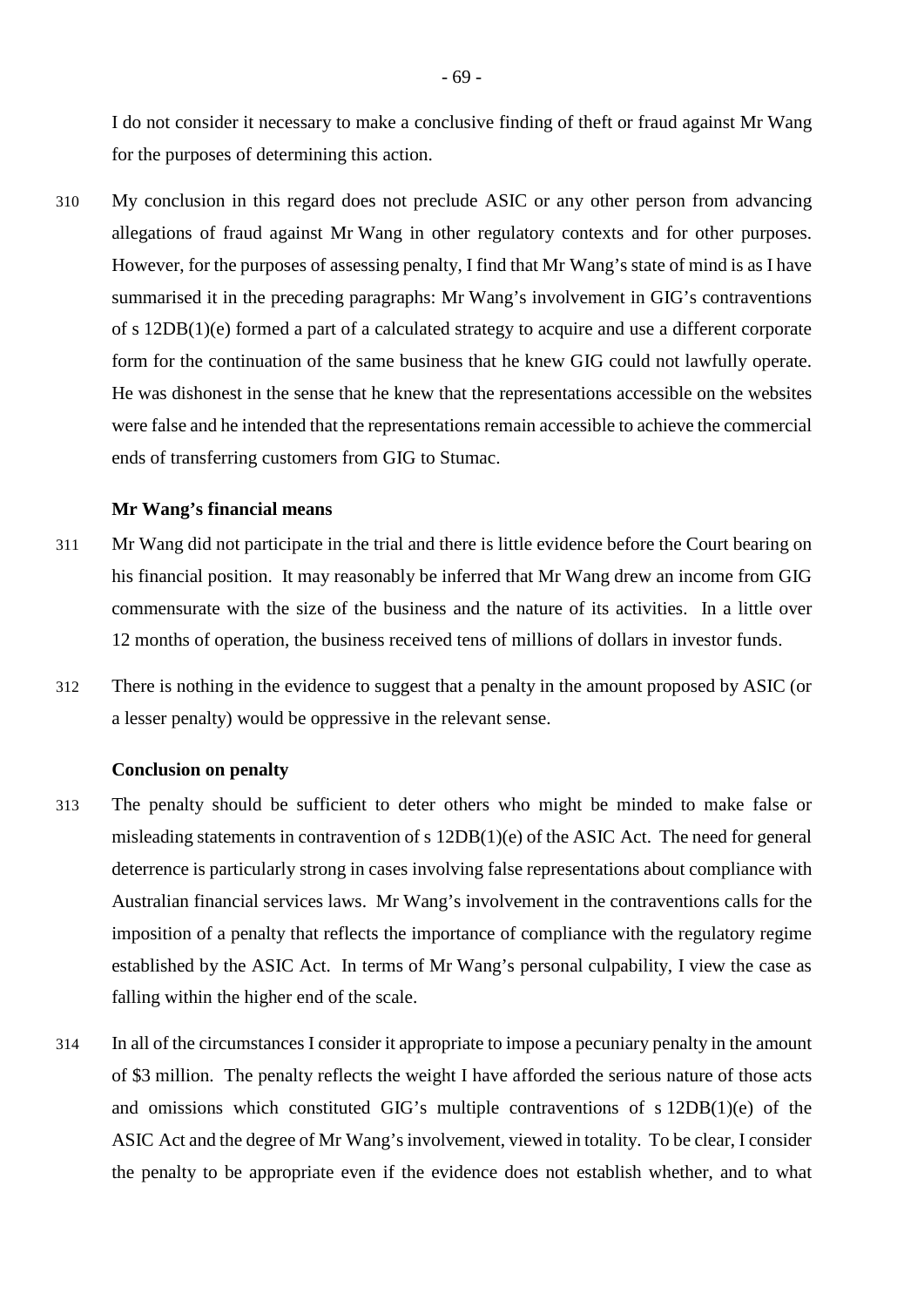I do not consider it necessary to make a conclusive finding of theft or fraud against Mr Wang for the purposes of determining this action.

310 My conclusion in this regard does not preclude ASIC or any other person from advancing allegations of fraud against Mr Wang in other regulatory contexts and for other purposes. However, for the purposes of assessing penalty, I find that Mr Wang's state of mind is as I have summarised it in the preceding paragraphs: Mr Wang's involvement in GIG's contraventions of s 12DB(1)(e) formed a part of a calculated strategy to acquire and use a different corporate form for the continuation of the same business that he knew GIG could not lawfully operate. He was dishonest in the sense that he knew that the representations accessible on the websites were false and he intended that the representations remain accessible to achieve the commercial ends of transferring customers from GIG to Stumac.

### Mr Wang's financial means

311 Mr Wang did not participate in the trial and there is little evidence before the Court bearing on his financial position. It may reasonably be inferred that Mr Wang drew an income from GIG commensurate with the size of the business and the nature of its activities. In a little over 12 months of operation, the business received tens of millions of dollars in investor funds.

312 There is nothing in the evidence to suggest that a penalty in the amount proposed by ASIC (or a lesser penalty) would be oppressive in the relevant sense.

### Conclusion on penalty

313 The penalty should be sufficient to deter others who might be minded to make false or misleading statements in contravention of s 12DB(1)(e) of the ASIC Act. The need for general deterrence is particularly strong in cases involving false representations about compliance with Australian financial services laws. Mr Wang's involvement in the contraventions calls for the imposition of a penalty that reflects the importance of compliance with the regulatory regime established by the ASIC Act. In terms of Mr Wang's personal culpability, I view the case as falling within the higher end of the scale.

314 In all of the circumstances I consider it appropriate to impose a pecuniary penalty in the amount of $3 million. The penalty reflects the weight I have afforded the serious nature of those acts and omissions which constituted GIG's multiple contraventions of s 12DB(1)(e) of the ASIC Act and the degree of Mr Wang's involvement, viewed in totality. To be clear, I consider the penalty to be appropriate even if the evidence does not establish whether, and to what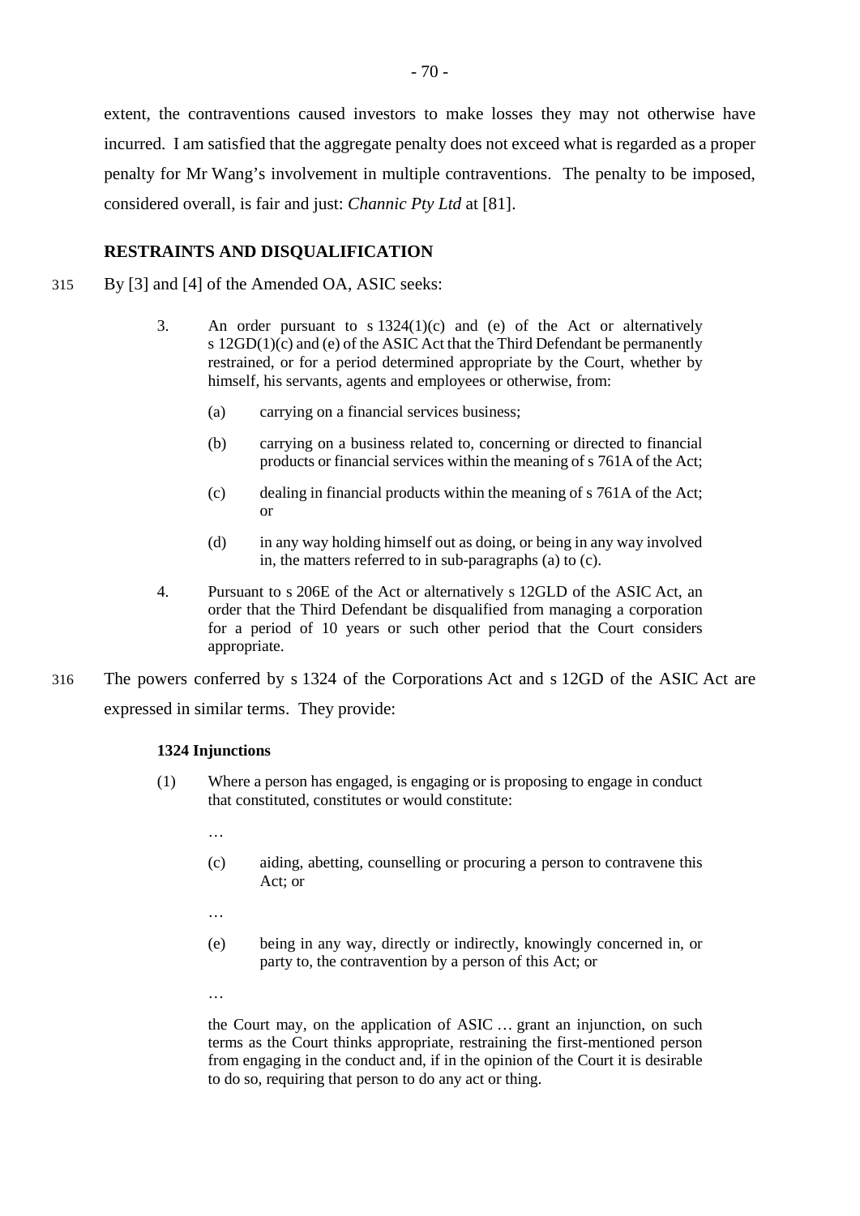extent, the contraventions caused investors to make losses they may not otherwise have incurred. I am satisfied that the aggregate penalty does not exceed what is regarded as a proper penalty for Mr Wang's involvement in multiple contraventions. The penalty to be imposed, considered overall, is fair and just: *Channic Pty Ltd* at [81].

## RESTRAINTS AND DISQUALIFICATION

315 By [3] and [4] of the Amended OA, ASIC seeks:

> 3. An order pursuant to s 1324(1)(c) and (e) of the Act or alternatively s 12GD(1)(c) and (e) of the ASIC Act that the Third Defendant be permanently restrained, or for a period determined appropriate by the Court, whether by himself, his servants, agents and employees or otherwise, from:
>
> (a) carrying on a financial services business;
>
> (b) carrying on a business related to, concerning or directed to financial products or financial services within the meaning of s 761A of the Act;
>
> (c) dealing in financial products within the meaning of s 761A of the Act; or
>
> (d) in any way holding himself out as doing, or being in any way involved in, the matters referred to in sub-paragraphs (a) to (c).
>
> 4. Pursuant to s 206E of the Act or alternatively s 12GLD of the ASIC Act, an order that the Third Defendant be disqualified from managing a corporation for a period of 10 years or such other period that the Court considers appropriate.

316 The powers conferred by s 1324 of the Corporations Act and s 12GD of the ASIC Act are expressed in similar terms. They provide:

> **1324 Injunctions**
>
> (1) Where a person has engaged, is engaging or is proposing to engage in conduct that constituted, constitutes or would constitute:
>
> …
>
> (c) aiding, abetting, counselling or procuring a person to contravene this Act; or
>
> …
>
> (e) being in any way, directly or indirectly, knowingly concerned in, or party to, the contravention by a person of this Act; or
>
> …
>
> the Court may, on the application of ASIC … grant an injunction, on such terms as the Court thinks appropriate, restraining the first-mentioned person from engaging in the conduct and, if in the opinion of the Court it is desirable to do so, requiring that person to do any act or thing.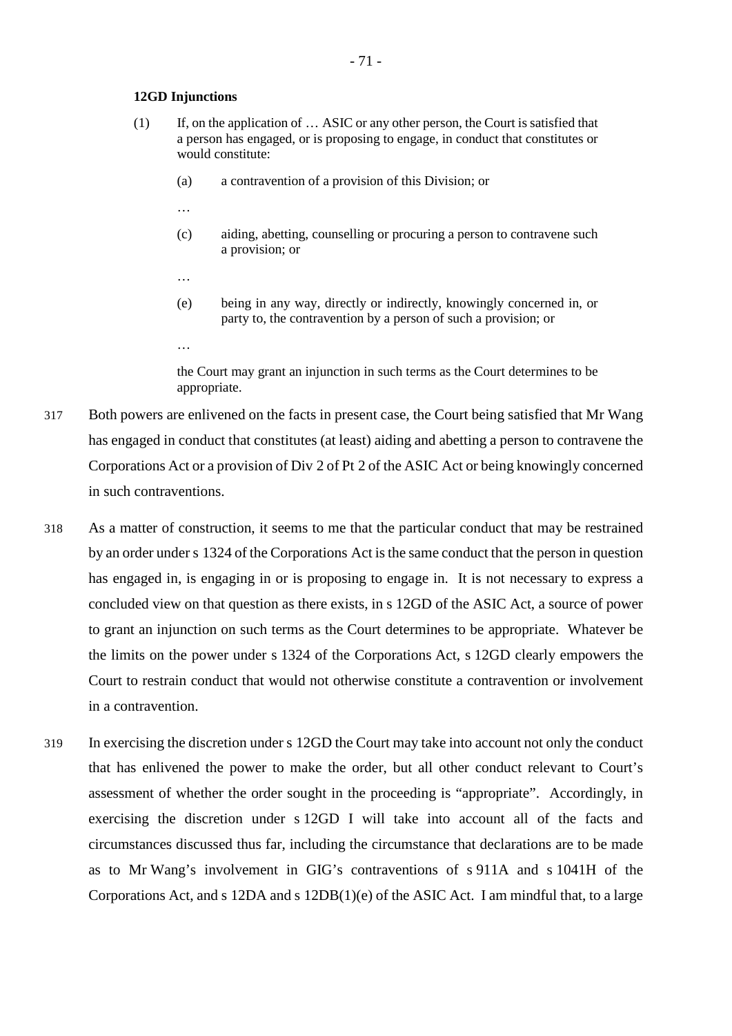**12GD Injunctions**

(1) If, on the application of … ASIC or any other person, the Court is satisfied that a person has engaged, or is proposing to engage, in conduct that constitutes or would constitute:

(a) a contravention of a provision of this Division; or

…

(c) aiding, abetting, counselling or procuring a person to contravene such a provision; or

…

(e) being in any way, directly or indirectly, knowingly concerned in, or party to, the contravention by a person of such a provision; or

…

the Court may grant an injunction in such terms as the Court determines to be appropriate.

317 Both powers are enlivened on the facts in present case, the Court being satisfied that Mr Wang has engaged in conduct that constitutes (at least) aiding and abetting a person to contravene the Corporations Act or a provision of Div 2 of Pt 2 of the ASIC Act or being knowingly concerned in such contraventions.

318 As a matter of construction, it seems to me that the particular conduct that may be restrained by an order under s 1324 of the Corporations Act is the same conduct that the person in question has engaged in, is engaging in or is proposing to engage in. It is not necessary to express a concluded view on that question as there exists, in s 12GD of the ASIC Act, a source of power to grant an injunction on such terms as the Court determines to be appropriate. Whatever be the limits on the power under s 1324 of the Corporations Act, s 12GD clearly empowers the Court to restrain conduct that would not otherwise constitute a contravention or involvement in a contravention.

319 In exercising the discretion under s 12GD the Court may take into account not only the conduct that has enlivened the power to make the order, but all other conduct relevant to Court's assessment of whether the order sought in the proceeding is "appropriate". Accordingly, in exercising the discretion under s 12GD I will take into account all of the facts and circumstances discussed thus far, including the circumstance that declarations are to be made as to Mr Wang's involvement in GIG's contraventions of s 911A and s 1041H of the Corporations Act, and s 12DA and s 12DB(1)(e) of the ASIC Act. I am mindful that, to a large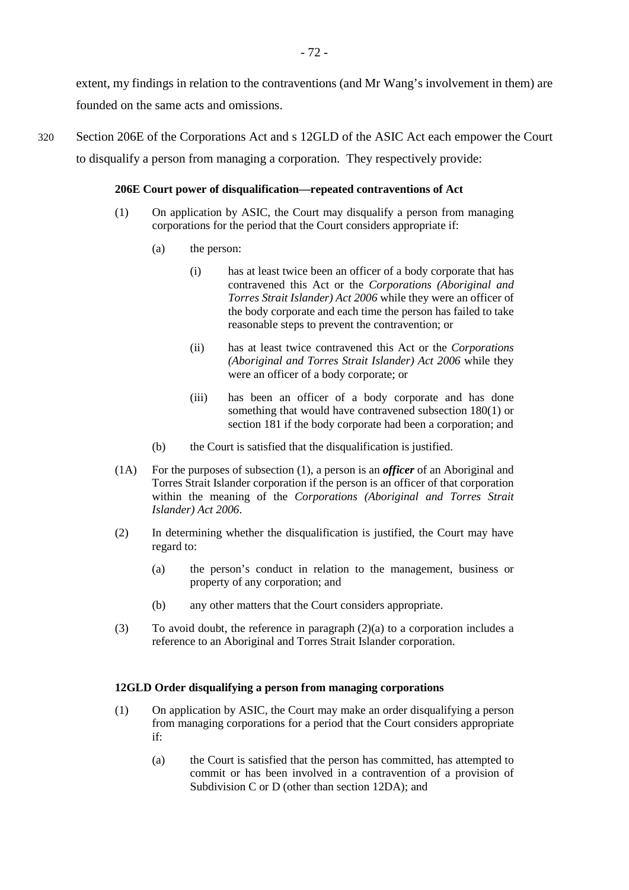extent, my findings in relation to the contraventions (and Mr Wang's involvement in them) are founded on the same acts and omissions.

320 Section 206E of the Corporations Act and s 12GLD of the ASIC Act each empower the Court to disqualify a person from managing a corporation. They respectively provide:

> **206E Court power of disqualification—repeated contraventions of Act**
>
> (1) On application by ASIC, the Court may disqualify a person from managing corporations for the period that the Court considers appropriate if:
>
> (a) the person:
>
> (i) has at least twice been an officer of a body corporate that has contravened this Act or the *Corporations (Aboriginal and Torres Strait Islander) Act 2006* while they were an officer of the body corporate and each time the person has failed to take reasonable steps to prevent the contravention; or
>
> (ii) has at least twice contravened this Act or the *Corporations (Aboriginal and Torres Strait Islander) Act 2006* while they were an officer of a body corporate; or
>
> (iii) has been an officer of a body corporate and has done something that would have contravened subsection 180(1) or section 181 if the body corporate had been a corporation; and
>
> (b) the Court is satisfied that the disqualification is justified.
>
> (1A) For the purposes of subsection (1), a person is an ***officer*** of an Aboriginal and Torres Strait Islander corporation if the person is an officer of that corporation within the meaning of the *Corporations (Aboriginal and Torres Strait Islander) Act 2006*.
>
> (2) In determining whether the disqualification is justified, the Court may have regard to:
>
> (a) the person's conduct in relation to the management, business or property of any corporation; and
>
> (b) any other matters that the Court considers appropriate.
>
> (3) To avoid doubt, the reference in paragraph (2)(a) to a corporation includes a reference to an Aboriginal and Torres Strait Islander corporation.
>
> **12GLD Order disqualifying a person from managing corporations**
>
> (1) On application by ASIC, the Court may make an order disqualifying a person from managing corporations for a period that the Court considers appropriate if:
>
> (a) the Court is satisfied that the person has committed, has attempted to commit or has been involved in a contravention of a provision of Subdivision C or D (other than section 12DA); and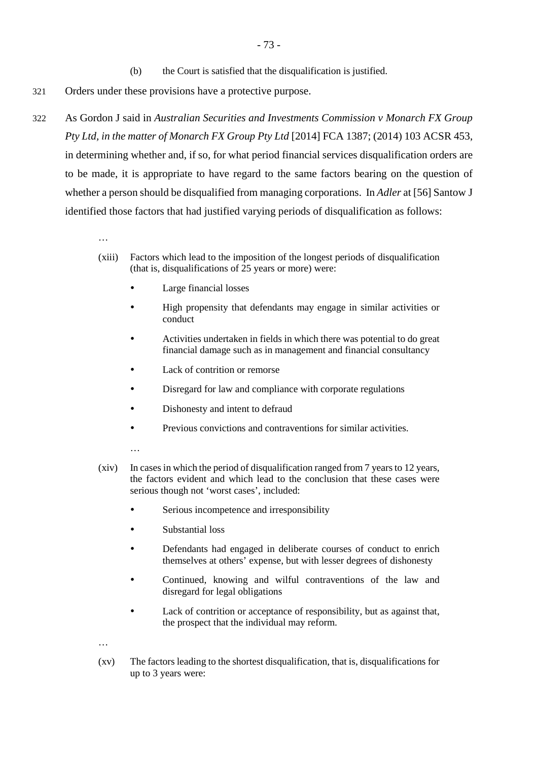(b) the Court is satisfied that the disqualification is justified.

321 Orders under these provisions have a protective purpose.

322 As Gordon J said in *Australian Securities and Investments Commission v Monarch FX Group Pty Ltd, in the matter of Monarch FX Group Pty Ltd* [2014] FCA 1387; (2014) 103 ACSR 453, in determining whether and, if so, for what period financial services disqualification orders are to be made, it is appropriate to have regard to the same factors bearing on the question of whether a person should be disqualified from managing corporations. In *Adler* at [56] Santow J identified those factors that had justified varying periods of disqualification as follows:

> …
>
> (xiii) Factors which lead to the imposition of the longest periods of disqualification (that is, disqualifications of 25 years or more) were:
>
> - Large financial losses
> - High propensity that defendants may engage in similar activities or conduct
> - Activities undertaken in fields in which there was potential to do great financial damage such as in management and financial consultancy
> - Lack of contrition or remorse
> - Disregard for law and compliance with corporate regulations
> - Dishonesty and intent to defraud
> - Previous convictions and contraventions for similar activities.
>
> …
>
> (xiv) In cases in which the period of disqualification ranged from 7 years to 12 years, the factors evident and which lead to the conclusion that these cases were serious though not 'worst cases', included:
>
> - Serious incompetence and irresponsibility
> - Substantial loss
> - Defendants had engaged in deliberate courses of conduct to enrich themselves at others' expense, but with lesser degrees of dishonesty
> - Continued, knowing and wilful contraventions of the law and disregard for legal obligations
> - Lack of contrition or acceptance of responsibility, but as against that, the prospect that the individual may reform.
>
> …
>
> (xv) The factors leading to the shortest disqualification, that is, disqualifications for up to 3 years were: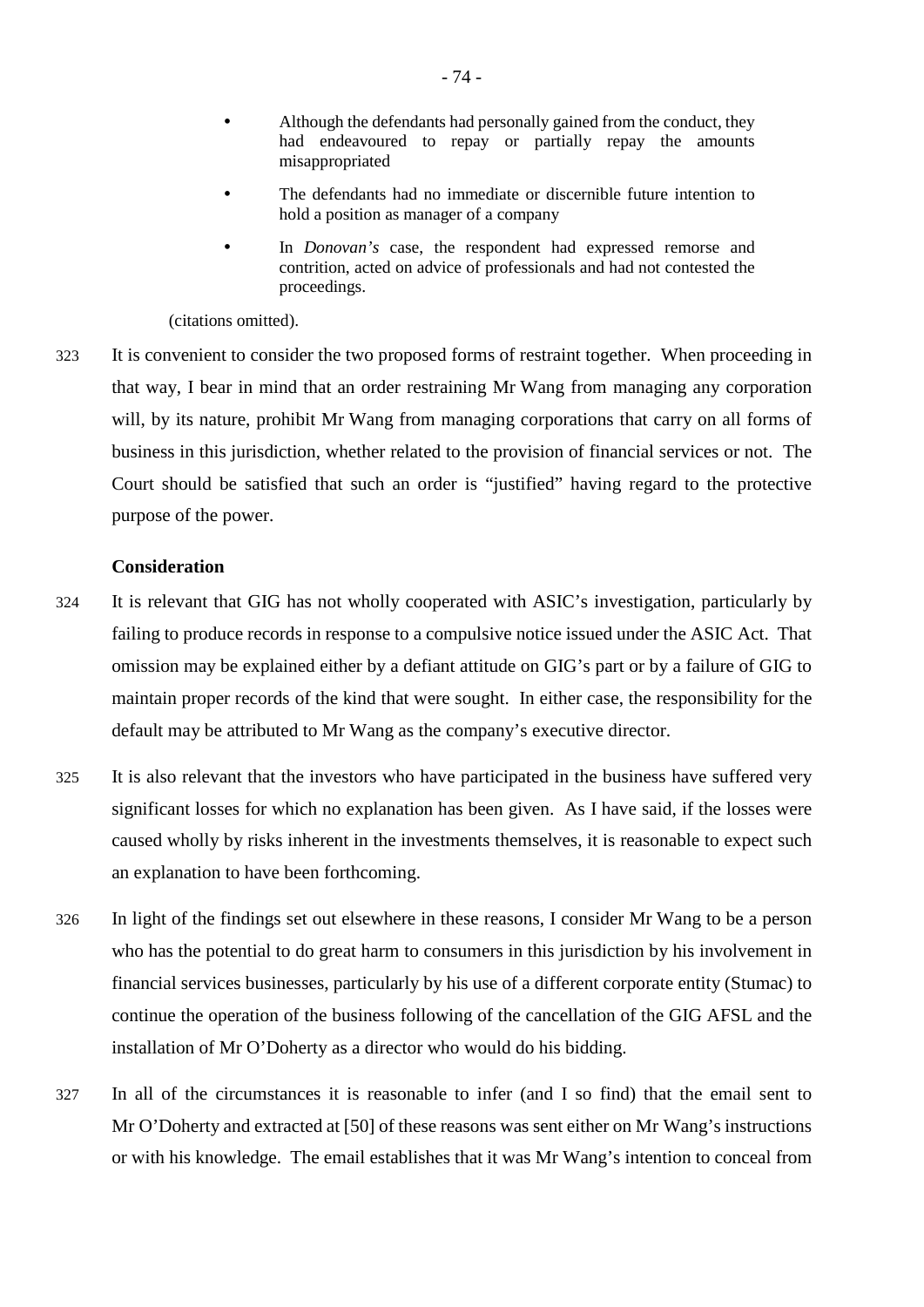- Although the defendants had personally gained from the conduct, they had endeavoured to repay or partially repay the amounts misappropriated
- The defendants had no immediate or discernible future intention to hold a position as manager of a company
- In *Donovan's* case, the respondent had expressed remorse and contrition, acted on advice of professionals and had not contested the proceedings.

(citations omitted).

323 It is convenient to consider the two proposed forms of restraint together. When proceeding in that way, I bear in mind that an order restraining Mr Wang from managing any corporation will, by its nature, prohibit Mr Wang from managing corporations that carry on all forms of business in this jurisdiction, whether related to the provision of financial services or not. The Court should be satisfied that such an order is "justified" having regard to the protective purpose of the power.

**Consideration**

324 It is relevant that GIG has not wholly cooperated with ASIC's investigation, particularly by failing to produce records in response to a compulsive notice issued under the ASIC Act. That omission may be explained either by a defiant attitude on GIG's part or by a failure of GIG to maintain proper records of the kind that were sought. In either case, the responsibility for the default may be attributed to Mr Wang as the company's executive director.

325 It is also relevant that the investors who have participated in the business have suffered very significant losses for which no explanation has been given. As I have said, if the losses were caused wholly by risks inherent in the investments themselves, it is reasonable to expect such an explanation to have been forthcoming.

326 In light of the findings set out elsewhere in these reasons, I consider Mr Wang to be a person who has the potential to do great harm to consumers in this jurisdiction by his involvement in financial services businesses, particularly by his use of a different corporate entity (Stumac) to continue the operation of the business following of the cancellation of the GIG AFSL and the installation of Mr O'Doherty as a director who would do his bidding.

327 In all of the circumstances it is reasonable to infer (and I so find) that the email sent to Mr O'Doherty and extracted at [50] of these reasons was sent either on Mr Wang's instructions or with his knowledge. The email establishes that it was Mr Wang's intention to conceal from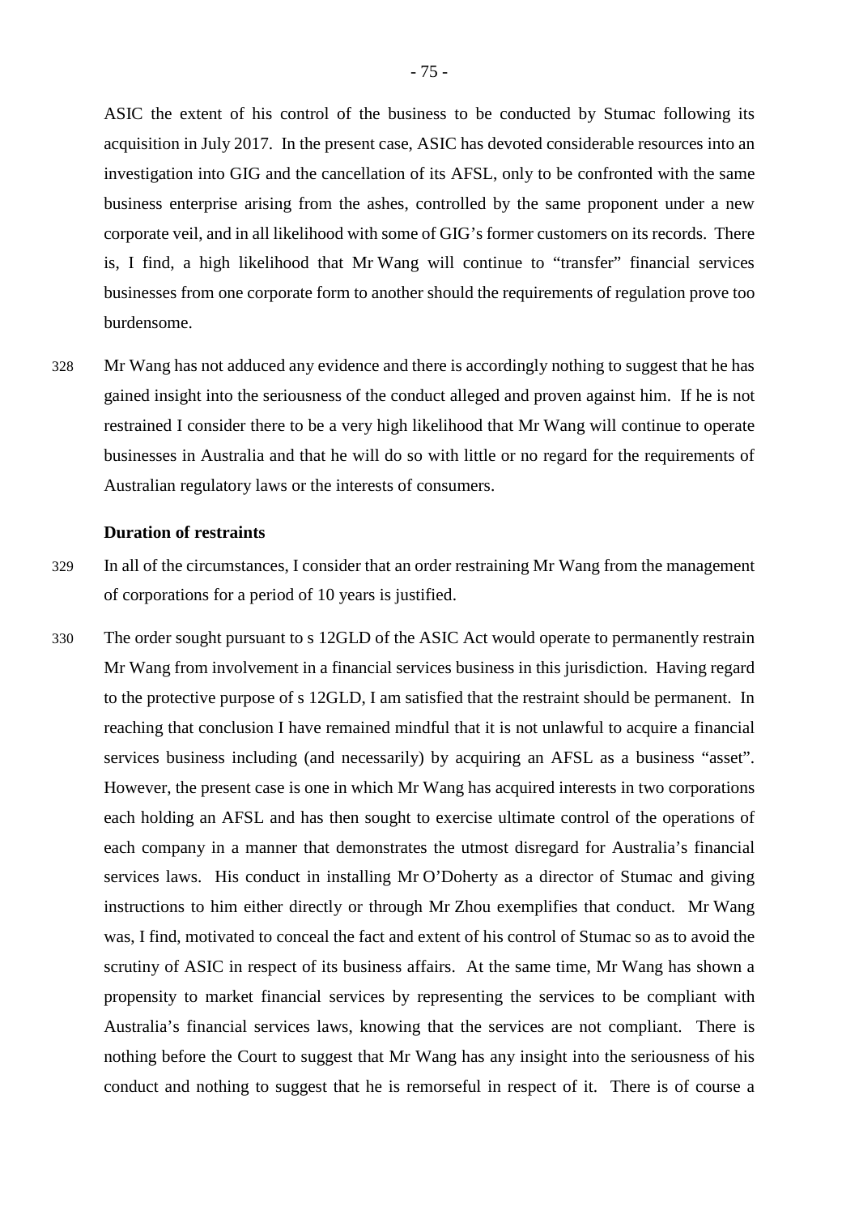ASIC the extent of his control of the business to be conducted by Stumac following its acquisition in July 2017. In the present case, ASIC has devoted considerable resources into an investigation into GIG and the cancellation of its AFSL, only to be confronted with the same business enterprise arising from the ashes, controlled by the same proponent under a new corporate veil, and in all likelihood with some of GIG's former customers on its records. There is, I find, a high likelihood that Mr Wang will continue to "transfer" financial services businesses from one corporate form to another should the requirements of regulation prove too burdensome.

328 Mr Wang has not adduced any evidence and there is accordingly nothing to suggest that he has gained insight into the seriousness of the conduct alleged and proven against him. If he is not restrained I consider there to be a very high likelihood that Mr Wang will continue to operate businesses in Australia and that he will do so with little or no regard for the requirements of Australian regulatory laws or the interests of consumers.

### Duration of restraints

329 In all of the circumstances, I consider that an order restraining Mr Wang from the management of corporations for a period of 10 years is justified.

330 The order sought pursuant to s 12GLD of the ASIC Act would operate to permanently restrain Mr Wang from involvement in a financial services business in this jurisdiction. Having regard to the protective purpose of s 12GLD, I am satisfied that the restraint should be permanent. In reaching that conclusion I have remained mindful that it is not unlawful to acquire a financial services business including (and necessarily) by acquiring an AFSL as a business "asset". However, the present case is one in which Mr Wang has acquired interests in two corporations each holding an AFSL and has then sought to exercise ultimate control of the operations of each company in a manner that demonstrates the utmost disregard for Australia's financial services laws. His conduct in installing Mr O'Doherty as a director of Stumac and giving instructions to him either directly or through Mr Zhou exemplifies that conduct. Mr Wang was, I find, motivated to conceal the fact and extent of his control of Stumac so as to avoid the scrutiny of ASIC in respect of its business affairs. At the same time, Mr Wang has shown a propensity to market financial services by representing the services to be compliant with Australia's financial services laws, knowing that the services are not compliant. There is nothing before the Court to suggest that Mr Wang has any insight into the seriousness of his conduct and nothing to suggest that he is remorseful in respect of it. There is of course a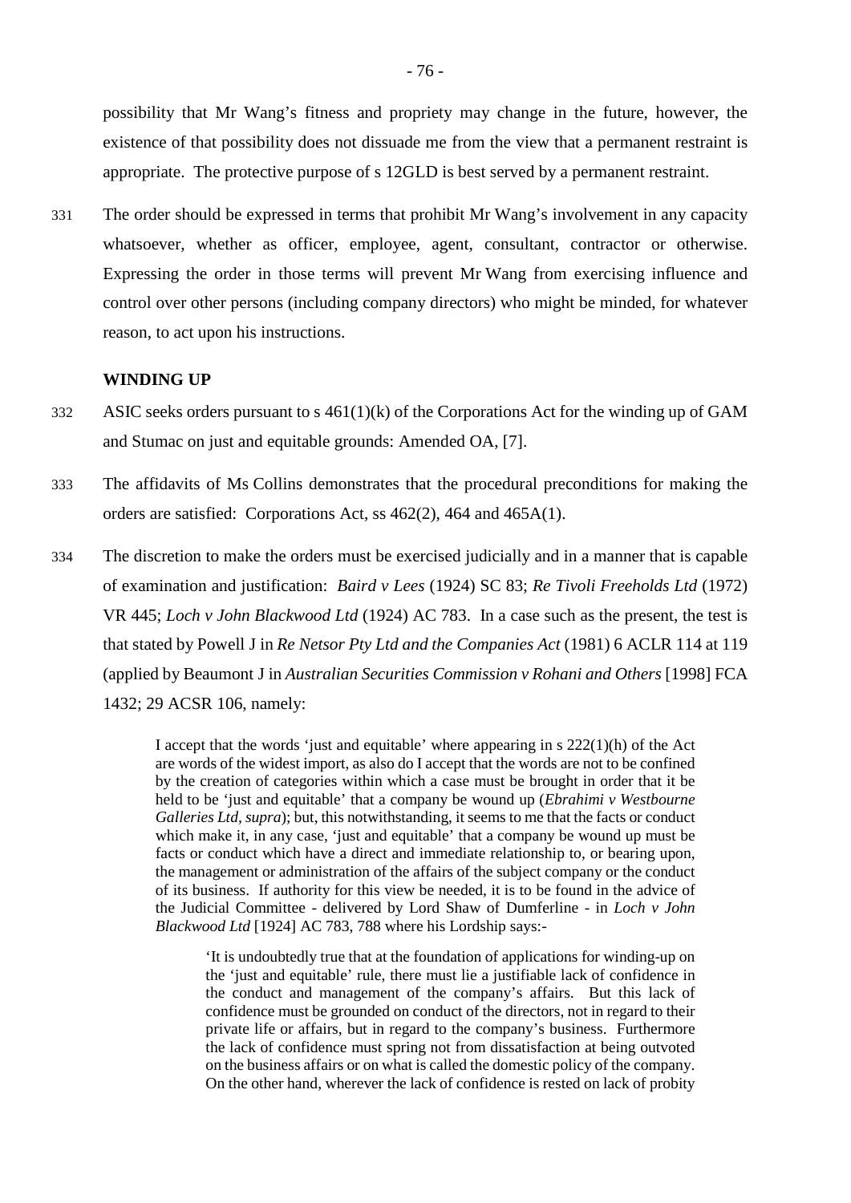possibility that Mr Wang's fitness and propriety may change in the future, however, the existence of that possibility does not dissuade me from the view that a permanent restraint is appropriate. The protective purpose of s 12GLD is best served by a permanent restraint.

331 The order should be expressed in terms that prohibit Mr Wang's involvement in any capacity whatsoever, whether as officer, employee, agent, consultant, contractor or otherwise. Expressing the order in those terms will prevent Mr Wang from exercising influence and control over other persons (including company directors) who might be minded, for whatever reason, to act upon his instructions.

## WINDING UP

332 ASIC seeks orders pursuant to s 461(1)(k) of the Corporations Act for the winding up of GAM and Stumac on just and equitable grounds: Amended OA, [7].

333 The affidavits of Ms Collins demonstrates that the procedural preconditions for making the orders are satisfied: Corporations Act, ss 462(2), 464 and 465A(1).

334 The discretion to make the orders must be exercised judicially and in a manner that is capable of examination and justification: *Baird v Lees* (1924) SC 83; *Re Tivoli Freeholds Ltd* (1972) VR 445; *Loch v John Blackwood Ltd* (1924) AC 783. In a case such as the present, the test is that stated by Powell J in *Re Netsor Pty Ltd and the Companies Act* (1981) 6 ACLR 114 at 119 (applied by Beaumont J in *Australian Securities Commission v Rohani and Others* [1998] FCA 1432; 29 ACSR 106, namely:

> I accept that the words 'just and equitable' where appearing in s 222(1)(h) of the Act are words of the widest import, as also do I accept that the words are not to be confined by the creation of categories within which a case must be brought in order that it be held to be 'just and equitable' that a company be wound up (*Ebrahimi v Westbourne Galleries Ltd, supra*); but, this notwithstanding, it seems to me that the facts or conduct which make it, in any case, 'just and equitable' that a company be wound up must be facts or conduct which have a direct and immediate relationship to, or bearing upon, the management or administration of the affairs of the subject company or the conduct of its business. If authority for this view be needed, it is to be found in the advice of the Judicial Committee - delivered by Lord Shaw of Dumferline - in *Loch v John Blackwood Ltd* [1924] AC 783, 788 where his Lordship says:-
>
> > 'It is undoubtedly true that at the foundation of applications for winding-up on the 'just and equitable' rule, there must lie a justifiable lack of confidence in the conduct and management of the company's affairs. But this lack of confidence must be grounded on conduct of the directors, not in regard to their private life or affairs, but in regard to the company's business. Furthermore the lack of confidence must spring not from dissatisfaction at being outvoted on the business affairs or on what is called the domestic policy of the company. On the other hand, wherever the lack of confidence is rested on lack of probity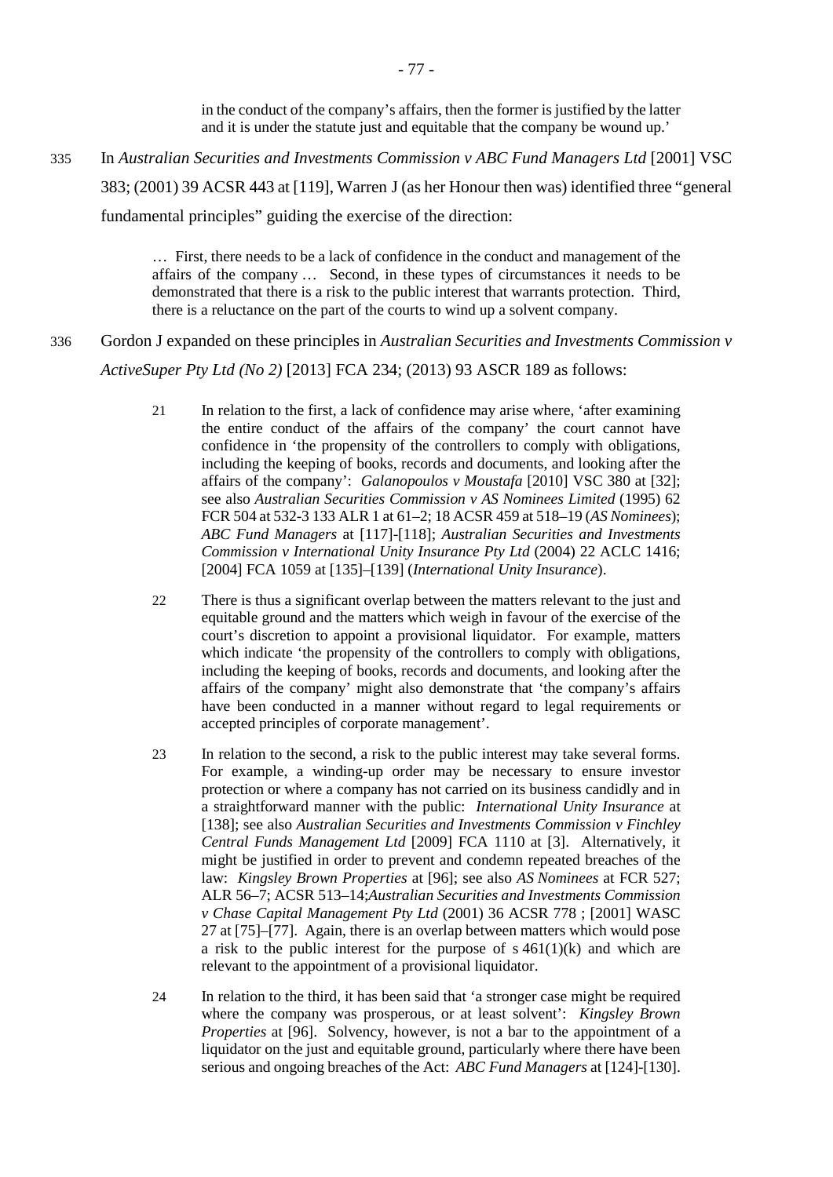> in the conduct of the company's affairs, then the former is justified by the latter and it is under the statute just and equitable that the company be wound up.'

335 In *Australian Securities and Investments Commission v ABC Fund Managers Ltd* [2001] VSC 383; (2001) 39 ACSR 443 at [119], Warren J (as her Honour then was) identified three "general fundamental principles" guiding the exercise of the direction:

> … First, there needs to be a lack of confidence in the conduct and management of the affairs of the company … Second, in these types of circumstances it needs to be demonstrated that there is a risk to the public interest that warrants protection. Third, there is a reluctance on the part of the courts to wind up a solvent company.

336 Gordon J expanded on these principles in *Australian Securities and Investments Commission v ActiveSuper Pty Ltd (No 2)* [2013] FCA 234; (2013) 93 ASCR 189 as follows:

> 21 In relation to the first, a lack of confidence may arise where, 'after examining the entire conduct of the affairs of the company' the court cannot have confidence in 'the propensity of the controllers to comply with obligations, including the keeping of books, records and documents, and looking after the affairs of the company': *Galanopoulos v Moustafa* [2010] VSC 380 at [32]; see also *Australian Securities Commission v AS Nominees Limited* (1995) 62 FCR 504 at 532-3 133 ALR 1 at 61–2; 18 ACSR 459 at 518–19 (*AS Nominees*); *ABC Fund Managers* at [117]-[118]; *Australian Securities and Investments Commission v International Unity Insurance Pty Ltd* (2004) 22 ACLC 1416; [2004] FCA 1059 at [135]–[139] (*International Unity Insurance*).
>
> 22 There is thus a significant overlap between the matters relevant to the just and equitable ground and the matters which weigh in favour of the exercise of the court's discretion to appoint a provisional liquidator. For example, matters which indicate 'the propensity of the controllers to comply with obligations, including the keeping of books, records and documents, and looking after the affairs of the company' might also demonstrate that 'the company's affairs have been conducted in a manner without regard to legal requirements or accepted principles of corporate management'.
>
> 23 In relation to the second, a risk to the public interest may take several forms. For example, a winding-up order may be necessary to ensure investor protection or where a company has not carried on its business candidly and in a straightforward manner with the public: *International Unity Insurance* at [138]; see also *Australian Securities and Investments Commission v Finchley Central Funds Management Ltd* [2009] FCA 1110 at [3]. Alternatively, it might be justified in order to prevent and condemn repeated breaches of the law: *Kingsley Brown Properties* at [96]; see also *AS Nominees* at FCR 527; ALR 56–7; ACSR 513–14;*Australian Securities and Investments Commission v Chase Capital Management Pty Ltd* (2001) 36 ACSR 778 ; [2001] WASC 27 at [75]–[77]. Again, there is an overlap between matters which would pose a risk to the public interest for the purpose of s 461(1)(k) and which are relevant to the appointment of a provisional liquidator.
>
> 24 In relation to the third, it has been said that 'a stronger case might be required where the company was prosperous, or at least solvent': *Kingsley Brown Properties* at [96]. Solvency, however, is not a bar to the appointment of a liquidator on the just and equitable ground, particularly where there have been serious and ongoing breaches of the Act: *ABC Fund Managers* at [124]-[130].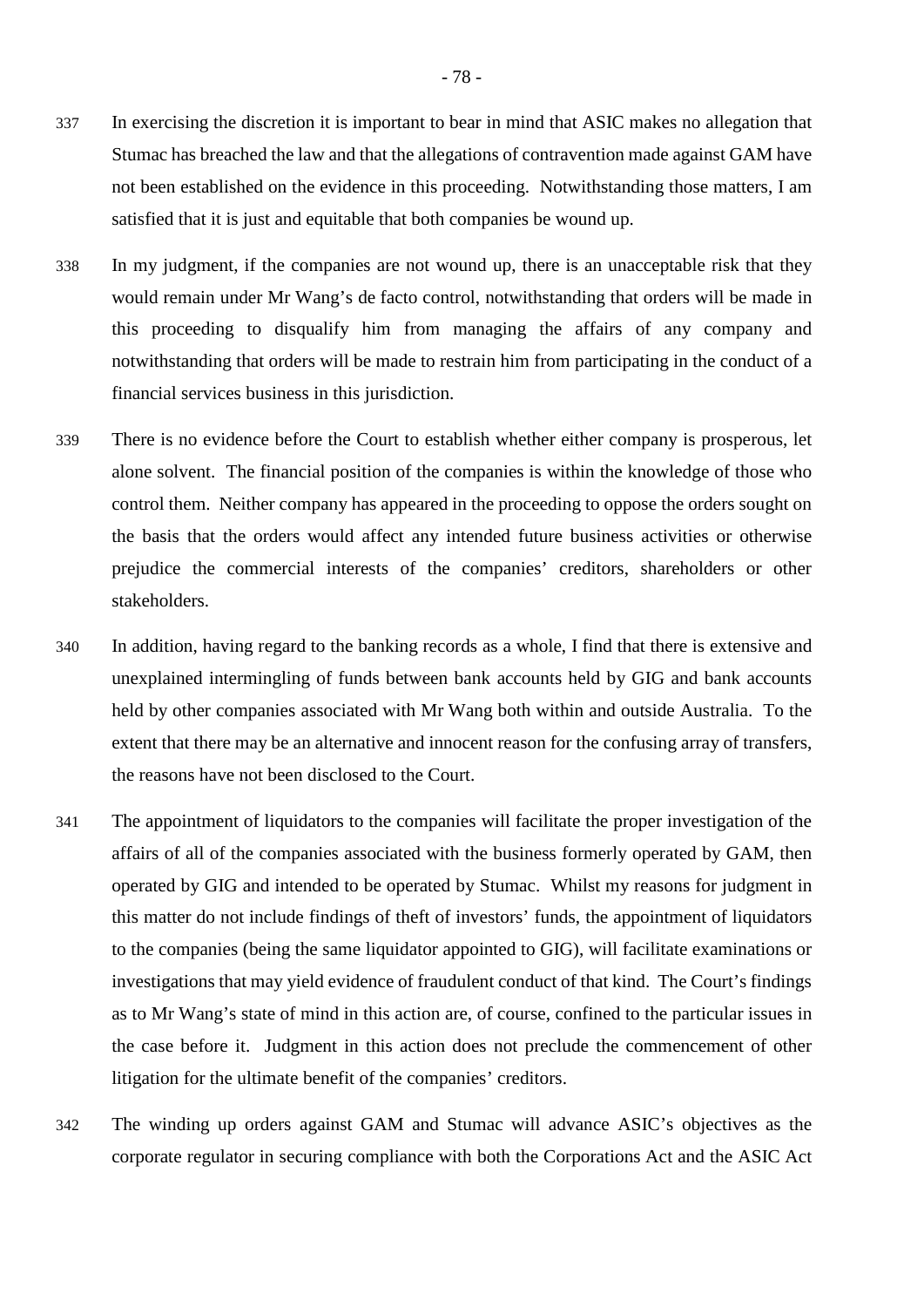337 In exercising the discretion it is important to bear in mind that ASIC makes no allegation that Stumac has breached the law and that the allegations of contravention made against GAM have not been established on the evidence in this proceeding. Notwithstanding those matters, I am satisfied that it is just and equitable that both companies be wound up.

338 In my judgment, if the companies are not wound up, there is an unacceptable risk that they would remain under Mr Wang's de facto control, notwithstanding that orders will be made in this proceeding to disqualify him from managing the affairs of any company and notwithstanding that orders will be made to restrain him from participating in the conduct of a financial services business in this jurisdiction.

339 There is no evidence before the Court to establish whether either company is prosperous, let alone solvent. The financial position of the companies is within the knowledge of those who control them. Neither company has appeared in the proceeding to oppose the orders sought on the basis that the orders would affect any intended future business activities or otherwise prejudice the commercial interests of the companies' creditors, shareholders or other stakeholders.

340 In addition, having regard to the banking records as a whole, I find that there is extensive and unexplained intermingling of funds between bank accounts held by GIG and bank accounts held by other companies associated with Mr Wang both within and outside Australia. To the extent that there may be an alternative and innocent reason for the confusing array of transfers, the reasons have not been disclosed to the Court.

341 The appointment of liquidators to the companies will facilitate the proper investigation of the affairs of all of the companies associated with the business formerly operated by GAM, then operated by GIG and intended to be operated by Stumac. Whilst my reasons for judgment in this matter do not include findings of theft of investors' funds, the appointment of liquidators to the companies (being the same liquidator appointed to GIG), will facilitate examinations or investigations that may yield evidence of fraudulent conduct of that kind. The Court's findings as to Mr Wang's state of mind in this action are, of course, confined to the particular issues in the case before it. Judgment in this action does not preclude the commencement of other litigation for the ultimate benefit of the companies' creditors.

342 The winding up orders against GAM and Stumac will advance ASIC's objectives as the corporate regulator in securing compliance with both the Corporations Act and the ASIC Act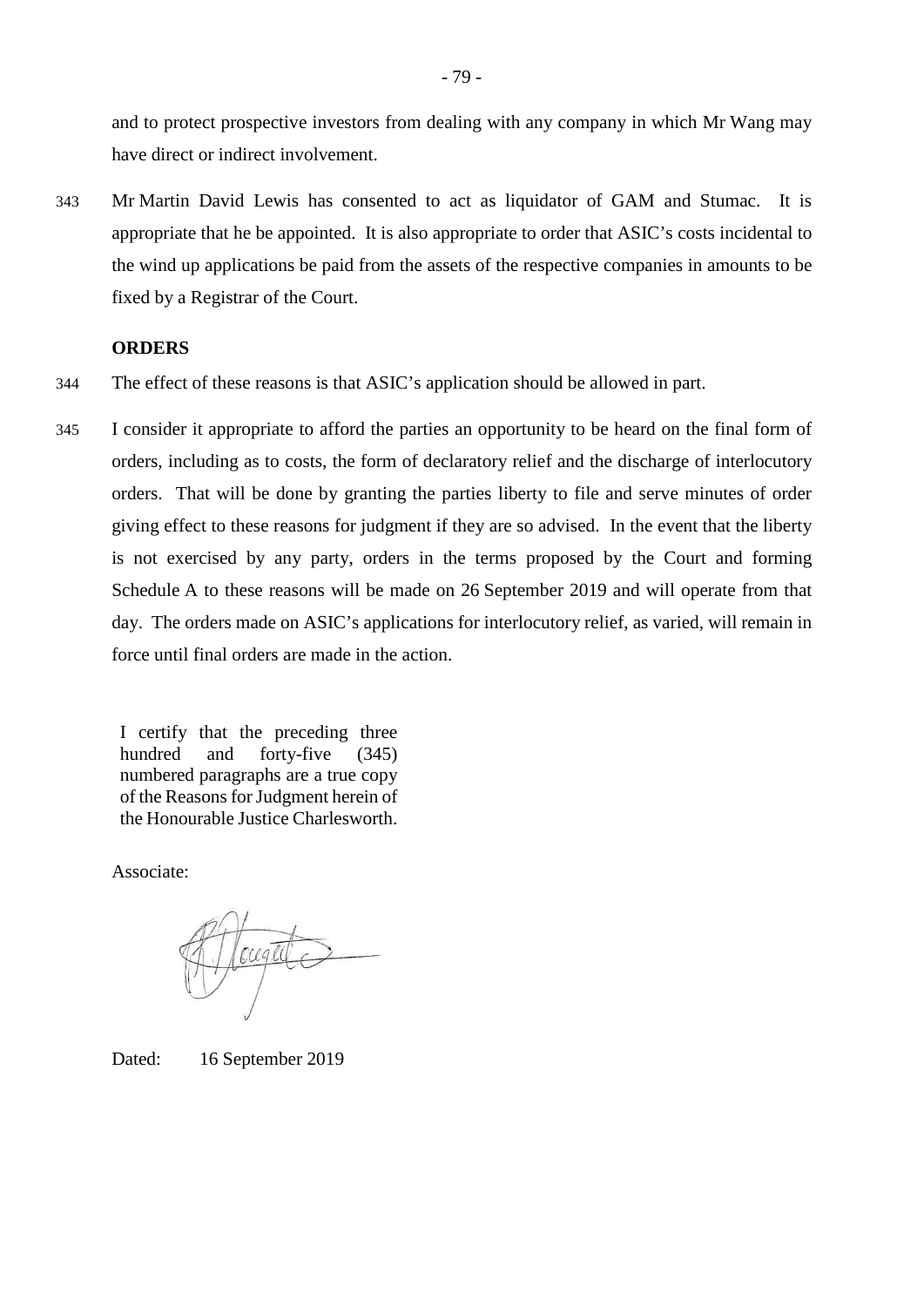and to protect prospective investors from dealing with any company in which Mr Wang may have direct or indirect involvement.

343 Mr Martin David Lewis has consented to act as liquidator of GAM and Stumac. It is appropriate that he be appointed. It is also appropriate to order that ASIC's costs incidental to the wind up applications be paid from the assets of the respective companies in amounts to be fixed by a Registrar of the Court.

**ORDERS**

344 The effect of these reasons is that ASIC's application should be allowed in part.

345 I consider it appropriate to afford the parties an opportunity to be heard on the final form of orders, including as to costs, the form of declaratory relief and the discharge of interlocutory orders. That will be done by granting the parties liberty to file and serve minutes of order giving effect to these reasons for judgment if they are so advised. In the event that the liberty is not exercised by any party, orders in the terms proposed by the Court and forming Schedule A to these reasons will be made on 26 September 2019 and will operate from that day. The orders made on ASIC's applications for interlocutory relief, as varied, will remain in force until final orders are made in the action.

I certify that the preceding three hundred and forty-five (345) numbered paragraphs are a true copy of the Reasons for Judgment herein of the Honourable Justice Charlesworth.

Associate:

Dated: 16 September 2019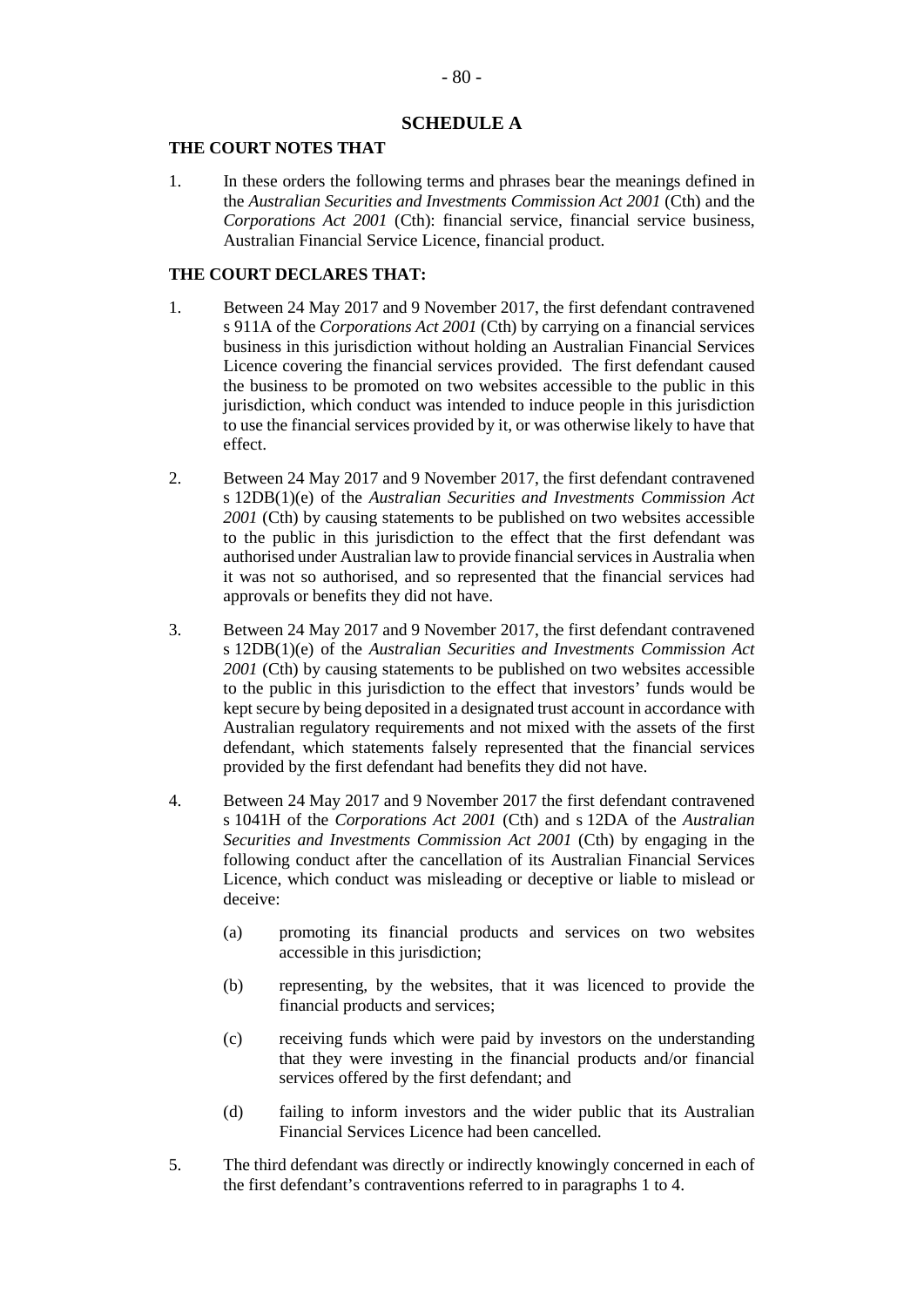## SCHEDULE A

**THE COURT NOTES THAT**

1. In these orders the following terms and phrases bear the meanings defined in the *Australian Securities and Investments Commission Act 2001* (Cth) and the *Corporations Act 2001* (Cth): financial service, financial service business, Australian Financial Service Licence, financial product.

**THE COURT DECLARES THAT:**

1. Between 24 May 2017 and 9 November 2017, the first defendant contravened s 911A of the *Corporations Act 2001* (Cth) by carrying on a financial services business in this jurisdiction without holding an Australian Financial Services Licence covering the financial services provided. The first defendant caused the business to be promoted on two websites accessible to the public in this jurisdiction, which conduct was intended to induce people in this jurisdiction to use the financial services provided by it, or was otherwise likely to have that effect.

2. Between 24 May 2017 and 9 November 2017, the first defendant contravened s 12DB(1)(e) of the *Australian Securities and Investments Commission Act 2001* (Cth) by causing statements to be published on two websites accessible to the public in this jurisdiction to the effect that the first defendant was authorised under Australian law to provide financial services in Australia when it was not so authorised, and so represented that the financial services had approvals or benefits they did not have.

3. Between 24 May 2017 and 9 November 2017, the first defendant contravened s 12DB(1)(e) of the *Australian Securities and Investments Commission Act 2001* (Cth) by causing statements to be published on two websites accessible to the public in this jurisdiction to the effect that investors' funds would be kept secure by being deposited in a designated trust account in accordance with Australian regulatory requirements and not mixed with the assets of the first defendant, which statements falsely represented that the financial services provided by the first defendant had benefits they did not have.

4. Between 24 May 2017 and 9 November 2017 the first defendant contravened s 1041H of the *Corporations Act 2001* (Cth) and s 12DA of the *Australian Securities and Investments Commission Act 2001* (Cth) by engaging in the following conduct after the cancellation of its Australian Financial Services Licence, which conduct was misleading or deceptive or liable to mislead or deceive:

   (a) promoting its financial products and services on two websites accessible in this jurisdiction;

   (b) representing, by the websites, that it was licenced to provide the financial products and services;

   (c) receiving funds which were paid by investors on the understanding that they were investing in the financial products and/or financial services offered by the first defendant; and

   (d) failing to inform investors and the wider public that its Australian Financial Services Licence had been cancelled.

5. The third defendant was directly or indirectly knowingly concerned in each of the first defendant's contraventions referred to in paragraphs 1 to 4.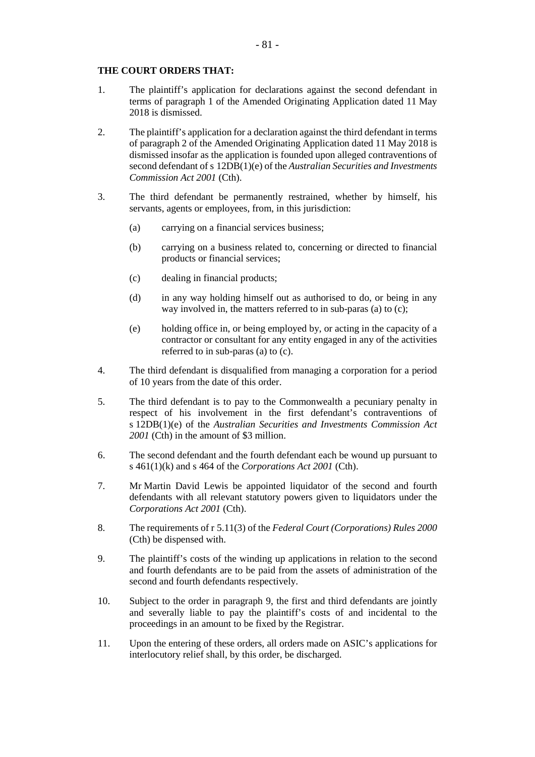**THE COURT ORDERS THAT:**

1. The plaintiff's application for declarations against the second defendant in terms of paragraph 1 of the Amended Originating Application dated 11 May 2018 is dismissed.

2. The plaintiff's application for a declaration against the third defendant in terms of paragraph 2 of the Amended Originating Application dated 11 May 2018 is dismissed insofar as the application is founded upon alleged contraventions of second defendant of s 12DB(1)(e) of the *Australian Securities and Investments Commission Act 2001* (Cth).

3. The third defendant be permanently restrained, whether by himself, his servants, agents or employees, from, in this jurisdiction:

   (a) carrying on a financial services business;

   (b) carrying on a business related to, concerning or directed to financial products or financial services;

   (c) dealing in financial products;

   (d) in any way holding himself out as authorised to do, or being in any way involved in, the matters referred to in sub-paras (a) to (c);

   (e) holding office in, or being employed by, or acting in the capacity of a contractor or consultant for any entity engaged in any of the activities referred to in sub-paras (a) to (c).

4. The third defendant is disqualified from managing a corporation for a period of 10 years from the date of this order.

5. The third defendant is to pay to the Commonwealth a pecuniary penalty in respect of his involvement in the first defendant's contraventions of s 12DB(1)(e) of the *Australian Securities and Investments Commission Act 2001* (Cth) in the amount of $3 million.

6. The second defendant and the fourth defendant each be wound up pursuant to s 461(1)(k) and s 464 of the *Corporations Act 2001* (Cth).

7. Mr Martin David Lewis be appointed liquidator of the second and fourth defendants with all relevant statutory powers given to liquidators under the *Corporations Act 2001* (Cth).

8. The requirements of r 5.11(3) of the *Federal Court (Corporations) Rules 2000* (Cth) be dispensed with.

9. The plaintiff's costs of the winding up applications in relation to the second and fourth defendants are to be paid from the assets of administration of the second and fourth defendants respectively.

10. Subject to the order in paragraph 9, the first and third defendants are jointly and severally liable to pay the plaintiff's costs of and incidental to the proceedings in an amount to be fixed by the Registrar.

11. Upon the entering of these orders, all orders made on ASIC's applications for interlocutory relief shall, by this order, be discharged.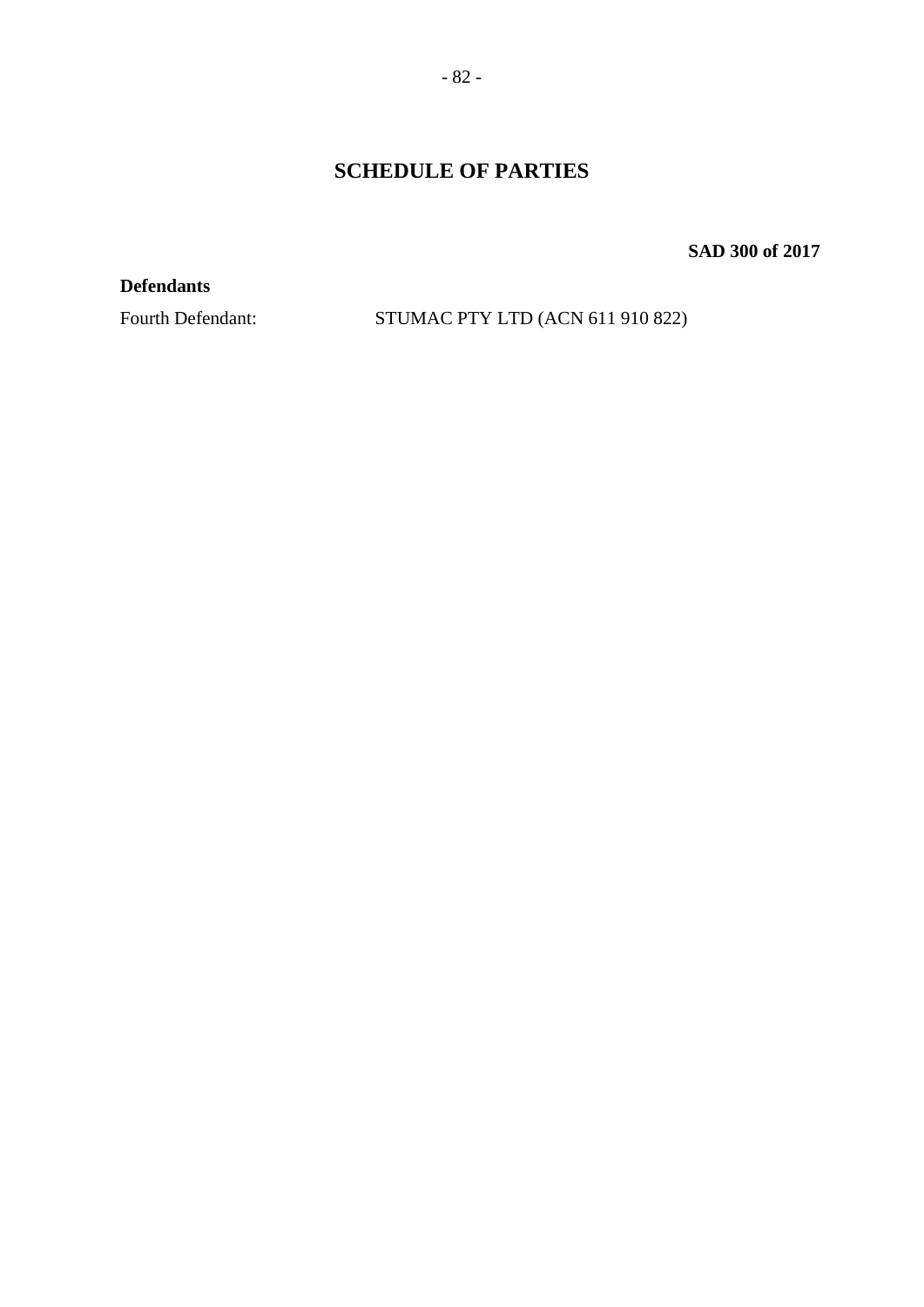# SCHEDULE OF PARTIES

**SAD 300 of 2017**

**Defendants**

Fourth Defendant: STUMAC PTY LTD (ACN 611 910 822)